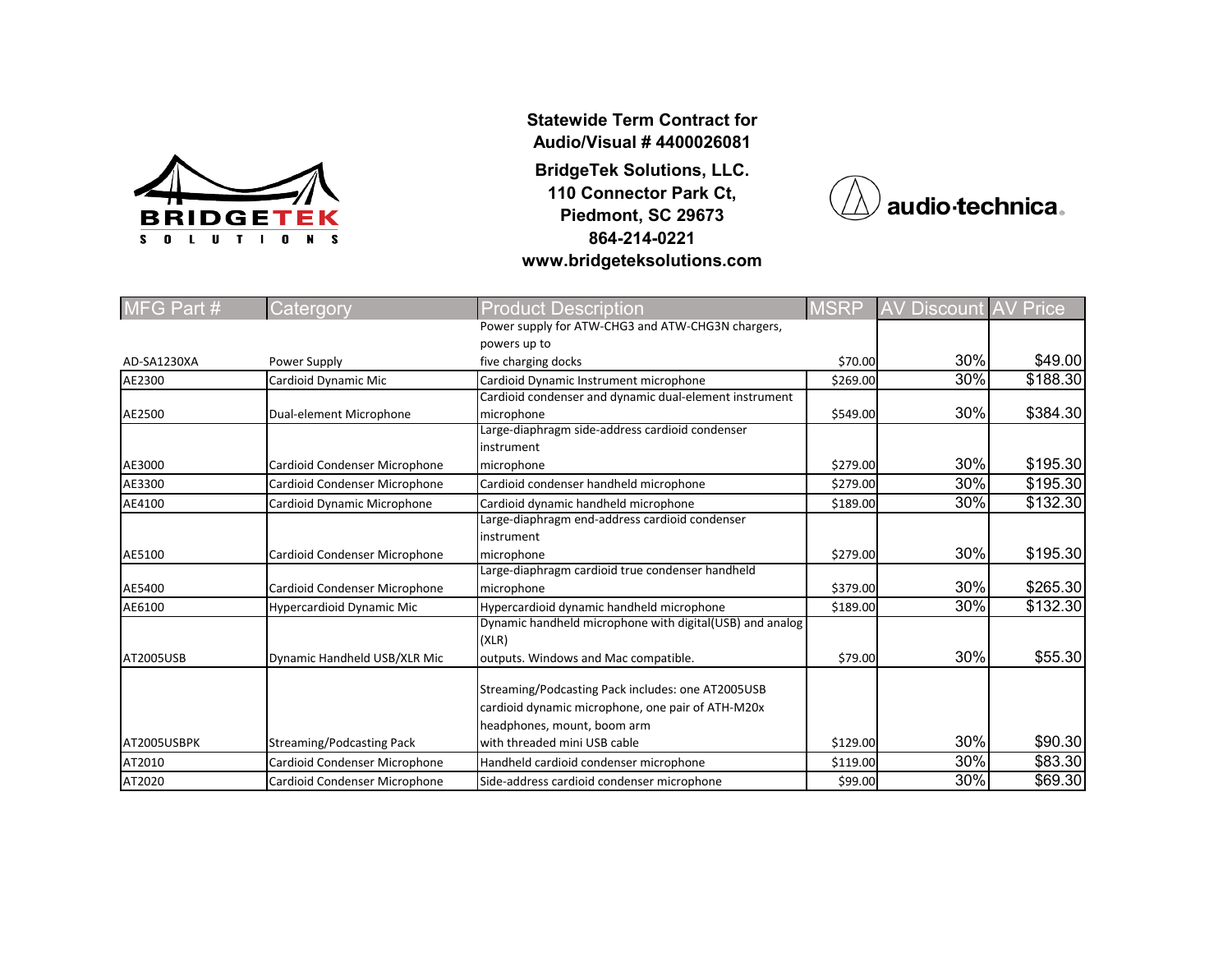**Statewide Term Contract for Audio/Visual # 4400026081**

**BridgeTek Solutions, LLC.**
**110 Connector Park Ct,**
**Piedmont, SC 29673**
**864-214-0221**
**www.bridgeteksolutions.com**

| MFG Part # | Catergory | Product Description | MSRP | AV Discount | AV Price |
|---|---|---|---|---|---|
| AD-SA1230XA | Power Supply | Power supply for ATW-CHG3 and ATW-CHG3N chargers, powers up to five charging docks | $70.00 | 30% | $49.00 |
| AE2300 | Cardioid Dynamic Mic | Cardioid Dynamic Instrument microphone | $269.00 | 30% | $188.30 |
| AE2500 | Dual-element Microphone | Cardioid condenser and dynamic dual-element instrument microphone | $549.00 | 30% | $384.30 |
| AE3000 | Cardioid Condenser Microphone | Large-diaphragm side-address cardioid condenser instrument microphone | $279.00 | 30% | $195.30 |
| AE3300 | Cardioid Condenser Microphone | Cardioid condenser handheld microphone | $279.00 | 30% | $195.30 |
| AE4100 | Cardioid Dynamic Microphone | Cardioid dynamic handheld microphone | $189.00 | 30% | $132.30 |
| AE5100 | Cardioid Condenser Microphone | Large-diaphragm end-address cardioid condenser instrument microphone | $279.00 | 30% | $195.30 |
| AE5400 | Cardioid Condenser Microphone | Large-diaphragm cardioid true condenser handheld microphone | $379.00 | 30% | $265.30 |
| AE6100 | Hypercardioid Dynamic Mic | Hypercardioid dynamic handheld microphone | $189.00 | 30% | $132.30 |
| AT2005USB | Dynamic Handheld USB/XLR Mic | Dynamic handheld microphone with digital(USB) and analog (XLR) outputs. Windows and Mac compatible. | $79.00 | 30% | $55.30 |
| AT2005USBPK | Streaming/Podcasting Pack | Streaming/Podcasting Pack includes: one AT2005USB cardioid dynamic microphone, one pair of ATH-M20x headphones, mount, boom arm with threaded mini USB cable | $129.00 | 30% | $90.30 |
| AT2010 | Cardioid Condenser Microphone | Handheld cardioid condenser microphone | $119.00 | 30% | $83.30 |
| AT2020 | Cardioid Condenser Microphone | Side-address cardioid condenser microphone | $99.00 | 30% | $69.30 |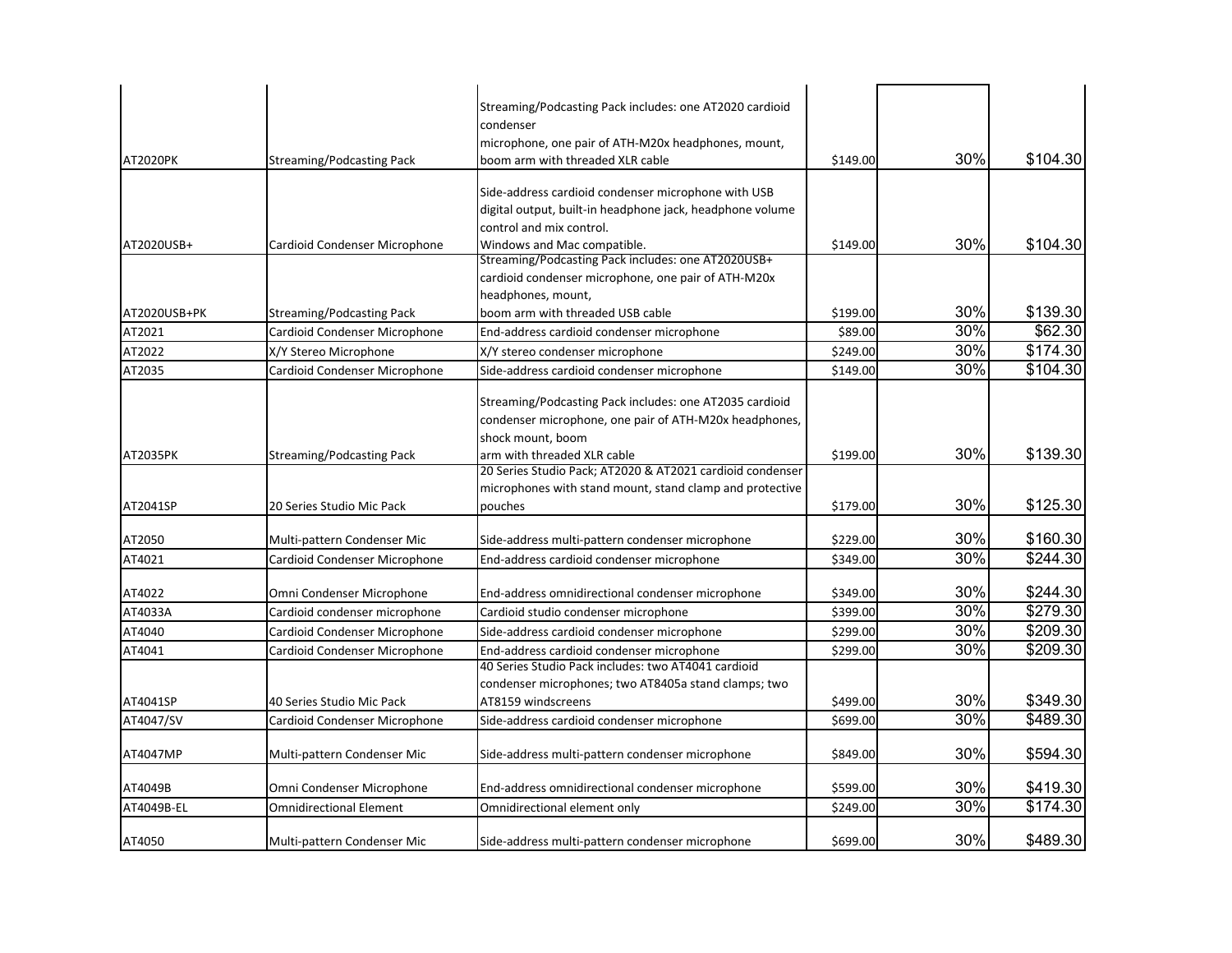| | | | | | |
|---|---|---|---|---|---|
| AT2020PK | Streaming/Podcasting Pack | Streaming/Podcasting Pack includes: one AT2020 cardioid condenser microphone, one pair of ATH-M20x headphones, mount, boom arm with threaded XLR cable | $149.00 | 30% | $104.30 |
| AT2020USB+ | Cardioid Condenser Microphone | Side-address cardioid condenser microphone with USB digital output, built-in headphone jack, headphone volume control and mix control. Windows and Mac compatible. | $149.00 | 30% | $104.30 |
| AT2020USB+PK | Streaming/Podcasting Pack | Streaming/Podcasting Pack includes: one AT2020USB+ cardioid condenser microphone, one pair of ATH-M20x headphones, mount, boom arm with threaded USB cable | $199.00 | 30% | $139.30 |
| AT2021 | Cardioid Condenser Microphone | End-address cardioid condenser microphone | $89.00 | 30% | $62.30 |
| AT2022 | X/Y Stereo Microphone | X/Y stereo condenser microphone | $249.00 | 30% | $174.30 |
| AT2035 | Cardioid Condenser Microphone | Side-address cardioid condenser microphone | $149.00 | 30% | $104.30 |
| AT2035PK | Streaming/Podcasting Pack | Streaming/Podcasting Pack includes: one AT2035 cardioid condenser microphone, one pair of ATH-M20x headphones, shock mount, boom arm with threaded XLR cable | $199.00 | 30% | $139.30 |
| AT2041SP | 20 Series Studio Mic Pack | 20 Series Studio Pack; AT2020 & AT2021 cardioid condenser microphones with stand mount, stand clamp and protective pouches | $179.00 | 30% | $125.30 |
| AT2050 | Multi-pattern Condenser Mic | Side-address multi-pattern condenser microphone | $229.00 | 30% | $160.30 |
| AT4021 | Cardioid Condenser Microphone | End-address cardioid condenser microphone | $349.00 | 30% | $244.30 |
| AT4022 | Omni Condenser Microphone | End-address omnidirectional condenser microphone | $349.00 | 30% | $244.30 |
| AT4033A | Cardioid condenser microphone | Cardioid studio condenser microphone | $399.00 | 30% | $279.30 |
| AT4040 | Cardioid Condenser Microphone | Side-address cardioid condenser microphone | $299.00 | 30% | $209.30 |
| AT4041 | Cardioid Condenser Microphone | End-address cardioid condenser microphone | $299.00 | 30% | $209.30 |
| AT4041SP | 40 Series Studio Mic Pack | 40 Series Studio Pack includes: two AT4041 cardioid condenser microphones; two AT8405a stand clamps; two AT8159 windscreens | $499.00 | 30% | $349.30 |
| AT4047/SV | Cardioid Condenser Microphone | Side-address cardioid condenser microphone | $699.00 | 30% | $489.30 |
| AT4047MP | Multi-pattern Condenser Mic | Side-address multi-pattern condenser microphone | $849.00 | 30% | $594.30 |
| AT4049B | Omni Condenser Microphone | End-address omnidirectional condenser microphone | $599.00 | 30% | $419.30 |
| AT4049B-EL | Omnidirectional Element | Omnidirectional element only | $249.00 | 30% | $174.30 |
| AT4050 | Multi-pattern Condenser Mic | Side-address multi-pattern condenser microphone | $699.00 | 30% | $489.30 |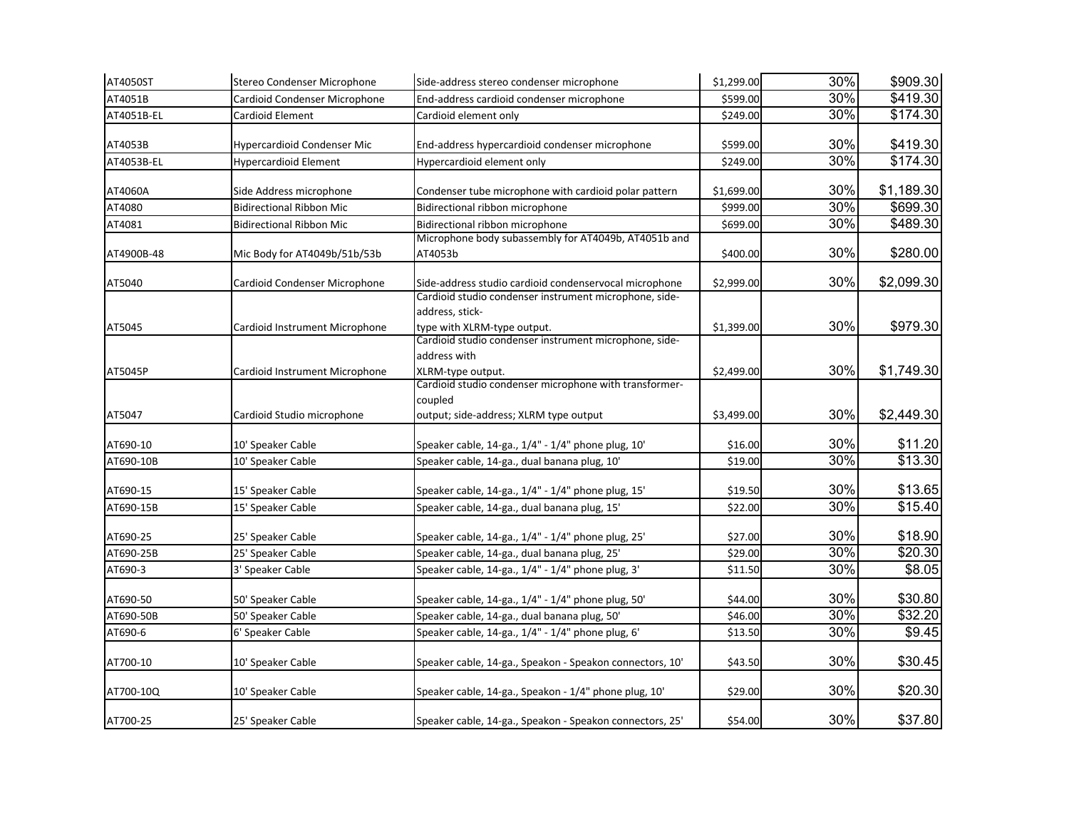| | | | | | |
|---|---|---|---|---|---|
| AT4050ST | Stereo Condenser Microphone | Side-address stereo condenser microphone | $1,299.00 | 30% | $909.30 |
| AT4051B | Cardioid Condenser Microphone | End-address cardioid condenser microphone | $599.00 | 30% | $419.30 |
| AT4051B-EL | Cardioid Element | Cardioid element only | $249.00 | 30% | $174.30 |
| AT4053B | Hypercardioid Condenser Mic | End-address hypercardioid condenser microphone | $599.00 | 30% | $419.30 |
| AT4053B-EL | Hypercardioid Element | Hypercardioid element only | $249.00 | 30% | $174.30 |
| AT4060A | Side Address microphone | Condenser tube microphone with cardioid polar pattern | $1,699.00 | 30% | $1,189.30 |
| AT4080 | Bidirectional Ribbon Mic | Bidirectional ribbon microphone | $999.00 | 30% | $699.30 |
| AT4081 | Bidirectional Ribbon Mic | Bidirectional ribbon microphone | $699.00 | 30% | $489.30 |
| AT4900B-48 | Mic Body for AT4049b/51b/53b | Microphone body subassembly for AT4049b, AT4051b and AT4053b | $400.00 | 30% | $280.00 |
| AT5040 | Cardioid Condenser Microphone | Side-address studio cardioid condenservocal microphone | $2,999.00 | 30% | $2,099.30 |
| AT5045 | Cardioid Instrument Microphone | Cardioid studio condenser instrument microphone, side-address, stick-type with XLRM-type output. | $1,399.00 | 30% | $979.30 |
| AT5045P | Cardioid Instrument Microphone | Cardioid studio condenser instrument microphone, side-address with XLRM-type output. | $2,499.00 | 30% | $1,749.30 |
| AT5047 | Cardioid Studio microphone | Cardioid studio condenser microphone with transformer-coupled output; side-address; XLRM type output | $3,499.00 | 30% | $2,449.30 |
| AT690-10 | 10' Speaker Cable | Speaker cable, 14-ga., 1/4" - 1/4" phone plug, 10' | $16.00 | 30% | $11.20 |
| AT690-10B | 10' Speaker Cable | Speaker cable, 14-ga., dual banana plug, 10' | $19.00 | 30% | $13.30 |
| AT690-15 | 15' Speaker Cable | Speaker cable, 14-ga., 1/4" - 1/4" phone plug, 15' | $19.50 | 30% | $13.65 |
| AT690-15B | 15' Speaker Cable | Speaker cable, 14-ga., dual banana plug, 15' | $22.00 | 30% | $15.40 |
| AT690-25 | 25' Speaker Cable | Speaker cable, 14-ga., 1/4" - 1/4" phone plug, 25' | $27.00 | 30% | $18.90 |
| AT690-25B | 25' Speaker Cable | Speaker cable, 14-ga., dual banana plug, 25' | $29.00 | 30% | $20.30 |
| AT690-3 | 3' Speaker Cable | Speaker cable, 14-ga., 1/4" - 1/4" phone plug, 3' | $11.50 | 30% | $8.05 |
| AT690-50 | 50' Speaker Cable | Speaker cable, 14-ga., 1/4" - 1/4" phone plug, 50' | $44.00 | 30% | $30.80 |
| AT690-50B | 50' Speaker Cable | Speaker cable, 14-ga., dual banana plug, 50' | $46.00 | 30% | $32.20 |
| AT690-6 | 6' Speaker Cable | Speaker cable, 14-ga., 1/4" - 1/4" phone plug, 6' | $13.50 | 30% | $9.45 |
| AT700-10 | 10' Speaker Cable | Speaker cable, 14-ga., Speakon - Speakon connectors, 10' | $43.50 | 30% | $30.45 |
| AT700-10Q | 10' Speaker Cable | Speaker cable, 14-ga., Speakon - 1/4" phone plug, 10' | $29.00 | 30% | $20.30 |
| AT700-25 | 25' Speaker Cable | Speaker cable, 14-ga., Speakon - Speakon connectors, 25' | $54.00 | 30% | $37.80 |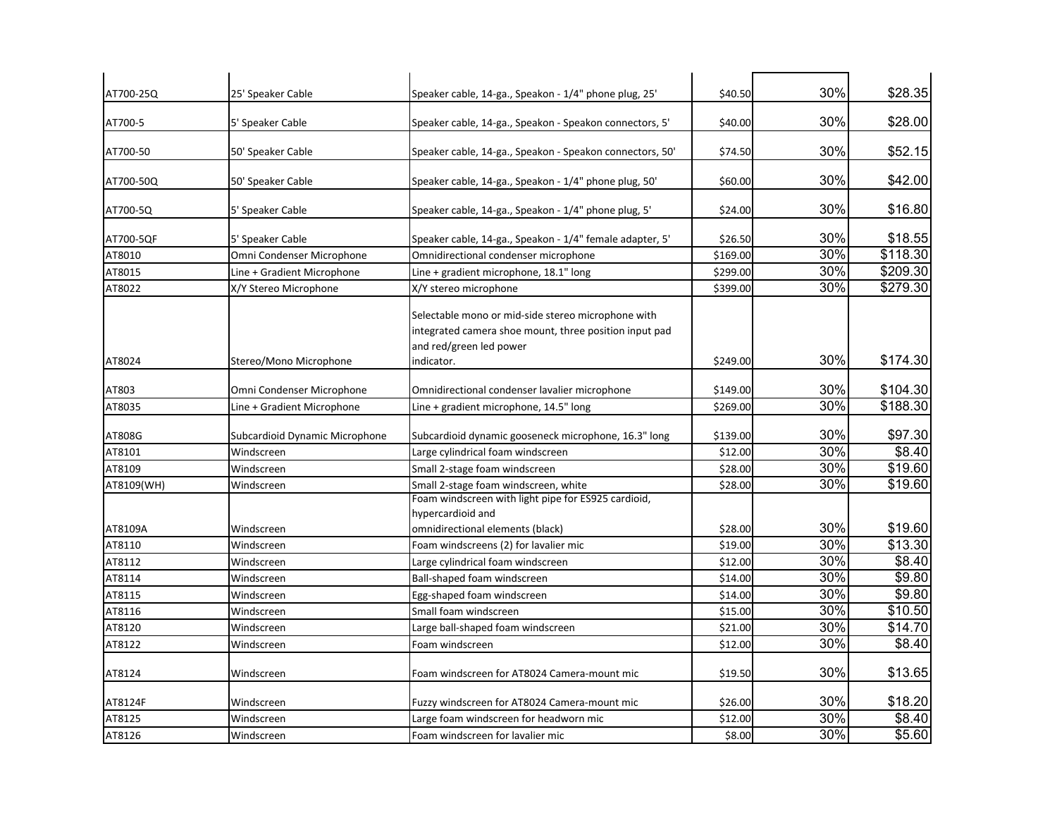| | | | | | |
|---|---|---|---|---|---|
| AT700-25Q | 25' Speaker Cable | Speaker cable, 14-ga., Speakon - 1/4" phone plug, 25' | $40.50 | 30% | $28.35 |
| AT700-5 | 5' Speaker Cable | Speaker cable, 14-ga., Speakon - Speakon connectors, 5' | $40.00 | 30% | $28.00 |
| AT700-50 | 50' Speaker Cable | Speaker cable, 14-ga., Speakon - Speakon connectors, 50' | $74.50 | 30% | $52.15 |
| AT700-50Q | 50' Speaker Cable | Speaker cable, 14-ga., Speakon - 1/4" phone plug, 50' | $60.00 | 30% | $42.00 |
| AT700-5Q | 5' Speaker Cable | Speaker cable, 14-ga., Speakon - 1/4" phone plug, 5' | $24.00 | 30% | $16.80 |
| AT700-5QF | 5' Speaker Cable | Speaker cable, 14-ga., Speakon - 1/4" female adapter, 5' | $26.50 | 30% | $18.55 |
| AT8010 | Omni Condenser Microphone | Omnidirectional condenser microphone | $169.00 | 30% | $118.30 |
| AT8015 | Line + Gradient Microphone | Line + gradient microphone, 18.1" long | $299.00 | 30% | $209.30 |
| AT8022 | X/Y Stereo Microphone | X/Y stereo microphone | $399.00 | 30% | $279.30 |
| AT8024 | Stereo/Mono Microphone | Selectable mono or mid-side stereo microphone with integrated camera shoe mount, three position input pad and red/green led power indicator. | $249.00 | 30% | $174.30 |
| AT803 | Omni Condenser Microphone | Omnidirectional condenser lavalier microphone | $149.00 | 30% | $104.30 |
| AT8035 | Line + Gradient Microphone | Line + gradient microphone, 14.5" long | $269.00 | 30% | $188.30 |
| AT808G | Subcardioid Dynamic Microphone | Subcardioid dynamic gooseneck microphone, 16.3" long | $139.00 | 30% | $97.30 |
| AT8101 | Windscreen | Large cylindrical foam windscreen | $12.00 | 30% | $8.40 |
| AT8109 | Windscreen | Small 2-stage foam windscreen | $28.00 | 30% | $19.60 |
| AT8109(WH) | Windscreen | Small 2-stage foam windscreen, white | $28.00 | 30% | $19.60 |
| AT8109A | Windscreen | Foam windscreen with light pipe for ES925 cardioid, hypercardioid and omnidirectional elements (black) | $28.00 | 30% | $19.60 |
| AT8110 | Windscreen | Foam windscreens (2) for lavalier mic | $19.00 | 30% | $13.30 |
| AT8112 | Windscreen | Large cylindrical foam windscreen | $12.00 | 30% | $8.40 |
| AT8114 | Windscreen | Ball-shaped foam windscreen | $14.00 | 30% | $9.80 |
| AT8115 | Windscreen | Egg-shaped foam windscreen | $14.00 | 30% | $9.80 |
| AT8116 | Windscreen | Small foam windscreen | $15.00 | 30% | $10.50 |
| AT8120 | Windscreen | Large ball-shaped foam windscreen | $21.00 | 30% | $14.70 |
| AT8122 | Windscreen | Foam windscreen | $12.00 | 30% | $8.40 |
| AT8124 | Windscreen | Foam windscreen for AT8024 Camera-mount mic | $19.50 | 30% | $13.65 |
| AT8124F | Windscreen | Fuzzy windscreen for AT8024 Camera-mount mic | $26.00 | 30% | $18.20 |
| AT8125 | Windscreen | Large foam windscreen for headworn mic | $12.00 | 30% | $8.40 |
| AT8126 | Windscreen | Foam windscreen for lavalier mic | $8.00 | 30% | $5.60 |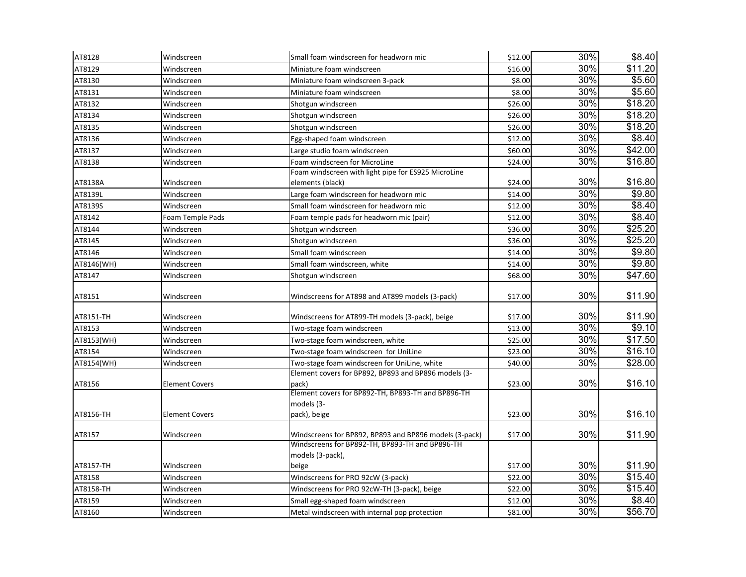| AT8128 | Windscreen | Small foam windscreen for headworn mic | $12.00 | 30% | $8.40 |
|---|---|---|---|---|---|
| AT8129 | Windscreen | Miniature foam windscreen | $16.00 | 30% | $11.20 |
| AT8130 | Windscreen | Miniature foam windscreen 3-pack | $8.00 | 30% | $5.60 |
| AT8131 | Windscreen | Miniature foam windscreen | $8.00 | 30% | $5.60 |
| AT8132 | Windscreen | Shotgun windscreen | $26.00 | 30% | $18.20 |
| AT8134 | Windscreen | Shotgun windscreen | $26.00 | 30% | $18.20 |
| AT8135 | Windscreen | Shotgun windscreen | $26.00 | 30% | $18.20 |
| AT8136 | Windscreen | Egg-shaped foam windscreen | $12.00 | 30% | $8.40 |
| AT8137 | Windscreen | Large studio foam windscreen | $60.00 | 30% | $42.00 |
| AT8138 | Windscreen | Foam windscreen for MicroLine | $24.00 | 30% | $16.80 |
| AT8138A | Windscreen | Foam windscreen with light pipe for ES925 MicroLine elements (black) | $24.00 | 30% | $16.80 |
| AT8139L | Windscreen | Large foam windscreen for headworn mic | $14.00 | 30% | $9.80 |
| AT8139S | Windscreen | Small foam windscreen for headworn mic | $12.00 | 30% | $8.40 |
| AT8142 | Foam Temple Pads | Foam temple pads for headworn mic (pair) | $12.00 | 30% | $8.40 |
| AT8144 | Windscreen | Shotgun windscreen | $36.00 | 30% | $25.20 |
| AT8145 | Windscreen | Shotgun windscreen | $36.00 | 30% | $25.20 |
| AT8146 | Windscreen | Small foam windscreen | $14.00 | 30% | $9.80 |
| AT8146(WH) | Windscreen | Small foam windscreen, white | $14.00 | 30% | $9.80 |
| AT8147 | Windscreen | Shotgun windscreen | $68.00 | 30% | $47.60 |
| AT8151 | Windscreen | Windscreens for AT898 and AT899 models (3-pack) | $17.00 | 30% | $11.90 |
| AT8151-TH | Windscreen | Windscreens for AT899-TH models (3-pack), beige | $17.00 | 30% | $11.90 |
| AT8153 | Windscreen | Two-stage foam windscreen | $13.00 | 30% | $9.10 |
| AT8153(WH) | Windscreen | Two-stage foam windscreen, white | $25.00 | 30% | $17.50 |
| AT8154 | Windscreen | Two-stage foam windscreen for UniLine | $23.00 | 30% | $16.10 |
| AT8154(WH) | Windscreen | Two-stage foam windscreen for UniLine, white | $40.00 | 30% | $28.00 |
| AT8156 | Element Covers | Element covers for BP892, BP893 and BP896 models (3-pack) | $23.00 | 30% | $16.10 |
| AT8156-TH | Element Covers | Element covers for BP892-TH, BP893-TH and BP896-TH models (3-pack), beige | $23.00 | 30% | $16.10 |
| AT8157 | Windscreen | Windscreens for BP892, BP893 and BP896 models (3-pack) | $17.00 | 30% | $11.90 |
| AT8157-TH | Windscreen | Windscreens for BP892-TH, BP893-TH and BP896-TH models (3-pack), beige | $17.00 | 30% | $11.90 |
| AT8158 | Windscreen | Windscreens for PRO 92cW (3-pack) | $22.00 | 30% | $15.40 |
| AT8158-TH | Windscreen | Windscreens for PRO 92cW-TH (3-pack), beige | $22.00 | 30% | $15.40 |
| AT8159 | Windscreen | Small egg-shaped foam windscreen | $12.00 | 30% | $8.40 |
| AT8160 | Windscreen | Metal windscreen with internal pop protection | $81.00 | 30% | $56.70 |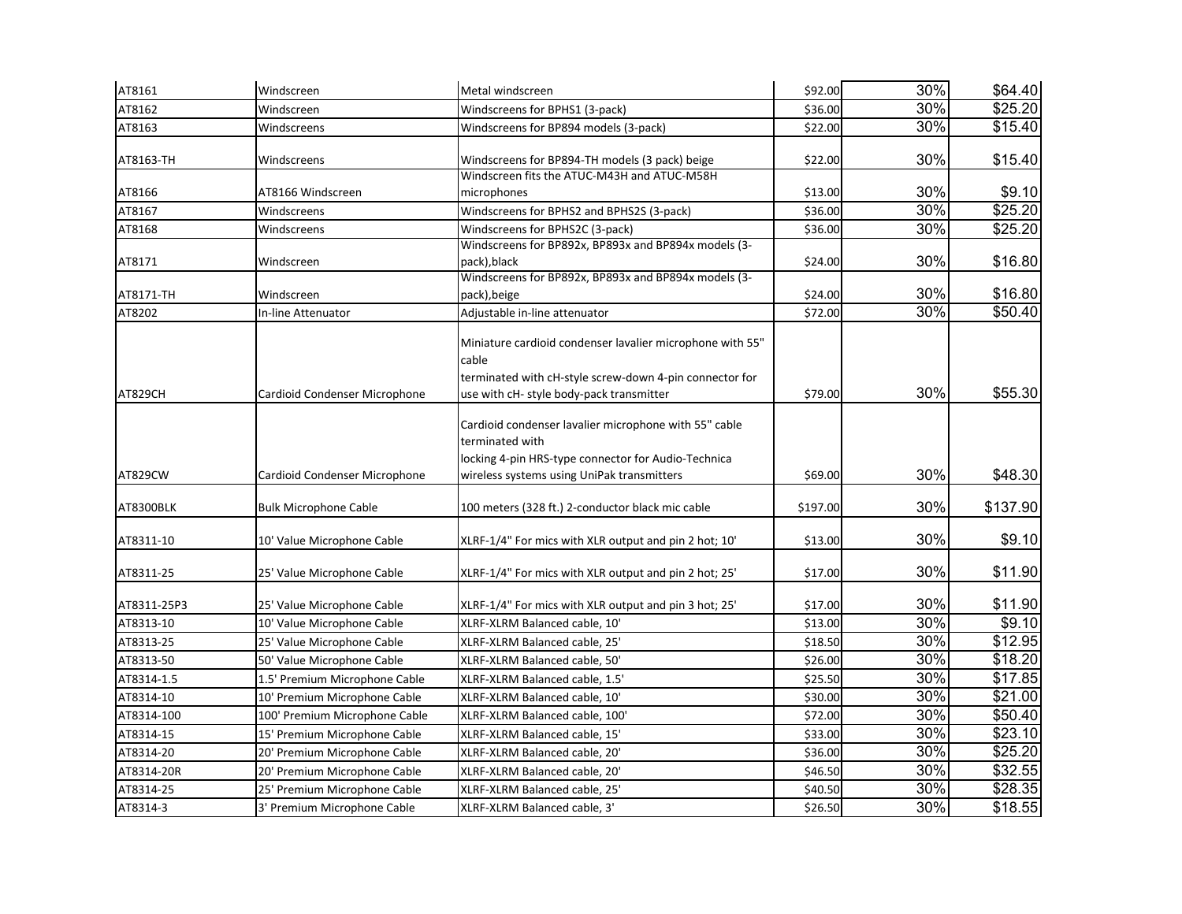| | | | | | |
|---|---|---|---|---|---|
| AT8161 | Windscreen | Metal windscreen | $92.00 | 30% | $64.40 |
| AT8162 | Windscreen | Windscreens for BPHS1 (3-pack) | $36.00 | 30% | $25.20 |
| AT8163 | Windscreens | Windscreens for BP894 models (3-pack) | $22.00 | 30% | $15.40 |
| AT8163-TH | Windscreens | Windscreens for BP894-TH models (3 pack) beige | $22.00 | 30% | $15.40 |
| AT8166 | AT8166 Windscreen | Windscreen fits the ATUC-M43H and ATUC-M58H microphones | $13.00 | 30% | $9.10 |
| AT8167 | Windscreens | Windscreens for BPHS2 and BPHS2S (3-pack) | $36.00 | 30% | $25.20 |
| AT8168 | Windscreens | Windscreens for BPHS2C (3-pack) | $36.00 | 30% | $25.20 |
| AT8171 | Windscreen | Windscreens for BP892x, BP893x and BP894x models (3-pack),black | $24.00 | 30% | $16.80 |
| AT8171-TH | Windscreen | Windscreens for BP892x, BP893x and BP894x models (3-pack),beige | $24.00 | 30% | $16.80 |
| AT8202 | In-line Attenuator | Adjustable in-line attenuator | $72.00 | 30% | $50.40 |
| AT829CH | Cardioid Condenser Microphone | Miniature cardioid condenser lavalier microphone with 55" cable terminated with cH-style screw-down 4-pin connector for use with cH- style body-pack transmitter | $79.00 | 30% | $55.30 |
| AT829CW | Cardioid Condenser Microphone | Cardioid condenser lavalier microphone with 55" cable terminated with locking 4-pin HRS-type connector for Audio-Technica wireless systems using UniPak transmitters | $69.00 | 30% | $48.30 |
| AT8300BLK | Bulk Microphone Cable | 100 meters (328 ft.) 2-conductor black mic cable | $197.00 | 30% | $137.90 |
| AT8311-10 | 10' Value Microphone Cable | XLRF-1/4" For mics with XLR output and pin 2 hot; 10' | $13.00 | 30% | $9.10 |
| AT8311-25 | 25' Value Microphone Cable | XLRF-1/4" For mics with XLR output and pin 2 hot; 25' | $17.00 | 30% | $11.90 |
| AT8311-25P3 | 25' Value Microphone Cable | XLRF-1/4" For mics with XLR output and pin 3 hot; 25' | $17.00 | 30% | $11.90 |
| AT8313-10 | 10' Value Microphone Cable | XLRF-XLRM Balanced cable, 10' | $13.00 | 30% | $9.10 |
| AT8313-25 | 25' Value Microphone Cable | XLRF-XLRM Balanced cable, 25' | $18.50 | 30% | $12.95 |
| AT8313-50 | 50' Value Microphone Cable | XLRF-XLRM Balanced cable, 50' | $26.00 | 30% | $18.20 |
| AT8314-1.5 | 1.5' Premium Microphone Cable | XLRF-XLRM Balanced cable, 1.5' | $25.50 | 30% | $17.85 |
| AT8314-10 | 10' Premium Microphone Cable | XLRF-XLRM Balanced cable, 10' | $30.00 | 30% | $21.00 |
| AT8314-100 | 100' Premium Microphone Cable | XLRF-XLRM Balanced cable, 100' | $72.00 | 30% | $50.40 |
| AT8314-15 | 15' Premium Microphone Cable | XLRF-XLRM Balanced cable, 15' | $33.00 | 30% | $23.10 |
| AT8314-20 | 20' Premium Microphone Cable | XLRF-XLRM Balanced cable, 20' | $36.00 | 30% | $25.20 |
| AT8314-20R | 20' Premium Microphone Cable | XLRF-XLRM Balanced cable, 20' | $46.50 | 30% | $32.55 |
| AT8314-25 | 25' Premium Microphone Cable | XLRF-XLRM Balanced cable, 25' | $40.50 | 30% | $28.35 |
| AT8314-3 | 3' Premium Microphone Cable | XLRF-XLRM Balanced cable, 3' | $26.50 | 30% | $18.55 |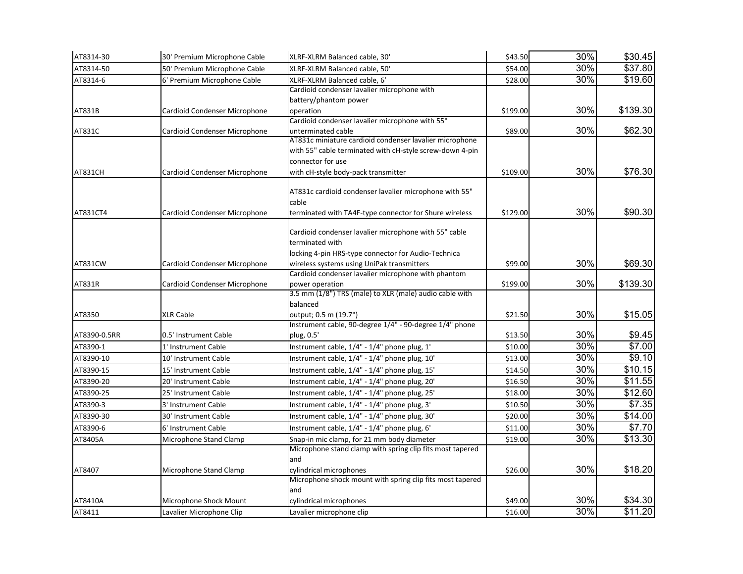| | | | | | |
|---|---|---|---|---|---|
| AT8314-30 | 30' Premium Microphone Cable | XLRF-XLRM Balanced cable, 30' | $43.50 | 30% | $30.45 |
| AT8314-50 | 50' Premium Microphone Cable | XLRF-XLRM Balanced cable, 50' | $54.00 | 30% | $37.80 |
| AT8314-6 | 6' Premium Microphone Cable | XLRF-XLRM Balanced cable, 6' | $28.00 | 30% | $19.60 |
| AT831B | Cardioid Condenser Microphone | Cardioid condenser lavalier microphone with battery/phantom power operation | $199.00 | 30% | $139.30 |
| AT831C | Cardioid Condenser Microphone | Cardioid condenser lavalier microphone with 55" unterminated cable | $89.00 | 30% | $62.30 |
| AT831CH | Cardioid Condenser Microphone | AT831c miniature cardioid condenser lavalier microphone with 55" cable terminated with cH-style screw-down 4-pin connector for use with cH-style body-pack transmitter | $109.00 | 30% | $76.30 |
| AT831CT4 | Cardioid Condenser Microphone | AT831c cardioid condenser lavalier microphone with 55" cable terminated with TA4F-type connector for Shure wireless | $129.00 | 30% | $90.30 |
| AT831CW | Cardioid Condenser Microphone | Cardioid condenser lavalier microphone with 55" cable terminated with locking 4-pin HRS-type connector for Audio-Technica wireless systems using UniPak transmitters | $99.00 | 30% | $69.30 |
| AT831R | Cardioid Condenser Microphone | Cardioid condenser lavalier microphone with phantom power operation | $199.00 | 30% | $139.30 |
| AT8350 | XLR Cable | 3.5 mm (1/8") TRS (male) to XLR (male) audio cable with balanced output; 0.5 m (19.7") | $21.50 | 30% | $15.05 |
| AT8390-0.5RR | 0.5' Instrument Cable | Instrument cable, 90-degree 1/4" - 90-degree 1/4" phone plug, 0.5' | $13.50 | 30% | $9.45 |
| AT8390-1 | 1' Instrument Cable | Instrument cable, 1/4" - 1/4" phone plug, 1' | $10.00 | 30% | $7.00 |
| AT8390-10 | 10' Instrument Cable | Instrument cable, 1/4" - 1/4" phone plug, 10' | $13.00 | 30% | $9.10 |
| AT8390-15 | 15' Instrument Cable | Instrument cable, 1/4" - 1/4" phone plug, 15' | $14.50 | 30% | $10.15 |
| AT8390-20 | 20' Instrument Cable | Instrument cable, 1/4" - 1/4" phone plug, 20' | $16.50 | 30% | $11.55 |
| AT8390-25 | 25' Instrument Cable | Instrument cable, 1/4" - 1/4" phone plug, 25' | $18.00 | 30% | $12.60 |
| AT8390-3 | 3' Instrument Cable | Instrument cable, 1/4" - 1/4" phone plug, 3' | $10.50 | 30% | $7.35 |
| AT8390-30 | 30' Instrument Cable | Instrument cable, 1/4" - 1/4" phone plug, 30' | $20.00 | 30% | $14.00 |
| AT8390-6 | 6' Instrument Cable | Instrument cable, 1/4" - 1/4" phone plug, 6' | $11.00 | 30% | $7.70 |
| AT8405A | Microphone Stand Clamp | Snap-in mic clamp, for 21 mm body diameter | $19.00 | 30% | $13.30 |
| AT8407 | Microphone Stand Clamp | Microphone stand clamp with spring clip fits most tapered and cylindrical microphones | $26.00 | 30% | $18.20 |
| AT8410A | Microphone Shock Mount | Microphone shock mount with spring clip fits most tapered and cylindrical microphones | $49.00 | 30% | $34.30 |
| AT8411 | Lavalier Microphone Clip | Lavalier microphone clip | $16.00 | 30% | $11.20 |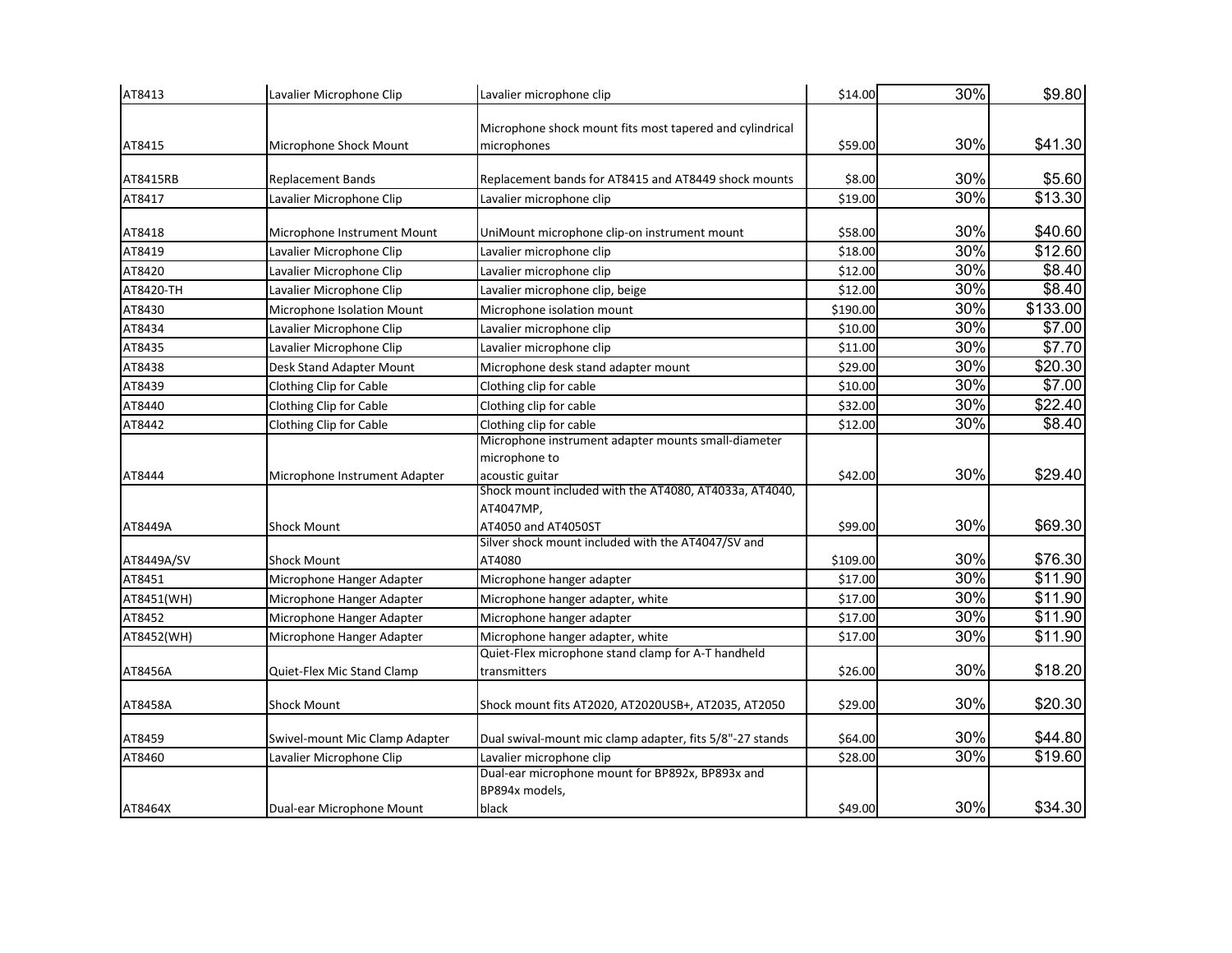| AT8413 | Lavalier Microphone Clip | Lavalier microphone clip | $14.00 | 30% | $9.80 |
|---|---|---|---|---|---|
| AT8415 | Microphone Shock Mount | Microphone shock mount fits most tapered and cylindrical microphones | $59.00 | 30% | $41.30 |
| AT8415RB | Replacement Bands | Replacement bands for AT8415 and AT8449 shock mounts | $8.00 | 30% | $5.60 |
| AT8417 | Lavalier Microphone Clip | Lavalier microphone clip | $19.00 | 30% | $13.30 |
| AT8418 | Microphone Instrument Mount | UniMount microphone clip-on instrument mount | $58.00 | 30% | $40.60 |
| AT8419 | Lavalier Microphone Clip | Lavalier microphone clip | $18.00 | 30% | $12.60 |
| AT8420 | Lavalier Microphone Clip | Lavalier microphone clip | $12.00 | 30% | $8.40 |
| AT8420-TH | Lavalier Microphone Clip | Lavalier microphone clip, beige | $12.00 | 30% | $8.40 |
| AT8430 | Microphone Isolation Mount | Microphone isolation mount | $190.00 | 30% | $133.00 |
| AT8434 | Lavalier Microphone Clip | Lavalier microphone clip | $10.00 | 30% | $7.00 |
| AT8435 | Lavalier Microphone Clip | Lavalier microphone clip | $11.00 | 30% | $7.70 |
| AT8438 | Desk Stand Adapter Mount | Microphone desk stand adapter mount | $29.00 | 30% | $20.30 |
| AT8439 | Clothing Clip for Cable | Clothing clip for cable | $10.00 | 30% | $7.00 |
| AT8440 | Clothing Clip for Cable | Clothing clip for cable | $32.00 | 30% | $22.40 |
| AT8442 | Clothing Clip for Cable | Clothing clip for cable | $12.00 | 30% | $8.40 |
| AT8444 | Microphone Instrument Adapter | Microphone instrument adapter mounts small-diameter microphone to acoustic guitar | $42.00 | 30% | $29.40 |
| AT8449A | Shock Mount | Shock mount included with the AT4080, AT4033a, AT4040, AT4047MP, AT4050 and AT4050ST | $99.00 | 30% | $69.30 |
| AT8449A/SV | Shock Mount | Silver shock mount included with the AT4047/SV and AT4080 | $109.00 | 30% | $76.30 |
| AT8451 | Microphone Hanger Adapter | Microphone hanger adapter | $17.00 | 30% | $11.90 |
| AT8451(WH) | Microphone Hanger Adapter | Microphone hanger adapter, white | $17.00 | 30% | $11.90 |
| AT8452 | Microphone Hanger Adapter | Microphone hanger adapter | $17.00 | 30% | $11.90 |
| AT8452(WH) | Microphone Hanger Adapter | Microphone hanger adapter, white | $17.00 | 30% | $11.90 |
| AT8456A | Quiet-Flex Mic Stand Clamp | Quiet-Flex microphone stand clamp for A-T handheld transmitters | $26.00 | 30% | $18.20 |
| AT8458A | Shock Mount | Shock mount fits AT2020, AT2020USB+, AT2035, AT2050 | $29.00 | 30% | $20.30 |
| AT8459 | Swivel-mount Mic Clamp Adapter | Dual swival-mount mic clamp adapter, fits 5/8"-27 stands | $64.00 | 30% | $44.80 |
| AT8460 | Lavalier Microphone Clip | Lavalier microphone clip | $28.00 | 30% | $19.60 |
| AT8464X | Dual-ear Microphone Mount | Dual-ear microphone mount for BP892x, BP893x and BP894x models, black | $49.00 | 30% | $34.30 |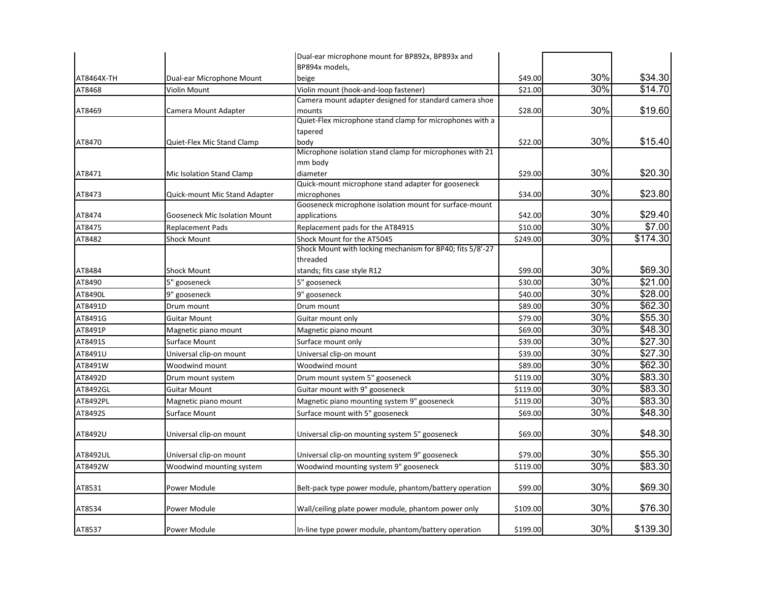| | | | | | |
|---|---|---|---|---|---|
| AT8464X-TH | Dual-ear Microphone Mount | Dual-ear microphone mount for BP892x, BP893x and BP894x models, beige | $49.00 | 30% | $34.30 |
| AT8468 | Violin Mount | Violin mount (hook-and-loop fastener) | $21.00 | 30% | $14.70 |
| AT8469 | Camera Mount Adapter | Camera mount adapter designed for standard camera shoe mounts | $28.00 | 30% | $19.60 |
| AT8470 | Quiet-Flex Mic Stand Clamp | Quiet-Flex microphone stand clamp for microphones with a tapered body | $22.00 | 30% | $15.40 |
| AT8471 | Mic Isolation Stand Clamp | Microphone isolation stand clamp for microphones with 21 mm body diameter | $29.00 | 30% | $20.30 |
| AT8473 | Quick-mount Mic Stand Adapter | Quick-mount microphone stand adapter for gooseneck microphones | $34.00 | 30% | $23.80 |
| AT8474 | Gooseneck Mic Isolation Mount | Gooseneck microphone isolation mount for surface-mount applications | $42.00 | 30% | $29.40 |
| AT8475 | Replacement Pads | Replacement pads for the AT8491S | $10.00 | 30% | $7.00 |
| AT8482 | Shock Mount | Shock Mount for the AT5045 | $249.00 | 30% | $174.30 |
| AT8484 | Shock Mount | Shock Mount with locking mechanism for BP40; fits 5/8'-27 threaded stands; fits case style R12 | $99.00 | 30% | $69.30 |
| AT8490 | 5" gooseneck | 5" gooseneck | $30.00 | 30% | $21.00 |
| AT8490L | 9" gooseneck | 9" gooseneck | $40.00 | 30% | $28.00 |
| AT8491D | Drum mount | Drum mount | $89.00 | 30% | $62.30 |
| AT8491G | Guitar Mount | Guitar mount only | $79.00 | 30% | $55.30 |
| AT8491P | Magnetic piano mount | Magnetic piano mount | $69.00 | 30% | $48.30 |
| AT8491S | Surface Mount | Surface mount only | $39.00 | 30% | $27.30 |
| AT8491U | Universal clip-on mount | Universal clip-on mount | $39.00 | 30% | $27.30 |
| AT8491W | Woodwind mount | Woodwind mount | $89.00 | 30% | $62.30 |
| AT8492D | Drum mount system | Drum mount system 5" gooseneck | $119.00 | 30% | $83.30 |
| AT8492GL | Guitar Mount | Guitar mount with 9" gooseneck | $119.00 | 30% | $83.30 |
| AT8492PL | Magnetic piano mount | Magnetic piano mounting system 9" gooseneck | $119.00 | 30% | $83.30 |
| AT8492S | Surface Mount | Surface mount with 5" gooseneck | $69.00 | 30% | $48.30 |
| AT8492U | Universal clip-on mount | Universal clip-on mounting system 5" gooseneck | $69.00 | 30% | $48.30 |
| AT8492UL | Universal clip-on mount | Universal clip-on mounting system 9" gooseneck | $79.00 | 30% | $55.30 |
| AT8492W | Woodwind mounting system | Woodwind mounting system 9" gooseneck | $119.00 | 30% | $83.30 |
| AT8531 | Power Module | Belt-pack type power module, phantom/battery operation | $99.00 | 30% | $69.30 |
| AT8534 | Power Module | Wall/ceiling plate power module, phantom power only | $109.00 | 30% | $76.30 |
| AT8537 | Power Module | In-line type power module, phantom/battery operation | $199.00 | 30% | $139.30 |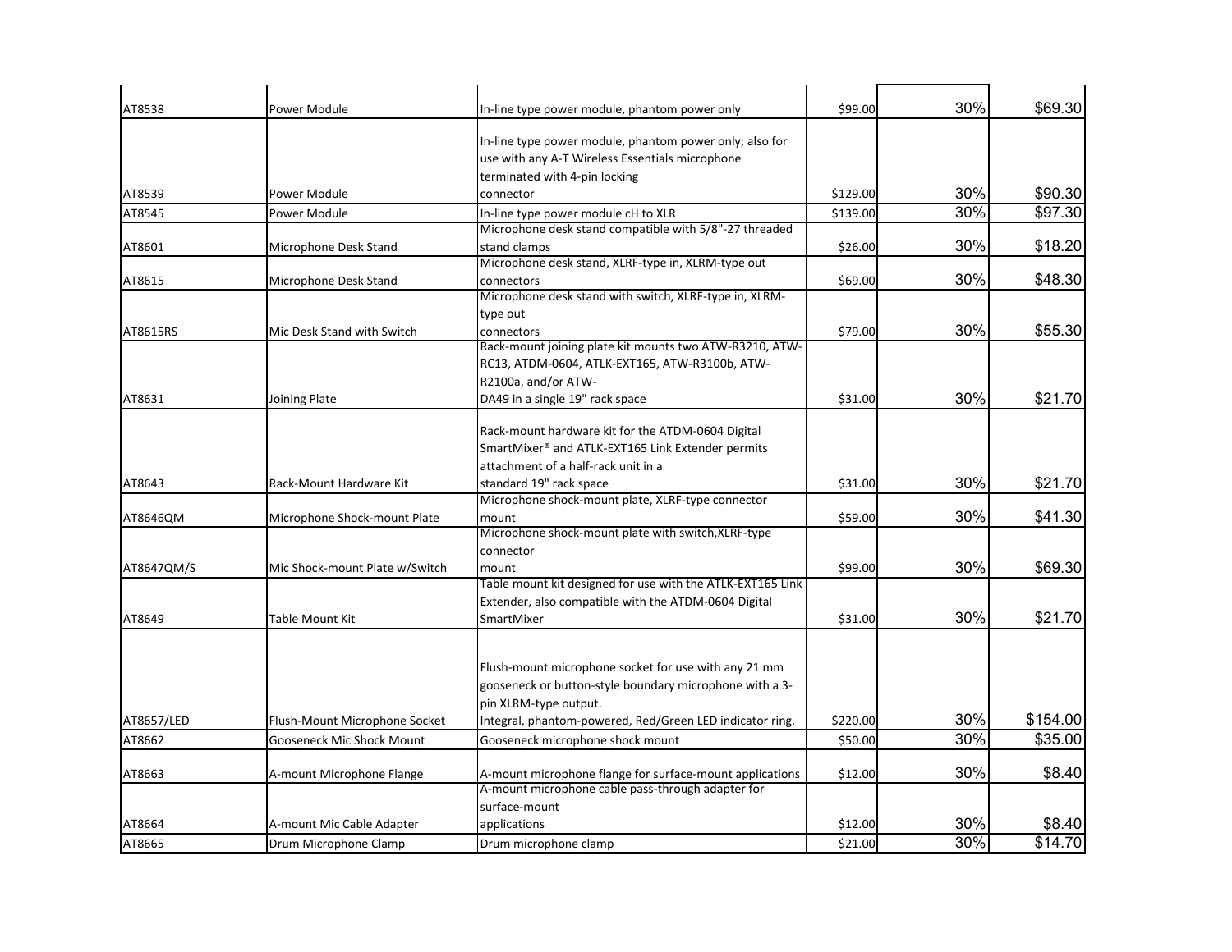| | | | | | |
|---|---|---|---|---|---|
| AT8538 | Power Module | In-line type power module, phantom power only | $99.00 | 30% | $69.30 |
| AT8539 | Power Module | In-line type power module, phantom power only; also for use with any A-T Wireless Essentials microphone terminated with 4-pin locking connector | $129.00 | 30% | $90.30 |
| AT8545 | Power Module | In-line type power module cH to XLR | $139.00 | 30% | $97.30 |
| AT8601 | Microphone Desk Stand | Microphone desk stand compatible with 5/8"-27 threaded stand clamps | $26.00 | 30% | $18.20 |
| AT8615 | Microphone Desk Stand | Microphone desk stand, XLRF-type in, XLRM-type out connectors | $69.00 | 30% | $48.30 |
| AT8615RS | Mic Desk Stand with Switch | Microphone desk stand with switch, XLRF-type in, XLRM-type out connectors | $79.00 | 30% | $55.30 |
| AT8631 | Joining Plate | Rack-mount joining plate kit mounts two ATW-R3210, ATW-RC13, ATDM-0604, ATLK-EXT165, ATW-R3100b, ATW-R2100a, and/or ATW-DA49 in a single 19" rack space | $31.00 | 30% | $21.70 |
| AT8643 | Rack-Mount Hardware Kit | Rack-mount hardware kit for the ATDM-0604 Digital SmartMixer® and ATLK-EXT165 Link Extender permits attachment of a half-rack unit in a standard 19" rack space | $31.00 | 30% | $21.70 |
| AT8646QM | Microphone Shock-mount Plate | Microphone shock-mount plate, XLRF-type connector mount | $59.00 | 30% | $41.30 |
| AT8647QM/S | Mic Shock-mount Plate w/Switch | Microphone shock-mount plate with switch,XLRF-type connector mount | $99.00 | 30% | $69.30 |
| AT8649 | Table Mount Kit | Table mount kit designed for use with the ATLK-EXT165 Link Extender, also compatible with the ATDM-0604 Digital SmartMixer | $31.00 | 30% | $21.70 |
| AT8657/LED | Flush-Mount Microphone Socket | Flush-mount microphone socket for use with any 21 mm gooseneck or button-style boundary microphone with a 3-pin XLRM-type output. Integral, phantom-powered, Red/Green LED indicator ring. | $220.00 | 30% | $154.00 |
| AT8662 | Gooseneck Mic Shock Mount | Gooseneck microphone shock mount | $50.00 | 30% | $35.00 |
| AT8663 | A-mount Microphone Flange | A-mount microphone flange for surface-mount applications | $12.00 | 30% | $8.40 |
| AT8664 | A-mount Mic Cable Adapter | A-mount microphone cable pass-through adapter for surface-mount applications | $12.00 | 30% | $8.40 |
| AT8665 | Drum Microphone Clamp | Drum microphone clamp | $21.00 | 30% | $14.70 |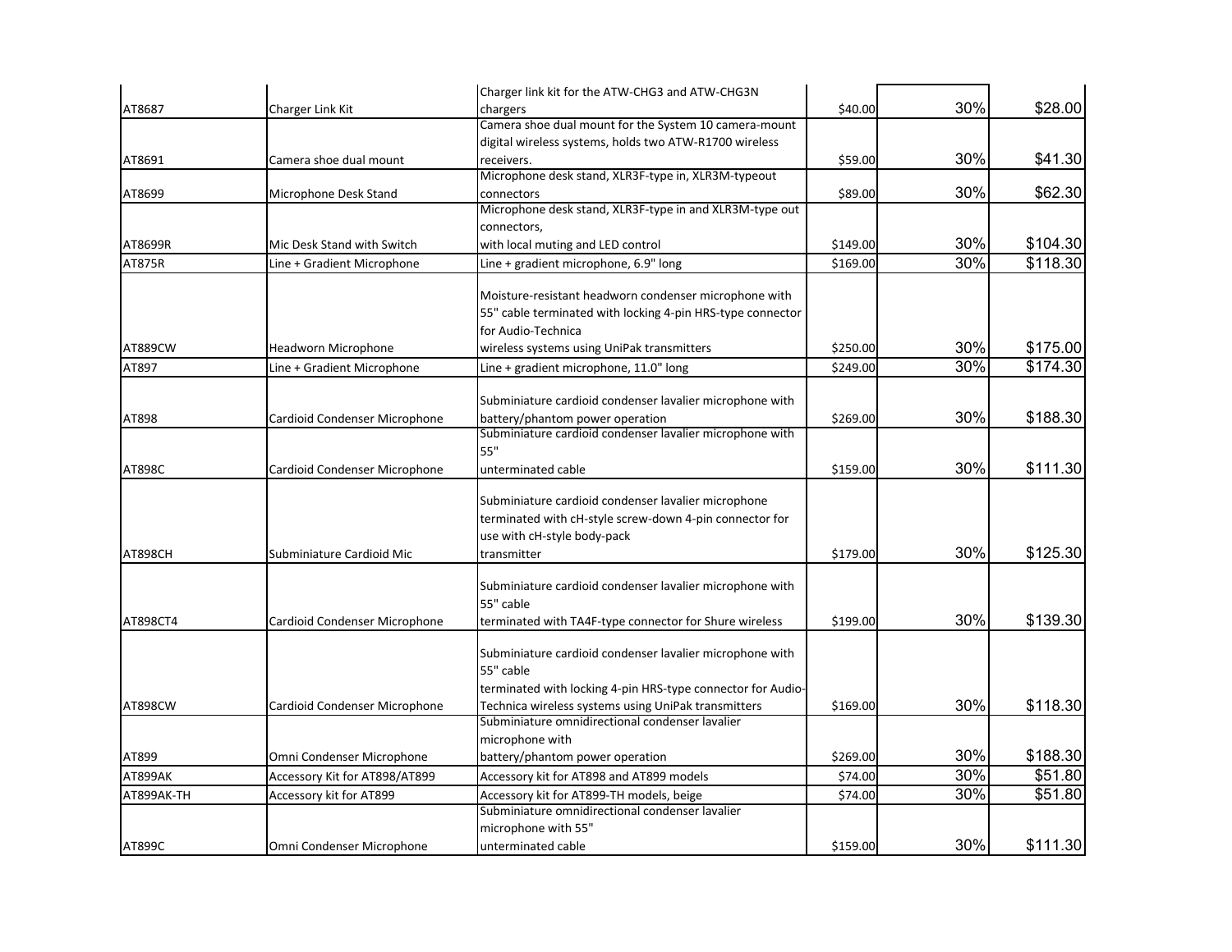| | | | | | |
|---|---|---|---|---|---|
| AT8687 | Charger Link Kit | Charger link kit for the ATW-CHG3 and ATW-CHG3N chargers | $40.00 | 30% | $28.00 |
| AT8691 | Camera shoe dual mount | Camera shoe dual mount for the System 10 camera-mount digital wireless systems, holds two ATW-R1700 wireless receivers. | $59.00 | 30% | $41.30 |
| AT8699 | Microphone Desk Stand | Microphone desk stand, XLR3F-type in, XLR3M-typeout connectors | $89.00 | 30% | $62.30 |
| AT8699R | Mic Desk Stand with Switch | Microphone desk stand, XLR3F-type in and XLR3M-type out connectors, with local muting and LED control | $149.00 | 30% | $104.30 |
| AT875R | Line + Gradient Microphone | Line + gradient microphone, 6.9" long | $169.00 | 30% | $118.30 |
| AT889CW | Headworn Microphone | Moisture-resistant headworn condenser microphone with 55" cable terminated with locking 4-pin HRS-type connector for Audio-Technica wireless systems using UniPak transmitters | $250.00 | 30% | $175.00 |
| AT897 | Line + Gradient Microphone | Line + gradient microphone, 11.0" long | $249.00 | 30% | $174.30 |
| AT898 | Cardioid Condenser Microphone | Subminiature cardioid condenser lavalier microphone with battery/phantom power operation | $269.00 | 30% | $188.30 |
| AT898C | Cardioid Condenser Microphone | Subminiature cardioid condenser lavalier microphone with 55" unterminated cable | $159.00 | 30% | $111.30 |
| AT898CH | Subminiature Cardioid Mic | Subminiature cardioid condenser lavalier microphone terminated with cH-style screw-down 4-pin connector for use with cH-style body-pack transmitter | $179.00 | 30% | $125.30 |
| AT898CT4 | Cardioid Condenser Microphone | Subminiature cardioid condenser lavalier microphone with 55" cable terminated with TA4F-type connector for Shure wireless | $199.00 | 30% | $139.30 |
| AT898CW | Cardioid Condenser Microphone | Subminiature cardioid condenser lavalier microphone with 55" cable terminated with locking 4-pin HRS-type connector for Audio-Technica wireless systems using UniPak transmitters | $169.00 | 30% | $118.30 |
| AT899 | Omni Condenser Microphone | Subminiature omnidirectional condenser lavalier microphone with battery/phantom power operation | $269.00 | 30% | $188.30 |
| AT899AK | Accessory Kit for AT898/AT899 | Accessory kit for AT898 and AT899 models | $74.00 | 30% | $51.80 |
| AT899AK-TH | Accessory kit for AT899 | Accessory kit for AT899-TH models, beige | $74.00 | 30% | $51.80 |
| AT899C | Omni Condenser Microphone | Subminiature omnidirectional condenser lavalier microphone with 55" unterminated cable | $159.00 | 30% | $111.30 |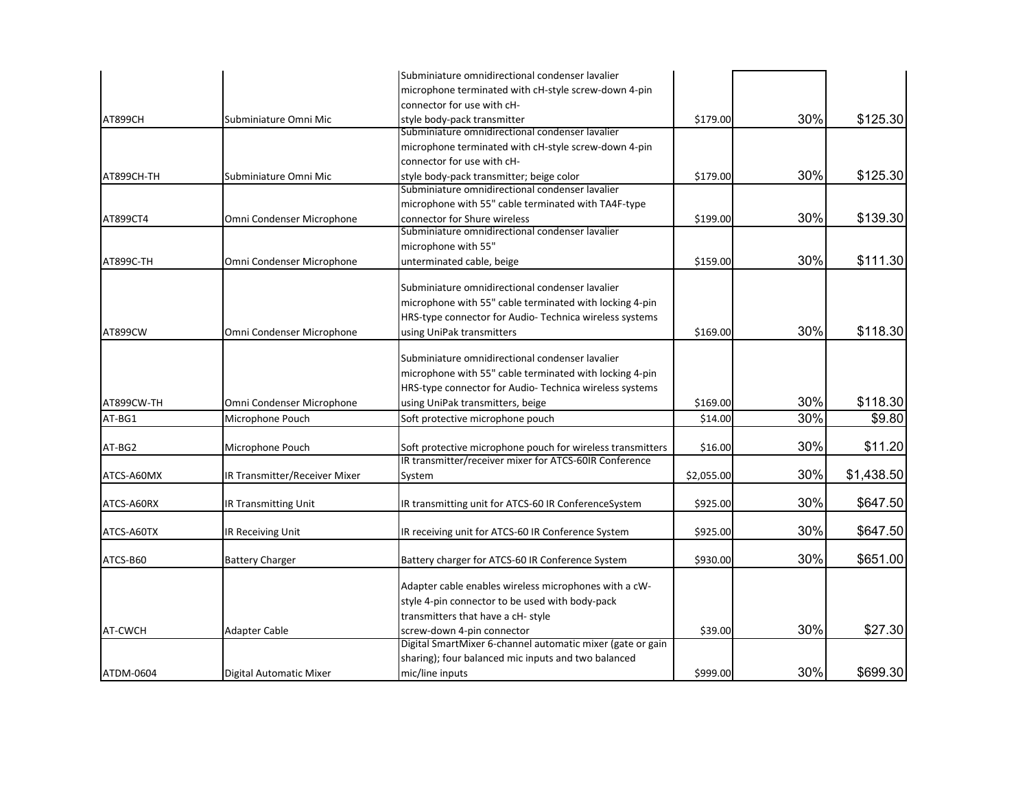| | | | | | |
|---|---|---|---|---|---|
| AT899CH | Subminiature Omni Mic | Subminiature omnidirectional condenser lavalier microphone terminated with cH-style screw-down 4-pin connector for use with cH-style body-pack transmitter | $179.00 | 30% | $125.30 |
| AT899CH-TH | Subminiature Omni Mic | Subminiature omnidirectional condenser lavalier microphone terminated with cH-style screw-down 4-pin connector for use with cH-style body-pack transmitter; beige color | $179.00 | 30% | $125.30 |
| AT899CT4 | Omni Condenser Microphone | Subminiature omnidirectional condenser lavalier microphone with 55" cable terminated with TA4F-type connector for Shure wireless | $199.00 | 30% | $139.30 |
| AT899C-TH | Omni Condenser Microphone | Subminiature omnidirectional condenser lavalier microphone with 55" unterminated cable, beige | $159.00 | 30% | $111.30 |
| AT899CW | Omni Condenser Microphone | Subminiature omnidirectional condenser lavalier microphone with 55" cable terminated with locking 4-pin HRS-type connector for Audio- Technica wireless systems using UniPak transmitters | $169.00 | 30% | $118.30 |
| AT899CW-TH | Omni Condenser Microphone | Subminiature omnidirectional condenser lavalier microphone with 55" cable terminated with locking 4-pin HRS-type connector for Audio- Technica wireless systems using UniPak transmitters, beige | $169.00 | 30% | $118.30 |
| AT-BG1 | Microphone Pouch | Soft protective microphone pouch | $14.00 | 30% | $9.80 |
| AT-BG2 | Microphone Pouch | Soft protective microphone pouch for wireless transmitters | $16.00 | 30% | $11.20 |
| ATCS-A60MX | IR Transmitter/Receiver Mixer | IR transmitter/receiver mixer for ATCS-60IR Conference System | $2,055.00 | 30% | $1,438.50 |
| ATCS-A60RX | IR Transmitting Unit | IR transmitting unit for ATCS-60 IR ConferenceSystem | $925.00 | 30% | $647.50 |
| ATCS-A60TX | IR Receiving Unit | IR receiving unit for ATCS-60 IR Conference System | $925.00 | 30% | $647.50 |
| ATCS-B60 | Battery Charger | Battery charger for ATCS-60 IR Conference System | $930.00 | 30% | $651.00 |
| AT-CWCH | Adapter Cable | Adapter cable enables wireless microphones with a cW-style 4-pin connector to be used with body-pack transmitters that have a cH- style screw-down 4-pin connector | $39.00 | 30% | $27.30 |
| ATDM-0604 | Digital Automatic Mixer | Digital SmartMixer 6-channel automatic mixer (gate or gain sharing); four balanced mic inputs and two balanced mic/line inputs | $999.00 | 30% | $699.30 |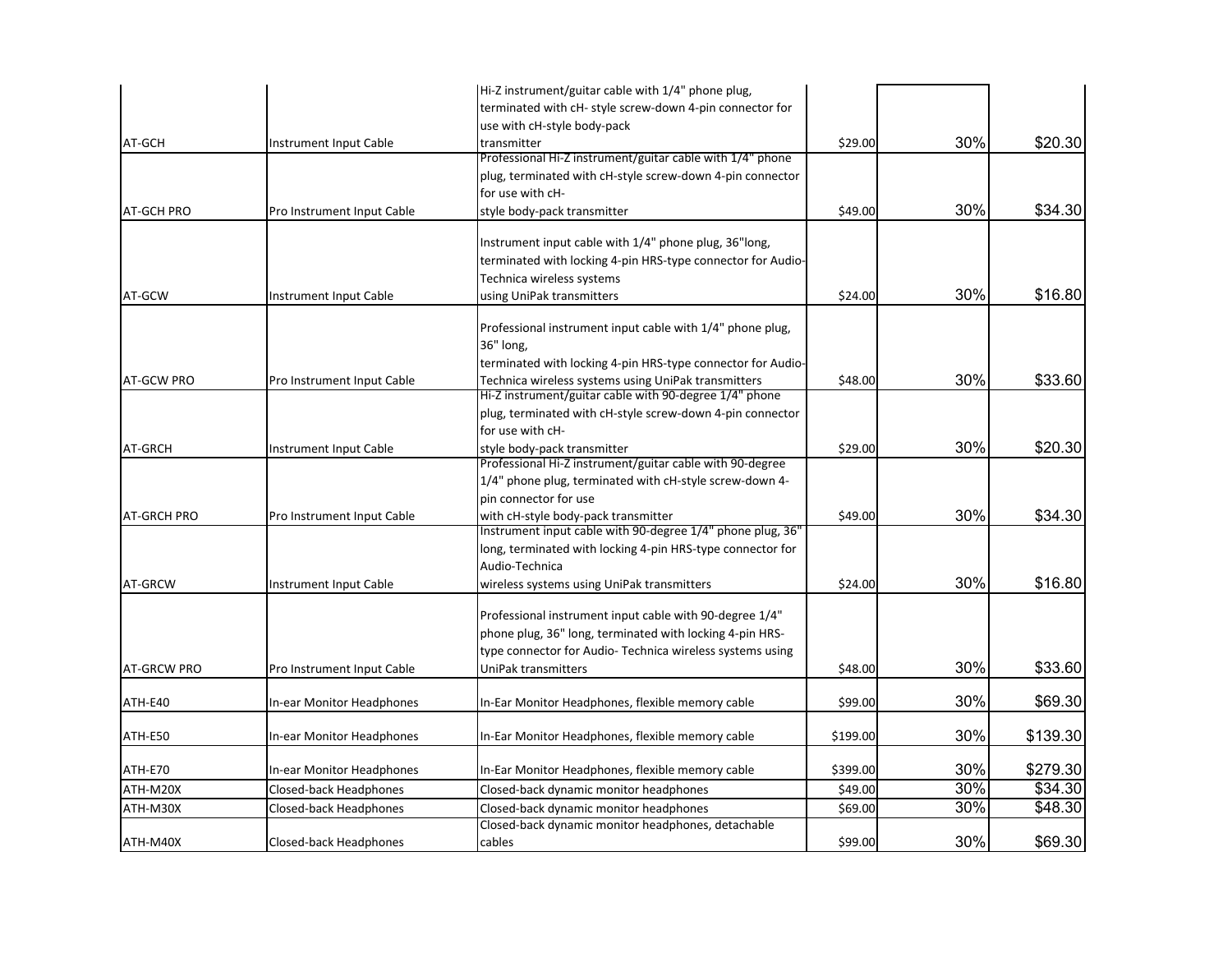| | | | | | |
|---|---|---|---|---|---|
| AT-GCH | Instrument Input Cable | Hi-Z instrument/guitar cable with 1/4" phone plug, terminated with cH- style screw-down 4-pin connector for use with cH-style body-pack transmitter | $29.00 | 30% | $20.30 |
| AT-GCH PRO | Pro Instrument Input Cable | Professional Hi-Z instrument/guitar cable with 1/4" phone plug, terminated with cH-style screw-down 4-pin connector for use with cH- style body-pack transmitter | $49.00 | 30% | $34.30 |
| AT-GCW | Instrument Input Cable | Instrument input cable with 1/4" phone plug, 36"long, terminated with locking 4-pin HRS-type connector for Audio-Technica wireless systems using UniPak transmitters | $24.00 | 30% | $16.80 |
| AT-GCW PRO | Pro Instrument Input Cable | Professional instrument input cable with 1/4" phone plug, 36" long, terminated with locking 4-pin HRS-type connector for Audio-Technica wireless systems using UniPak transmitters | $48.00 | 30% | $33.60 |
| AT-GRCH | Instrument Input Cable | Hi-Z instrument/guitar cable with 90-degree 1/4" phone plug, terminated with cH-style screw-down 4-pin connector for use with cH- style body-pack transmitter | $29.00 | 30% | $20.30 |
| AT-GRCH PRO | Pro Instrument Input Cable | Professional Hi-Z instrument/guitar cable with 90-degree 1/4" phone plug, terminated with cH-style screw-down 4-pin connector for use with cH-style body-pack transmitter | $49.00 | 30% | $34.30 |
| AT-GRCW | Instrument Input Cable | Instrument input cable with 90-degree 1/4" phone plug, 36" long, terminated with locking 4-pin HRS-type connector for Audio-Technica wireless systems using UniPak transmitters | $24.00 | 30% | $16.80 |
| AT-GRCW PRO | Pro Instrument Input Cable | Professional instrument input cable with 90-degree 1/4" phone plug, 36" long, terminated with locking 4-pin HRS-type connector for Audio- Technica wireless systems using UniPak transmitters | $48.00 | 30% | $33.60 |
| ATH-E40 | In-ear Monitor Headphones | In-Ear Monitor Headphones, flexible memory cable | $99.00 | 30% | $69.30 |
| ATH-E50 | In-ear Monitor Headphones | In-Ear Monitor Headphones, flexible memory cable | $199.00 | 30% | $139.30 |
| ATH-E70 | In-ear Monitor Headphones | In-Ear Monitor Headphones, flexible memory cable | $399.00 | 30% | $279.30 |
| ATH-M20X | Closed-back Headphones | Closed-back dynamic monitor headphones | $49.00 | 30% | $34.30 |
| ATH-M30X | Closed-back Headphones | Closed-back dynamic monitor headphones | $69.00 | 30% | $48.30 |
| ATH-M40X | Closed-back Headphones | Closed-back dynamic monitor headphones, detachable cables | $99.00 | 30% | $69.30 |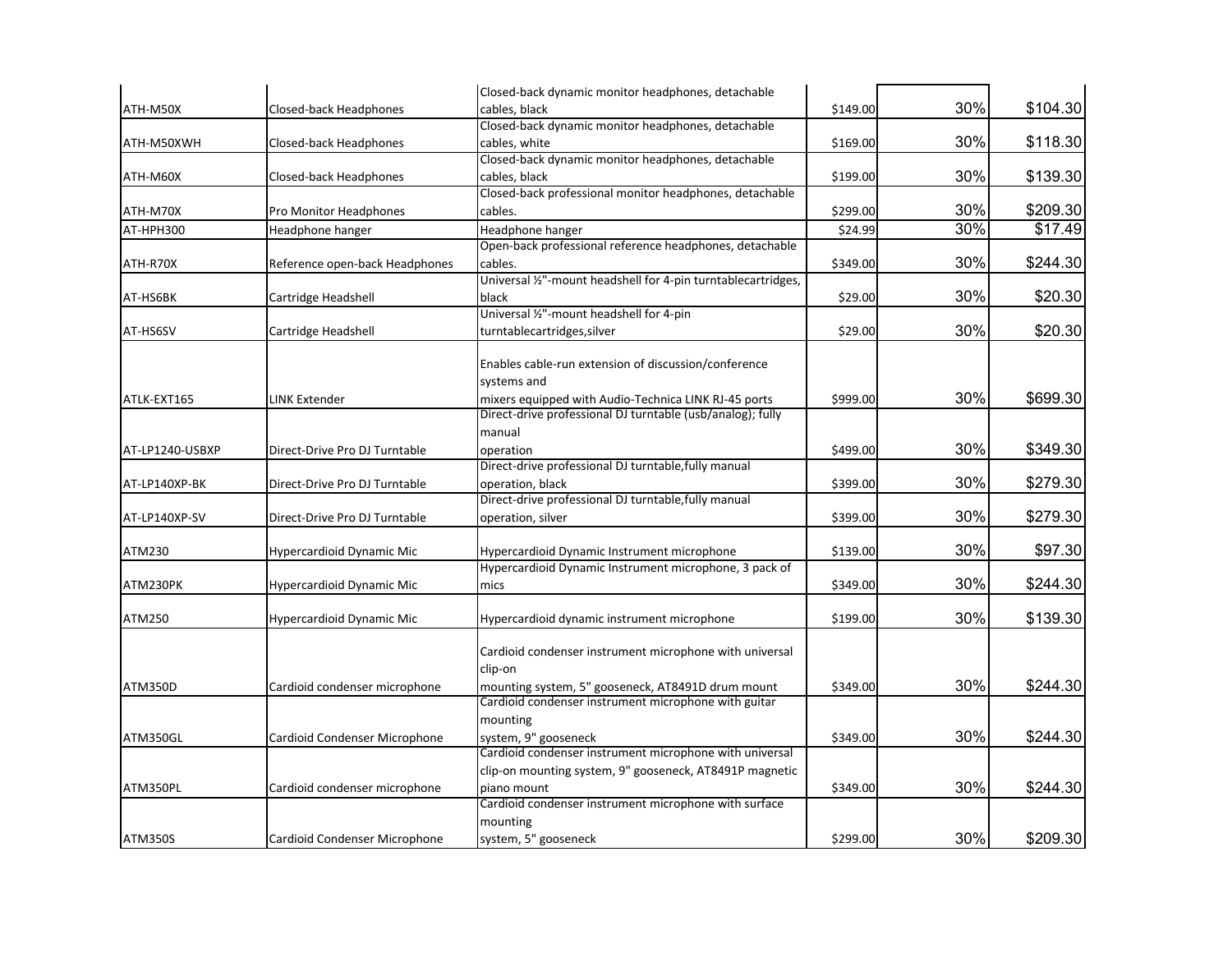| | | | | | |
|---|---|---|---|---|---|
| ATH-M50X | Closed-back Headphones | Closed-back dynamic monitor headphones, detachable cables, black | $149.00 | 30% | $104.30 |
| ATH-M50XWH | Closed-back Headphones | Closed-back dynamic monitor headphones, detachable cables, white | $169.00 | 30% | $118.30 |
| ATH-M60X | Closed-back Headphones | Closed-back dynamic monitor headphones, detachable cables, black | $199.00 | 30% | $139.30 |
| ATH-M70X | Pro Monitor Headphones | Closed-back professional monitor headphones, detachable cables. | $299.00 | 30% | $209.30 |
| AT-HPH300 | Headphone hanger | Headphone hanger | $24.99 | 30% | $17.49 |
| ATH-R70X | Reference open-back Headphones | Open-back professional reference headphones, detachable cables. | $349.00 | 30% | $244.30 |
| AT-HS6BK | Cartridge Headshell | Universal ½"-mount headshell for 4-pin turntablecartridges, black | $29.00 | 30% | $20.30 |
| AT-HS6SV | Cartridge Headshell | Universal ½"-mount headshell for 4-pin turntablecartridges,silver | $29.00 | 30% | $20.30 |
| ATLK-EXT165 | LINK Extender | Enables cable-run extension of discussion/conference systems and mixers equipped with Audio-Technica LINK RJ-45 ports | $999.00 | 30% | $699.30 |
| AT-LP1240-USBXP | Direct-Drive Pro DJ Turntable | Direct-drive professional DJ turntable (usb/analog); fully manual operation | $499.00 | 30% | $349.30 |
| AT-LP140XP-BK | Direct-Drive Pro DJ Turntable | Direct-drive professional DJ turntable,fully manual operation, black | $399.00 | 30% | $279.30 |
| AT-LP140XP-SV | Direct-Drive Pro DJ Turntable | Direct-drive professional DJ turntable,fully manual operation, silver | $399.00 | 30% | $279.30 |
| ATM230 | Hypercardioid Dynamic Mic | Hypercardioid Dynamic Instrument microphone | $139.00 | 30% | $97.30 |
| ATM230PK | Hypercardioid Dynamic Mic | Hypercardioid Dynamic Instrument microphone, 3 pack of mics | $349.00 | 30% | $244.30 |
| ATM250 | Hypercardioid Dynamic Mic | Hypercardioid dynamic instrument microphone | $199.00 | 30% | $139.30 |
| ATM350D | Cardioid condenser microphone | Cardioid condenser instrument microphone with universal clip-on mounting system, 5" gooseneck, AT8491D drum mount | $349.00 | 30% | $244.30 |
| ATM350GL | Cardioid Condenser Microphone | Cardioid condenser instrument microphone with guitar mounting system, 9" gooseneck | $349.00 | 30% | $244.30 |
| ATM350PL | Cardioid condenser microphone | Cardioid condenser instrument microphone with universal clip-on mounting system, 9" gooseneck, AT8491P magnetic piano mount | $349.00 | 30% | $244.30 |
| ATM350S | Cardioid Condenser Microphone | Cardioid condenser instrument microphone with surface mounting system, 5" gooseneck | $299.00 | 30% | $209.30 |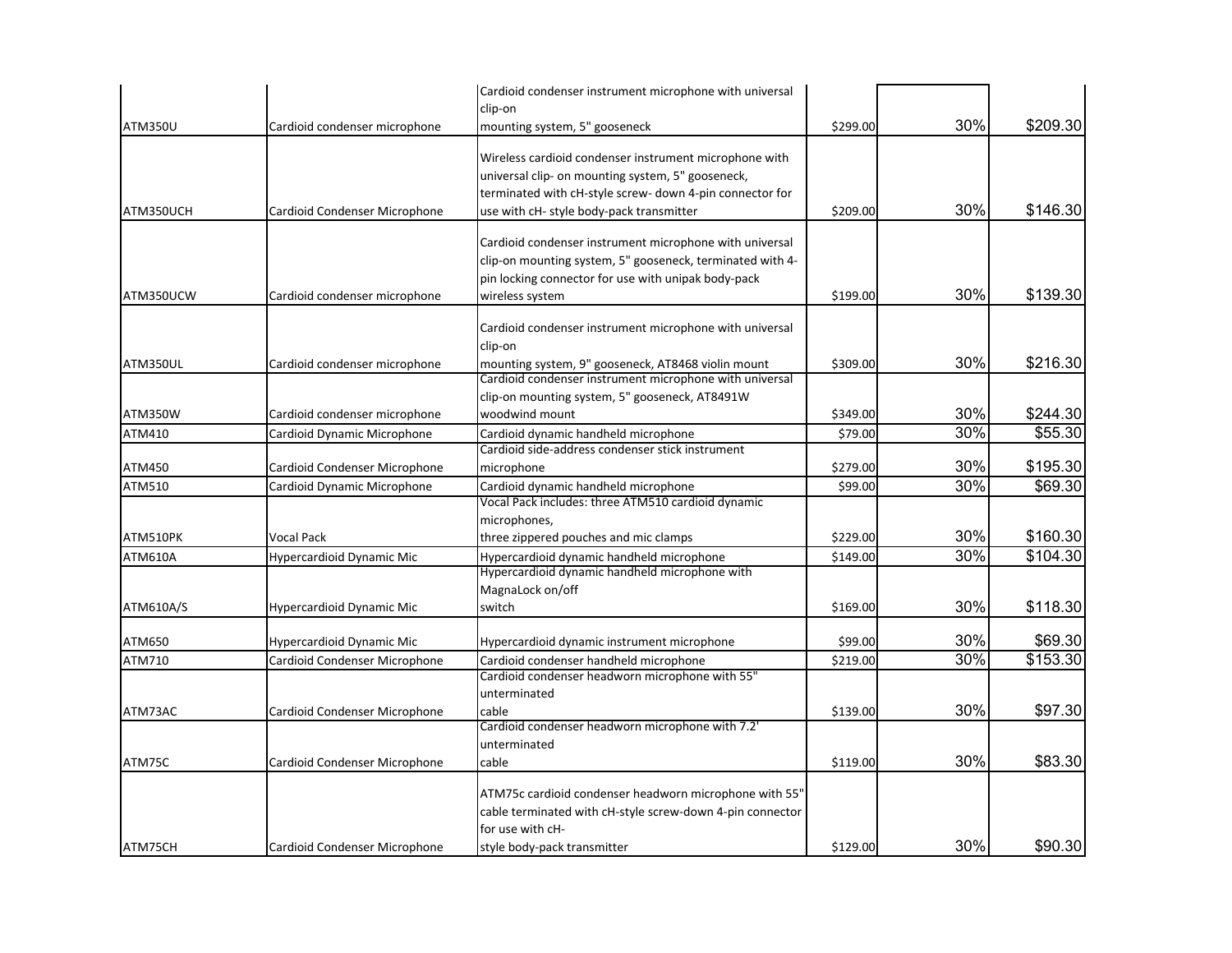| | | | | | |
|---|---|---|---|---|---|
| ATM350U | Cardioid condenser microphone | Cardioid condenser instrument microphone with universal clip-on mounting system, 5" gooseneck | $299.00 | 30% | $209.30 |
| ATM350UCH | Cardioid Condenser Microphone | Wireless cardioid condenser instrument microphone with universal clip- on mounting system, 5" gooseneck, terminated with cH-style screw- down 4-pin connector for use with cH- style body-pack transmitter | $209.00 | 30% | $146.30 |
| ATM350UCW | Cardioid condenser microphone | Cardioid condenser instrument microphone with universal clip-on mounting system, 5" gooseneck, terminated with 4-pin locking connector for use with unipak body-pack wireless system | $199.00 | 30% | $139.30 |
| ATM350UL | Cardioid condenser microphone | Cardioid condenser instrument microphone with universal clip-on mounting system, 9" gooseneck, AT8468 violin mount | $309.00 | 30% | $216.30 |
| ATM350W | Cardioid condenser microphone | Cardioid condenser instrument microphone with universal clip-on mounting system, 5" gooseneck, AT8491W woodwind mount | $349.00 | 30% | $244.30 |
| ATM410 | Cardioid Dynamic Microphone | Cardioid dynamic handheld microphone | $79.00 | 30% | $55.30 |
| ATM450 | Cardioid Condenser Microphone | Cardioid side-address condenser stick instrument microphone | $279.00 | 30% | $195.30 |
| ATM510 | Cardioid Dynamic Microphone | Cardioid dynamic handheld microphone | $99.00 | 30% | $69.30 |
| ATM510PK | Vocal Pack | Vocal Pack includes: three ATM510 cardioid dynamic microphones, three zippered pouches and mic clamps | $229.00 | 30% | $160.30 |
| ATM610A | Hypercardioid Dynamic Mic | Hypercardioid dynamic handheld microphone | $149.00 | 30% | $104.30 |
| ATM610A/S | Hypercardioid Dynamic Mic | Hypercardioid dynamic handheld microphone with MagnaLock on/off switch | $169.00 | 30% | $118.30 |
| ATM650 | Hypercardioid Dynamic Mic | Hypercardioid dynamic instrument microphone | $99.00 | 30% | $69.30 |
| ATM710 | Cardioid Condenser Microphone | Cardioid condenser handheld microphone | $219.00 | 30% | $153.30 |
| ATM73AC | Cardioid Condenser Microphone | Cardioid condenser headworn microphone with 55" unterminated cable | $139.00 | 30% | $97.30 |
| ATM75C | Cardioid Condenser Microphone | Cardioid condenser headworn microphone with 7.2' unterminated cable | $119.00 | 30% | $83.30 |
| ATM75CH | Cardioid Condenser Microphone | ATM75c cardioid condenser headworn microphone with 55" cable terminated with cH-style screw-down 4-pin connector for use with cH- style body-pack transmitter | $129.00 | 30% | $90.30 |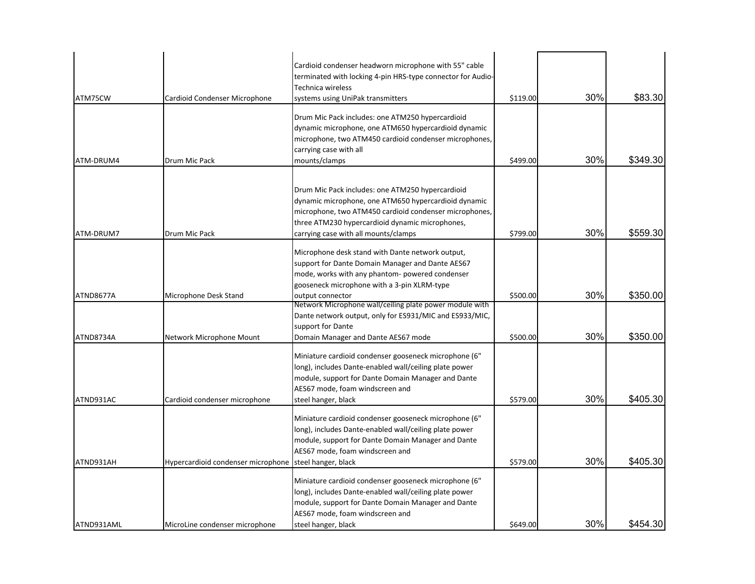| | | | | | |
|---|---|---|---|---|---|
| ATM75CW | Cardioid Condenser Microphone | Cardioid condenser headworn microphone with 55" cable terminated with locking 4-pin HRS-type connector for Audio-Technica wireless systems using UniPak transmitters | $119.00 | 30% | $83.30 |
| ATM-DRUM4 | Drum Mic Pack | Drum Mic Pack includes: one ATM250 hypercardioid dynamic microphone, one ATM650 hypercardioid dynamic microphone, two ATM450 cardioid condenser microphones, carrying case with all mounts/clamps | $499.00 | 30% | $349.30 |
| ATM-DRUM7 | Drum Mic Pack | Drum Mic Pack includes: one ATM250 hypercardioid dynamic microphone, one ATM650 hypercardioid dynamic microphone, two ATM450 cardioid condenser microphones, three ATM230 hypercardioid dynamic microphones, carrying case with all mounts/clamps | $799.00 | 30% | $559.30 |
| ATND8677A | Microphone Desk Stand | Microphone desk stand with Dante network output, support for Dante Domain Manager and Dante AES67 mode, works with any phantom- powered condenser gooseneck microphone with a 3-pin XLRM-type output connector | $500.00 | 30% | $350.00 |
| ATND8734A | Network Microphone Mount | Network Microphone wall/ceiling plate power module with Dante network output, only for ES931/MIC and ES933/MIC, support for Dante Domain Manager and Dante AES67 mode | $500.00 | 30% | $350.00 |
| ATND931AC | Cardioid condenser microphone | Miniature cardioid condenser gooseneck microphone (6" long), includes Dante-enabled wall/ceiling plate power module, support for Dante Domain Manager and Dante AES67 mode, foam windscreen and steel hanger, black | $579.00 | 30% | $405.30 |
| ATND931AH | Hypercardioid condenser microphone | Miniature cardioid condenser gooseneck microphone (6" long), includes Dante-enabled wall/ceiling plate power module, support for Dante Domain Manager and Dante AES67 mode, foam windscreen and steel hanger, black | $579.00 | 30% | $405.30 |
| ATND931AML | MicroLine condenser microphone | Miniature cardioid condenser gooseneck microphone (6" long), includes Dante-enabled wall/ceiling plate power module, support for Dante Domain Manager and Dante AES67 mode, foam windscreen and steel hanger, black | $649.00 | 30% | $454.30 |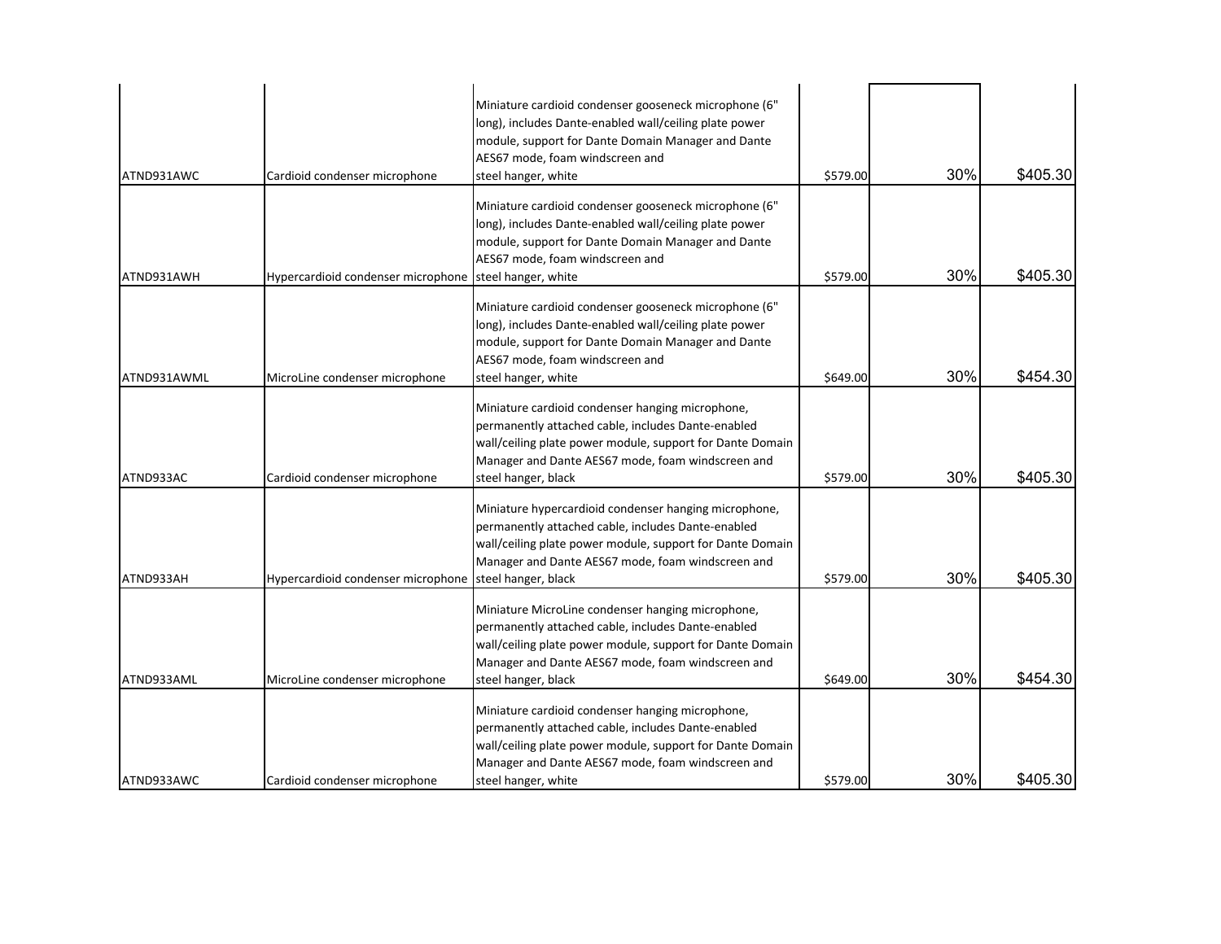| | | | | | |
|---|---|---|---|---|---|
| ATND931AWC | Cardioid condenser microphone | Miniature cardioid condenser gooseneck microphone (6" long), includes Dante-enabled wall/ceiling plate power module, support for Dante Domain Manager and Dante AES67 mode, foam windscreen and steel hanger, white | $579.00 | 30% | $405.30 |
| ATND931AWH | Hypercardioid condenser microphone | Miniature cardioid condenser gooseneck microphone (6" long), includes Dante-enabled wall/ceiling plate power module, support for Dante Domain Manager and Dante AES67 mode, foam windscreen and steel hanger, white | $579.00 | 30% | $405.30 |
| ATND931AWML | MicroLine condenser microphone | Miniature cardioid condenser gooseneck microphone (6" long), includes Dante-enabled wall/ceiling plate power module, support for Dante Domain Manager and Dante AES67 mode, foam windscreen and steel hanger, white | $649.00 | 30% | $454.30 |
| ATND933AC | Cardioid condenser microphone | Miniature cardioid condenser hanging microphone, permanently attached cable, includes Dante-enabled wall/ceiling plate power module, support for Dante Domain Manager and Dante AES67 mode, foam windscreen and steel hanger, black | $579.00 | 30% | $405.30 |
| ATND933AH | Hypercardioid condenser microphone | Miniature hypercardioid condenser hanging microphone, permanently attached cable, includes Dante-enabled wall/ceiling plate power module, support for Dante Domain Manager and Dante AES67 mode, foam windscreen and steel hanger, black | $579.00 | 30% | $405.30 |
| ATND933AML | MicroLine condenser microphone | Miniature MicroLine condenser hanging microphone, permanently attached cable, includes Dante-enabled wall/ceiling plate power module, support for Dante Domain Manager and Dante AES67 mode, foam windscreen and steel hanger, black | $649.00 | 30% | $454.30 |
| ATND933AWC | Cardioid condenser microphone | Miniature cardioid condenser hanging microphone, permanently attached cable, includes Dante-enabled wall/ceiling plate power module, support for Dante Domain Manager and Dante AES67 mode, foam windscreen and steel hanger, white | $579.00 | 30% | $405.30 |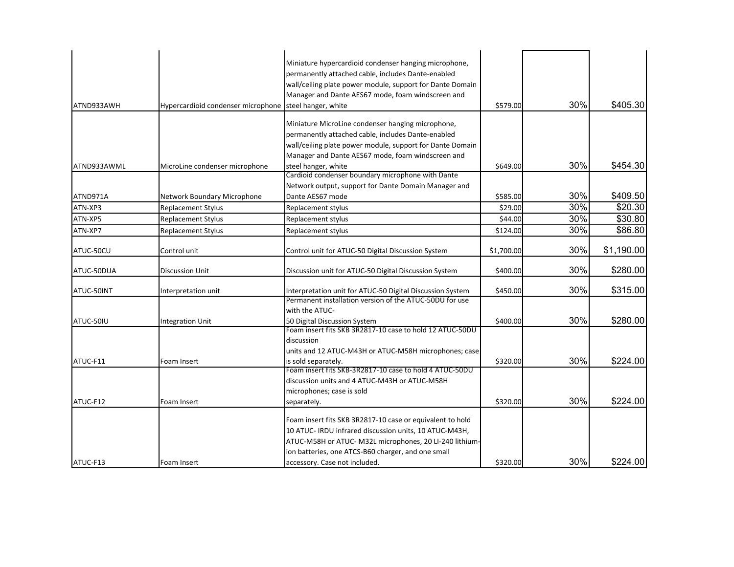| | | | | | |
|---|---|---|---|---|---|
| ATND933AWH | Hypercardioid condenser microphone | Miniature hypercardioid condenser hanging microphone, permanently attached cable, includes Dante-enabled wall/ceiling plate power module, support for Dante Domain Manager and Dante AES67 mode, foam windscreen and steel hanger, white | $579.00 | 30% | $405.30 |
| ATND933AWML | MicroLine condenser microphone | Miniature MicroLine condenser hanging microphone, permanently attached cable, includes Dante-enabled wall/ceiling plate power module, support for Dante Domain Manager and Dante AES67 mode, foam windscreen and steel hanger, white | $649.00 | 30% | $454.30 |
| ATND971A | Network Boundary Microphone | Cardioid condenser boundary microphone with Dante Network output, support for Dante Domain Manager and Dante AES67 mode | $585.00 | 30% | $409.50 |
| ATN-XP3 | Replacement Stylus | Replacement stylus | $29.00 | 30% | $20.30 |
| ATN-XP5 | Replacement Stylus | Replacement stylus | $44.00 | 30% | $30.80 |
| ATN-XP7 | Replacement Stylus | Replacement stylus | $124.00 | 30% | $86.80 |
| ATUC-50CU | Control unit | Control unit for ATUC-50 Digital Discussion System | $1,700.00 | 30% | $1,190.00 |
| ATUC-50DUA | Discussion Unit | Discussion unit for ATUC-50 Digital Discussion System | $400.00 | 30% | $280.00 |
| ATUC-50INT | Interpretation unit | Interpretation unit for ATUC-50 Digital Discussion System | $450.00 | 30% | $315.00 |
| ATUC-50IU | Integration Unit | Permanent installation version of the ATUC-50DU for use with the ATUC-50 Digital Discussion System | $400.00 | 30% | $280.00 |
| ATUC-F11 | Foam Insert | Foam insert fits SKB 3R2817-10 case to hold 12 ATUC-50DU discussion units and 12 ATUC-M43H or ATUC-M58H microphones; case is sold separately. | $320.00 | 30% | $224.00 |
| ATUC-F12 | Foam Insert | Foam insert fits SKB-3R2817-10 case to hold 4 ATUC-50DU discussion units and 4 ATUC-M43H or ATUC-M58H microphones; case is sold separately. | $320.00 | 30% | $224.00 |
| ATUC-F13 | Foam Insert | Foam insert fits SKB 3R2817-10 case or equivalent to hold 10 ATUC- IRDU infrared discussion units, 10 ATUC-M43H, ATUC-M58H or ATUC- M32L microphones, 20 LI-240 lithium-ion batteries, one ATCS-B60 charger, and one small accessory. Case not included. | $320.00 | 30% | $224.00 |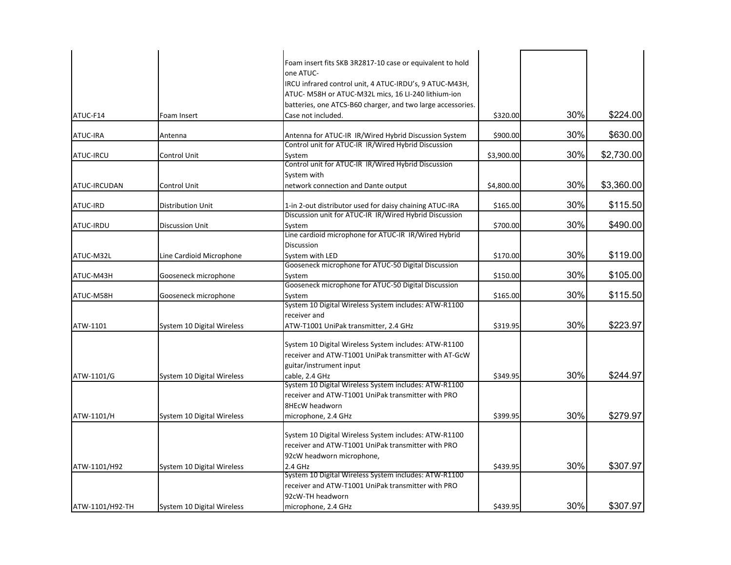| | | | | | |
|---|---|---|---|---|---|
| ATUC-F14 | Foam Insert | Foam insert fits SKB 3R2817-10 case or equivalent to hold one ATUC-IRCU infrared control unit, 4 ATUC-IRDU's, 9 ATUC-M43H, ATUC- M58H or ATUC-M32L mics, 16 LI-240 lithium-ion batteries, one ATCS-B60 charger, and two large accessories. Case not included. | $320.00 | 30% | $224.00 |
| ATUC-IRA | Antenna | Antenna for ATUC-IR IR/Wired Hybrid Discussion System | $900.00 | 30% | $630.00 |
| ATUC-IRCU | Control Unit | Control unit for ATUC-IR IR/Wired Hybrid Discussion System | $3,900.00 | 30% | $2,730.00 |
| ATUC-IRCUDAN | Control Unit | Control unit for ATUC-IR IR/Wired Hybrid Discussion System with network connection and Dante output | $4,800.00 | 30% | $3,360.00 |
| ATUC-IRD | Distribution Unit | 1-in 2-out distributor used for daisy chaining ATUC-IRA | $165.00 | 30% | $115.50 |
| ATUC-IRDU | Discussion Unit | Discussion unit for ATUC-IR IR/Wired Hybrid Discussion System | $700.00 | 30% | $490.00 |
| ATUC-M32L | Line Cardioid Microphone | Line cardioid microphone for ATUC-IR IR/Wired Hybrid Discussion System with LED | $170.00 | 30% | $119.00 |
| ATUC-M43H | Gooseneck microphone | Gooseneck microphone for ATUC-50 Digital Discussion System | $150.00 | 30% | $105.00 |
| ATUC-M58H | Gooseneck microphone | Gooseneck microphone for ATUC-50 Digital Discussion System | $165.00 | 30% | $115.50 |
| ATW-1101 | System 10 Digital Wireless | System 10 Digital Wireless System includes: ATW-R1100 receiver and ATW-T1001 UniPak transmitter, 2.4 GHz | $319.95 | 30% | $223.97 |
| ATW-1101/G | System 10 Digital Wireless | System 10 Digital Wireless System includes: ATW-R1100 receiver and ATW-T1001 UniPak transmitter with AT-GcW guitar/instrument input cable, 2.4 GHz | $349.95 | 30% | $244.97 |
| ATW-1101/H | System 10 Digital Wireless | System 10 Digital Wireless System includes: ATW-R1100 receiver and ATW-T1001 UniPak transmitter with PRO 8HEcW headworn microphone, 2.4 GHz | $399.95 | 30% | $279.97 |
| ATW-1101/H92 | System 10 Digital Wireless | System 10 Digital Wireless System includes: ATW-R1100 receiver and ATW-T1001 UniPak transmitter with PRO 92cW headworn microphone, 2.4 GHz | $439.95 | 30% | $307.97 |
| ATW-1101/H92-TH | System 10 Digital Wireless | System 10 Digital Wireless System includes: ATW-R1100 receiver and ATW-T1001 UniPak transmitter with PRO 92cW-TH headworn microphone, 2.4 GHz | $439.95 | 30% | $307.97 |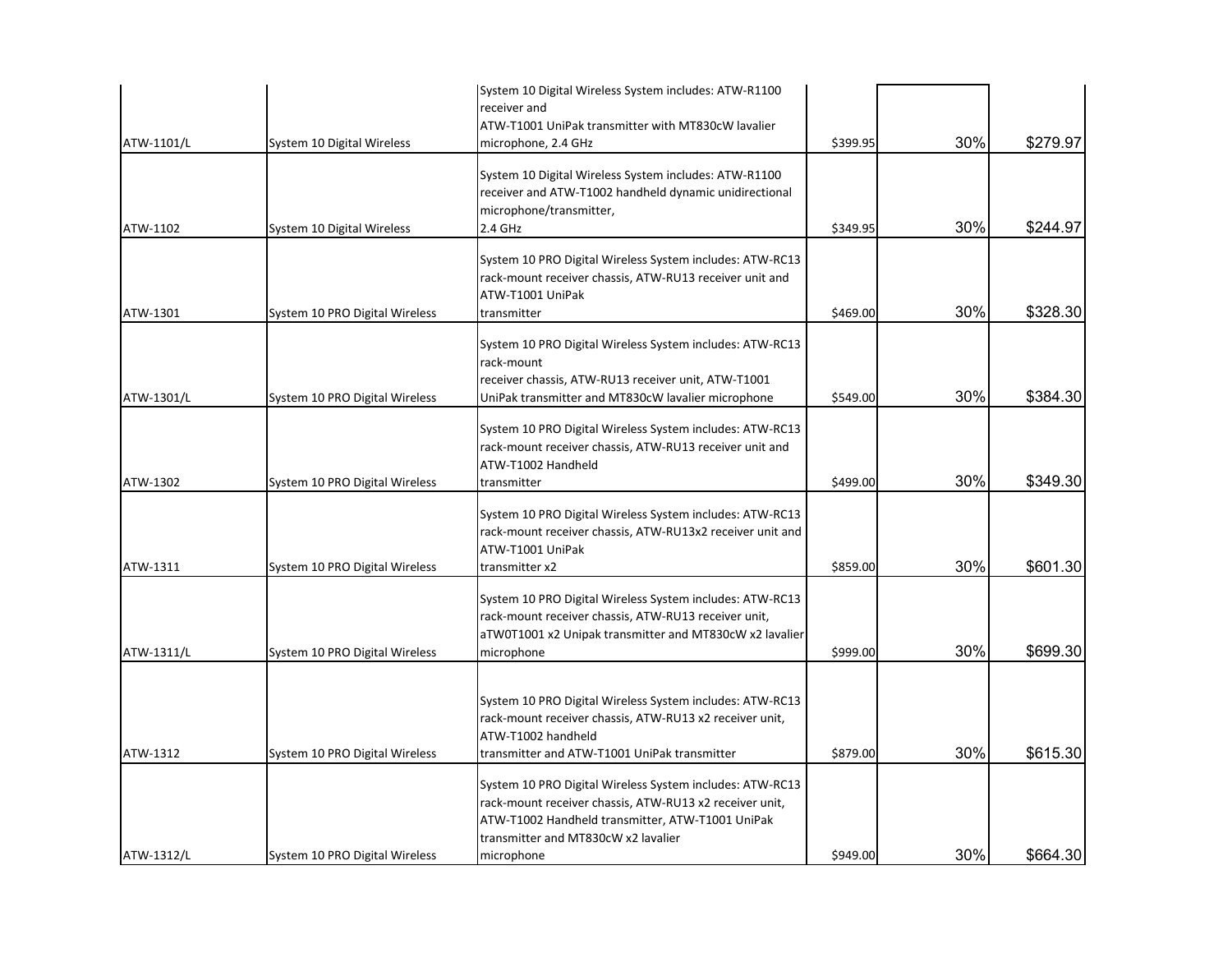| | | | | | |
|---|---|---|---|---|---|
| ATW-1101/L | System 10 Digital Wireless | System 10 Digital Wireless System includes: ATW-R1100 receiver and ATW-T1001 UniPak transmitter with MT830cW lavalier microphone, 2.4 GHz | $399.95 | 30% | $279.97 |
| ATW-1102 | System 10 Digital Wireless | System 10 Digital Wireless System includes: ATW-R1100 receiver and ATW-T1002 handheld dynamic unidirectional microphone/transmitter, 2.4 GHz | $349.95 | 30% | $244.97 |
| ATW-1301 | System 10 PRO Digital Wireless | System 10 PRO Digital Wireless System includes: ATW-RC13 rack-mount receiver chassis, ATW-RU13 receiver unit and ATW-T1001 UniPak transmitter | $469.00 | 30% | $328.30 |
| ATW-1301/L | System 10 PRO Digital Wireless | System 10 PRO Digital Wireless System includes: ATW-RC13 rack-mount receiver chassis, ATW-RU13 receiver unit, ATW-T1001 UniPak transmitter and MT830cW lavalier microphone | $549.00 | 30% | $384.30 |
| ATW-1302 | System 10 PRO Digital Wireless | System 10 PRO Digital Wireless System includes: ATW-RC13 rack-mount receiver chassis, ATW-RU13 receiver unit and ATW-T1002 Handheld transmitter | $499.00 | 30% | $349.30 |
| ATW-1311 | System 10 PRO Digital Wireless | System 10 PRO Digital Wireless System includes: ATW-RC13 rack-mount receiver chassis, ATW-RU13x2 receiver unit and ATW-T1001 UniPak transmitter x2 | $859.00 | 30% | $601.30 |
| ATW-1311/L | System 10 PRO Digital Wireless | System 10 PRO Digital Wireless System includes: ATW-RC13 rack-mount receiver chassis, ATW-RU13 receiver unit, aTW0T1001 x2 Unipak transmitter and MT830cW x2 lavalier microphone | $999.00 | 30% | $699.30 |
| ATW-1312 | System 10 PRO Digital Wireless | System 10 PRO Digital Wireless System includes: ATW-RC13 rack-mount receiver chassis, ATW-RU13 x2 receiver unit, ATW-T1002 handheld transmitter and ATW-T1001 UniPak transmitter | $879.00 | 30% | $615.30 |
| ATW-1312/L | System 10 PRO Digital Wireless | System 10 PRO Digital Wireless System includes: ATW-RC13 rack-mount receiver chassis, ATW-RU13 x2 receiver unit, ATW-T1002 Handheld transmitter, ATW-T1001 UniPak transmitter and MT830cW x2 lavalier microphone | $949.00 | 30% | $664.30 |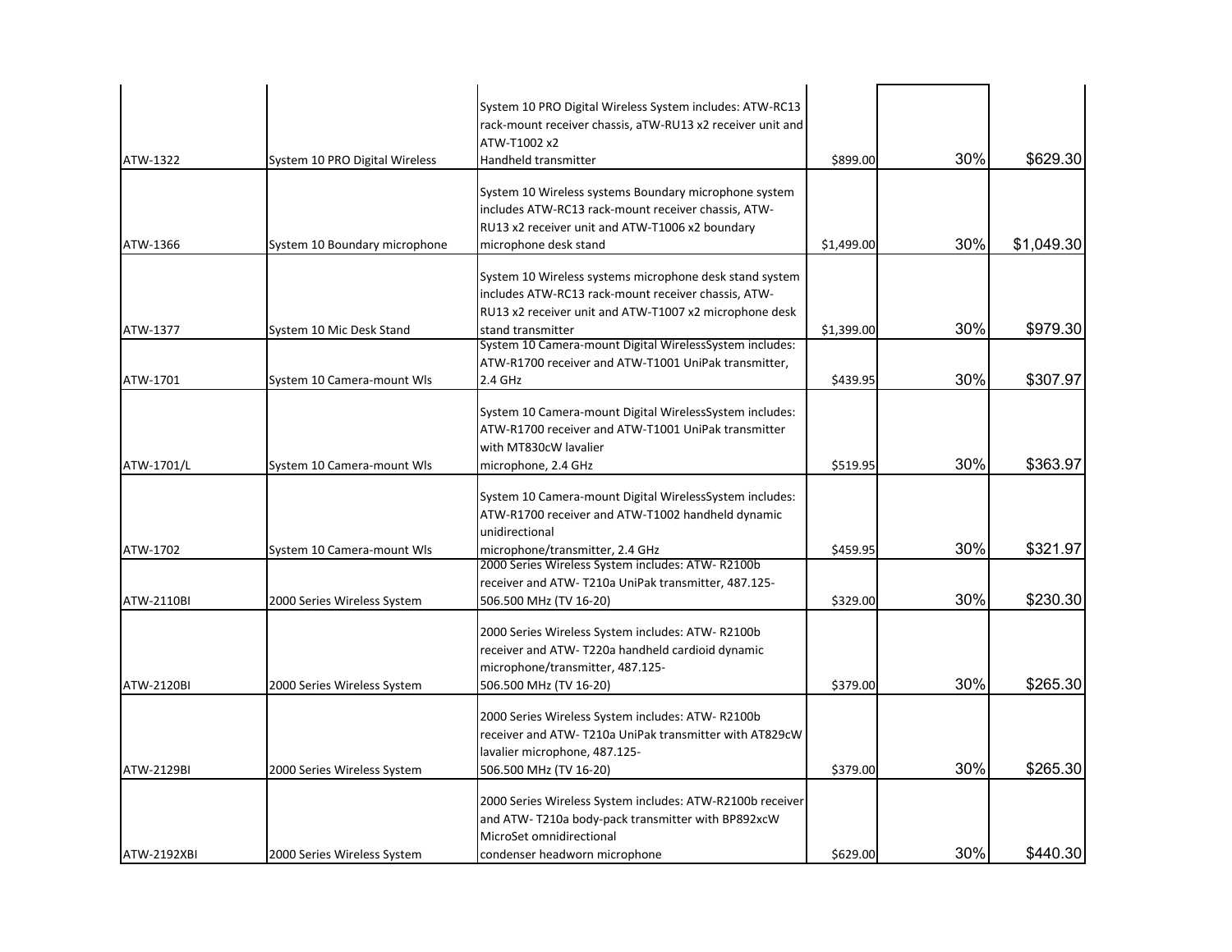| | | | | | |
|---|---|---|---|---|---|
| ATW-1322 | System 10 PRO Digital Wireless | System 10 PRO Digital Wireless System includes: ATW-RC13 rack-mount receiver chassis, aTW-RU13 x2 receiver unit and ATW-T1002 x2 Handheld transmitter | $899.00 | 30% | $629.30 |
| ATW-1366 | System 10 Boundary microphone | System 10 Wireless systems Boundary microphone system includes ATW-RC13 rack-mount receiver chassis, ATW-RU13 x2 receiver unit and ATW-T1006 x2 boundary microphone desk stand | $1,499.00 | 30% | $1,049.30 |
| ATW-1377 | System 10 Mic Desk Stand | System 10 Wireless systems microphone desk stand system includes ATW-RC13 rack-mount receiver chassis, ATW-RU13 x2 receiver unit and ATW-T1007 x2 microphone desk stand transmitter | $1,399.00 | 30% | $979.30 |
| ATW-1701 | System 10 Camera-mount Wls | System 10 Camera-mount Digital WirelessSystem includes: ATW-R1700 receiver and ATW-T1001 UniPak transmitter, 2.4 GHz | $439.95 | 30% | $307.97 |
| ATW-1701/L | System 10 Camera-mount Wls | System 10 Camera-mount Digital WirelessSystem includes: ATW-R1700 receiver and ATW-T1001 UniPak transmitter with MT830cW lavalier microphone, 2.4 GHz | $519.95 | 30% | $363.97 |
| ATW-1702 | System 10 Camera-mount Wls | System 10 Camera-mount Digital WirelessSystem includes: ATW-R1700 receiver and ATW-T1002 handheld dynamic unidirectional microphone/transmitter, 2.4 GHz | $459.95 | 30% | $321.97 |
| ATW-2110BI | 2000 Series Wireless System | 2000 Series Wireless System includes: ATW- R2100b receiver and ATW- T210a UniPak transmitter, 487.125-506.500 MHz (TV 16-20) | $329.00 | 30% | $230.30 |
| ATW-2120BI | 2000 Series Wireless System | 2000 Series Wireless System includes: ATW- R2100b receiver and ATW- T220a handheld cardioid dynamic microphone/transmitter, 487.125-506.500 MHz (TV 16-20) | $379.00 | 30% | $265.30 |
| ATW-2129BI | 2000 Series Wireless System | 2000 Series Wireless System includes: ATW- R2100b receiver and ATW- T210a UniPak transmitter with AT829cW lavalier microphone, 487.125-506.500 MHz (TV 16-20) | $379.00 | 30% | $265.30 |
| ATW-2192XBI | 2000 Series Wireless System | 2000 Series Wireless System includes: ATW-R2100b receiver and ATW- T210a body-pack transmitter with BP892xcW MicroSet omnidirectional condenser headworn microphone | $629.00 | 30% | $440.30 |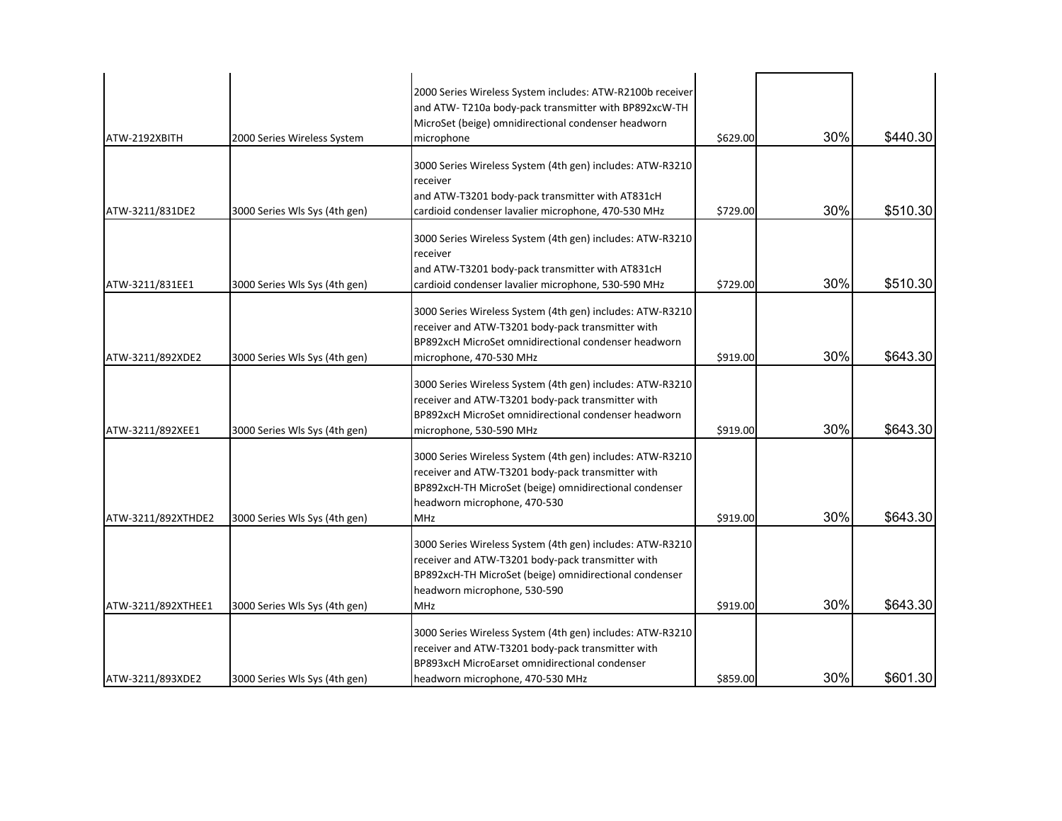| | | | | | |
|---|---|---|---|---|---|
| ATW-2192XBITH | 2000 Series Wireless System | 2000 Series Wireless System includes: ATW-R2100b receiver and ATW- T210a body-pack transmitter with BP892xcW-TH MicroSet (beige) omnidirectional condenser headworn microphone | $629.00 | 30% | $440.30 |
| ATW-3211/831DE2 | 3000 Series Wls Sys (4th gen) | 3000 Series Wireless System (4th gen) includes: ATW-R3210 receiver and ATW-T3201 body-pack transmitter with AT831cH cardioid condenser lavalier microphone, 470-530 MHz | $729.00 | 30% | $510.30 |
| ATW-3211/831EE1 | 3000 Series Wls Sys (4th gen) | 3000 Series Wireless System (4th gen) includes: ATW-R3210 receiver and ATW-T3201 body-pack transmitter with AT831cH cardioid condenser lavalier microphone, 530-590 MHz | $729.00 | 30% | $510.30 |
| ATW-3211/892XDE2 | 3000 Series Wls Sys (4th gen) | 3000 Series Wireless System (4th gen) includes: ATW-R3210 receiver and ATW-T3201 body-pack transmitter with BP892xcH MicroSet omnidirectional condenser headworn microphone, 470-530 MHz | $919.00 | 30% | $643.30 |
| ATW-3211/892XEE1 | 3000 Series Wls Sys (4th gen) | 3000 Series Wireless System (4th gen) includes: ATW-R3210 receiver and ATW-T3201 body-pack transmitter with BP892xcH MicroSet omnidirectional condenser headworn microphone, 530-590 MHz | $919.00 | 30% | $643.30 |
| ATW-3211/892XTHDE2 | 3000 Series Wls Sys (4th gen) | 3000 Series Wireless System (4th gen) includes: ATW-R3210 receiver and ATW-T3201 body-pack transmitter with BP892xcH-TH MicroSet (beige) omnidirectional condenser headworn microphone, 470-530 MHz | $919.00 | 30% | $643.30 |
| ATW-3211/892XTHEE1 | 3000 Series Wls Sys (4th gen) | 3000 Series Wireless System (4th gen) includes: ATW-R3210 receiver and ATW-T3201 body-pack transmitter with BP892xcH-TH MicroSet (beige) omnidirectional condenser headworn microphone, 530-590 MHz | $919.00 | 30% | $643.30 |
| ATW-3211/893XDE2 | 3000 Series Wls Sys (4th gen) | 3000 Series Wireless System (4th gen) includes: ATW-R3210 receiver and ATW-T3201 body-pack transmitter with BP893xcH MicroEarset omnidirectional condenser headworn microphone, 470-530 MHz | $859.00 | 30% | $601.30 |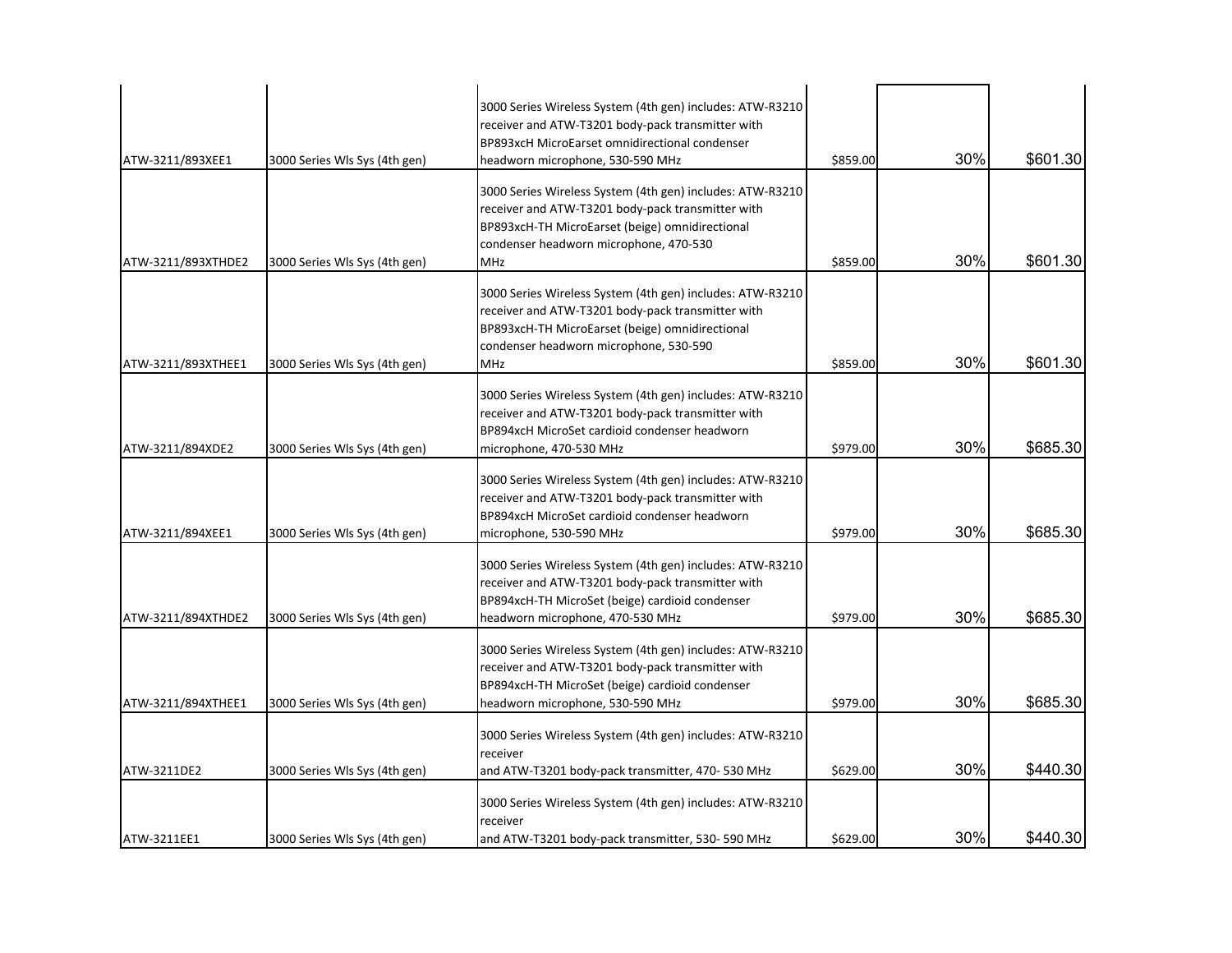| | | | | | |
|---|---|---|---|---|---|
| ATW-3211/893XEE1 | 3000 Series Wls Sys (4th gen) | 3000 Series Wireless System (4th gen) includes: ATW-R3210 receiver and ATW-T3201 body-pack transmitter with BP893xcH MicroEarset omnidirectional condenser headworn microphone, 530-590 MHz | $859.00 | 30% | $601.30 |
| ATW-3211/893XTHDE2 | 3000 Series Wls Sys (4th gen) | 3000 Series Wireless System (4th gen) includes: ATW-R3210 receiver and ATW-T3201 body-pack transmitter with BP893xcH-TH MicroEarset (beige) omnidirectional condenser headworn microphone, 470-530 MHz | $859.00 | 30% | $601.30 |
| ATW-3211/893XTHEE1 | 3000 Series Wls Sys (4th gen) | 3000 Series Wireless System (4th gen) includes: ATW-R3210 receiver and ATW-T3201 body-pack transmitter with BP893xcH-TH MicroEarset (beige) omnidirectional condenser headworn microphone, 530-590 MHz | $859.00 | 30% | $601.30 |
| ATW-3211/894XDE2 | 3000 Series Wls Sys (4th gen) | 3000 Series Wireless System (4th gen) includes: ATW-R3210 receiver and ATW-T3201 body-pack transmitter with BP894xcH MicroSet cardioid condenser headworn microphone, 470-530 MHz | $979.00 | 30% | $685.30 |
| ATW-3211/894XEE1 | 3000 Series Wls Sys (4th gen) | 3000 Series Wireless System (4th gen) includes: ATW-R3210 receiver and ATW-T3201 body-pack transmitter with BP894xcH MicroSet cardioid condenser headworn microphone, 530-590 MHz | $979.00 | 30% | $685.30 |
| ATW-3211/894XTHDE2 | 3000 Series Wls Sys (4th gen) | 3000 Series Wireless System (4th gen) includes: ATW-R3210 receiver and ATW-T3201 body-pack transmitter with BP894xcH-TH MicroSet (beige) cardioid condenser headworn microphone, 470-530 MHz | $979.00 | 30% | $685.30 |
| ATW-3211/894XTHEE1 | 3000 Series Wls Sys (4th gen) | 3000 Series Wireless System (4th gen) includes: ATW-R3210 receiver and ATW-T3201 body-pack transmitter with BP894xcH-TH MicroSet (beige) cardioid condenser headworn microphone, 530-590 MHz | $979.00 | 30% | $685.30 |
| ATW-3211DE2 | 3000 Series Wls Sys (4th gen) | 3000 Series Wireless System (4th gen) includes: ATW-R3210 receiver and ATW-T3201 body-pack transmitter, 470- 530 MHz | $629.00 | 30% | $440.30 |
| ATW-3211EE1 | 3000 Series Wls Sys (4th gen) | 3000 Series Wireless System (4th gen) includes: ATW-R3210 receiver and ATW-T3201 body-pack transmitter, 530- 590 MHz | $629.00 | 30% | $440.30 |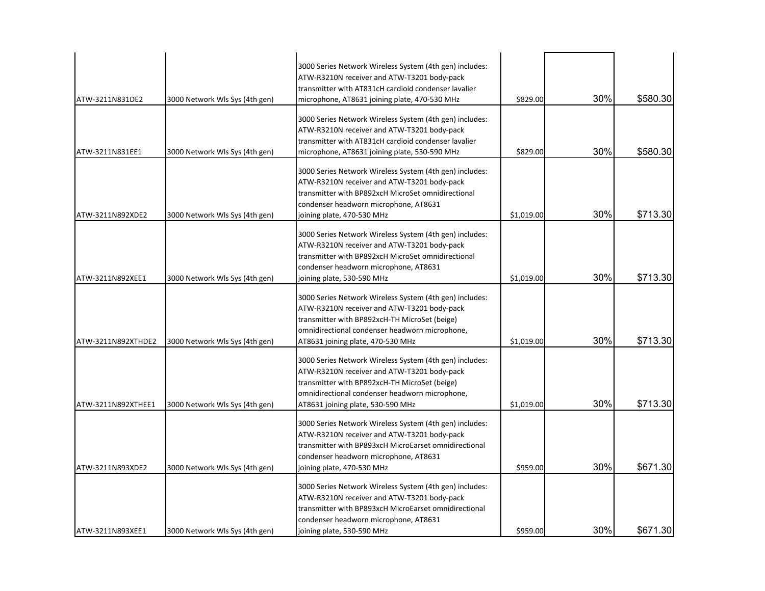| | | | | | |
|---|---|---|---|---|---|
| ATW-3211N831DE2 | 3000 Network Wls Sys (4th gen) | 3000 Series Network Wireless System (4th gen) includes: ATW-R3210N receiver and ATW-T3201 body-pack transmitter with AT831cH cardioid condenser lavalier microphone, AT8631 joining plate, 470-530 MHz | $829.00 | 30% | $580.30 |
| ATW-3211N831EE1 | 3000 Network Wls Sys (4th gen) | 3000 Series Network Wireless System (4th gen) includes: ATW-R3210N receiver and ATW-T3201 body-pack transmitter with AT831cH cardioid condenser lavalier microphone, AT8631 joining plate, 530-590 MHz | $829.00 | 30% | $580.30 |
| ATW-3211N892XDE2 | 3000 Network Wls Sys (4th gen) | 3000 Series Network Wireless System (4th gen) includes: ATW-R3210N receiver and ATW-T3201 body-pack transmitter with BP892xcH MicroSet omnidirectional condenser headworn microphone, AT8631 joining plate, 470-530 MHz | $1,019.00 | 30% | $713.30 |
| ATW-3211N892XEE1 | 3000 Network Wls Sys (4th gen) | 3000 Series Network Wireless System (4th gen) includes: ATW-R3210N receiver and ATW-T3201 body-pack transmitter with BP892xcH MicroSet omnidirectional condenser headworn microphone, AT8631 joining plate, 530-590 MHz | $1,019.00 | 30% | $713.30 |
| ATW-3211N892XTHDE2 | 3000 Network Wls Sys (4th gen) | 3000 Series Network Wireless System (4th gen) includes: ATW-R3210N receiver and ATW-T3201 body-pack transmitter with BP892xcH-TH MicroSet (beige) omnidirectional condenser headworn microphone, AT8631 joining plate, 470-530 MHz | $1,019.00 | 30% | $713.30 |
| ATW-3211N892XTHEE1 | 3000 Network Wls Sys (4th gen) | 3000 Series Network Wireless System (4th gen) includes: ATW-R3210N receiver and ATW-T3201 body-pack transmitter with BP892xcH-TH MicroSet (beige) omnidirectional condenser headworn microphone, AT8631 joining plate, 530-590 MHz | $1,019.00 | 30% | $713.30 |
| ATW-3211N893XDE2 | 3000 Network Wls Sys (4th gen) | 3000 Series Network Wireless System (4th gen) includes: ATW-R3210N receiver and ATW-T3201 body-pack transmitter with BP893xcH MicroEarset omnidirectional condenser headworn microphone, AT8631 joining plate, 470-530 MHz | $959.00 | 30% | $671.30 |
| ATW-3211N893XEE1 | 3000 Network Wls Sys (4th gen) | 3000 Series Network Wireless System (4th gen) includes: ATW-R3210N receiver and ATW-T3201 body-pack transmitter with BP893xcH MicroEarset omnidirectional condenser headworn microphone, AT8631 joining plate, 530-590 MHz | $959.00 | 30% | $671.30 |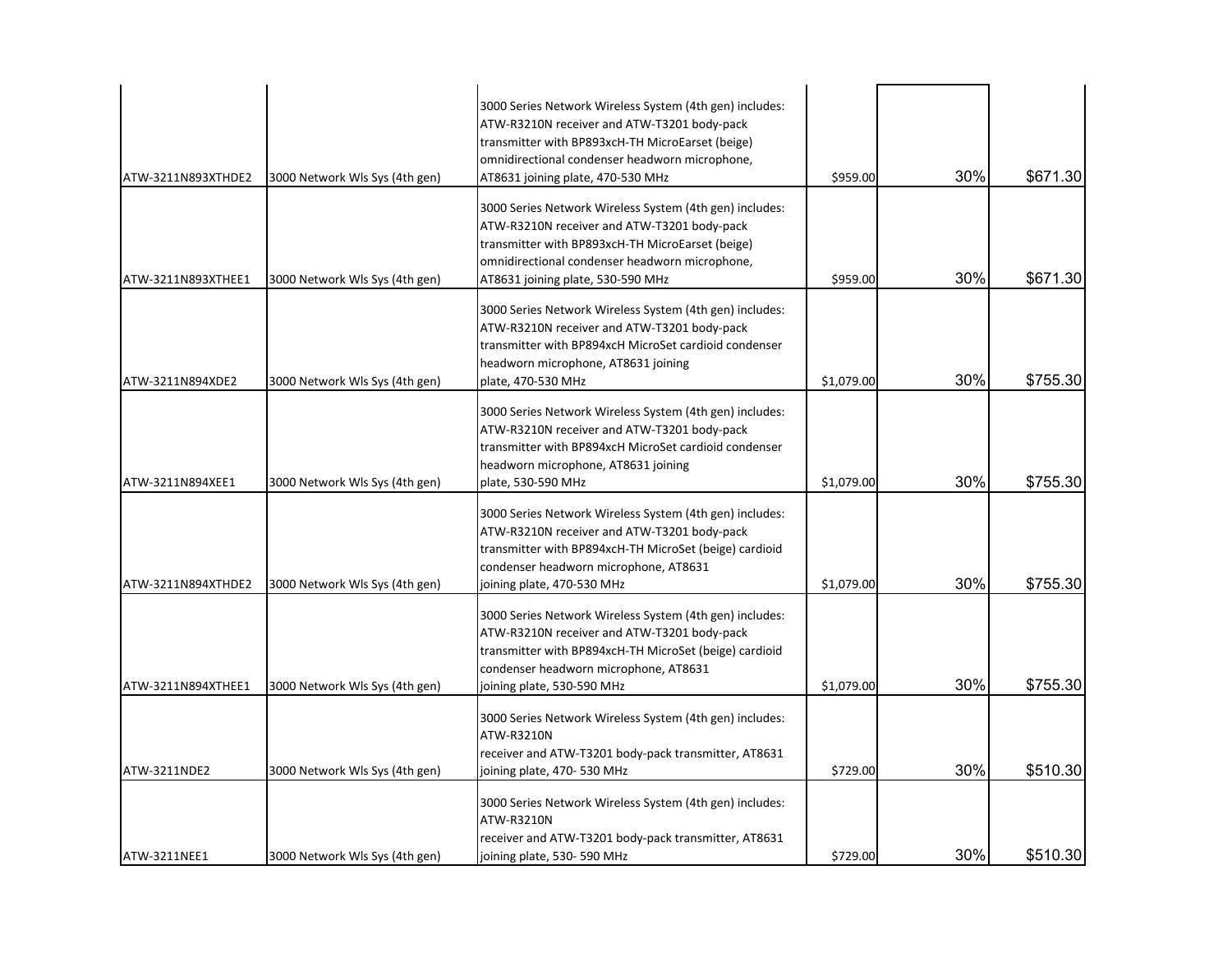| | | | | | |
|---|---|---|---|---|---|
| ATW-3211N893XTHDE2 | 3000 Network Wls Sys (4th gen) | 3000 Series Network Wireless System (4th gen) includes: ATW-R3210N receiver and ATW-T3201 body-pack transmitter with BP893xcH-TH MicroEarset (beige) omnidirectional condenser headworn microphone, AT8631 joining plate, 470-530 MHz | $959.00 | 30% | $671.30 |
| ATW-3211N893XTHEE1 | 3000 Network Wls Sys (4th gen) | 3000 Series Network Wireless System (4th gen) includes: ATW-R3210N receiver and ATW-T3201 body-pack transmitter with BP893xcH-TH MicroEarset (beige) omnidirectional condenser headworn microphone, AT8631 joining plate, 530-590 MHz | $959.00 | 30% | $671.30 |
| ATW-3211N894XDE2 | 3000 Network Wls Sys (4th gen) | 3000 Series Network Wireless System (4th gen) includes: ATW-R3210N receiver and ATW-T3201 body-pack transmitter with BP894xcH MicroSet cardioid condenser headworn microphone, AT8631 joining plate, 470-530 MHz | $1,079.00 | 30% | $755.30 |
| ATW-3211N894XEE1 | 3000 Network Wls Sys (4th gen) | 3000 Series Network Wireless System (4th gen) includes: ATW-R3210N receiver and ATW-T3201 body-pack transmitter with BP894xcH MicroSet cardioid condenser headworn microphone, AT8631 joining plate, 530-590 MHz | $1,079.00 | 30% | $755.30 |
| ATW-3211N894XTHDE2 | 3000 Network Wls Sys (4th gen) | 3000 Series Network Wireless System (4th gen) includes: ATW-R3210N receiver and ATW-T3201 body-pack transmitter with BP894xcH-TH MicroSet (beige) cardioid condenser headworn microphone, AT8631 joining plate, 470-530 MHz | $1,079.00 | 30% | $755.30 |
| ATW-3211N894XTHEE1 | 3000 Network Wls Sys (4th gen) | 3000 Series Network Wireless System (4th gen) includes: ATW-R3210N receiver and ATW-T3201 body-pack transmitter with BP894xcH-TH MicroSet (beige) cardioid condenser headworn microphone, AT8631 joining plate, 530-590 MHz | $1,079.00 | 30% | $755.30 |
| ATW-3211NDE2 | 3000 Network Wls Sys (4th gen) | 3000 Series Network Wireless System (4th gen) includes: ATW-R3210N receiver and ATW-T3201 body-pack transmitter, AT8631 joining plate, 470- 530 MHz | $729.00 | 30% | $510.30 |
| ATW-3211NEE1 | 3000 Network Wls Sys (4th gen) | 3000 Series Network Wireless System (4th gen) includes: ATW-R3210N receiver and ATW-T3201 body-pack transmitter, AT8631 joining plate, 530- 590 MHz | $729.00 | 30% | $510.30 |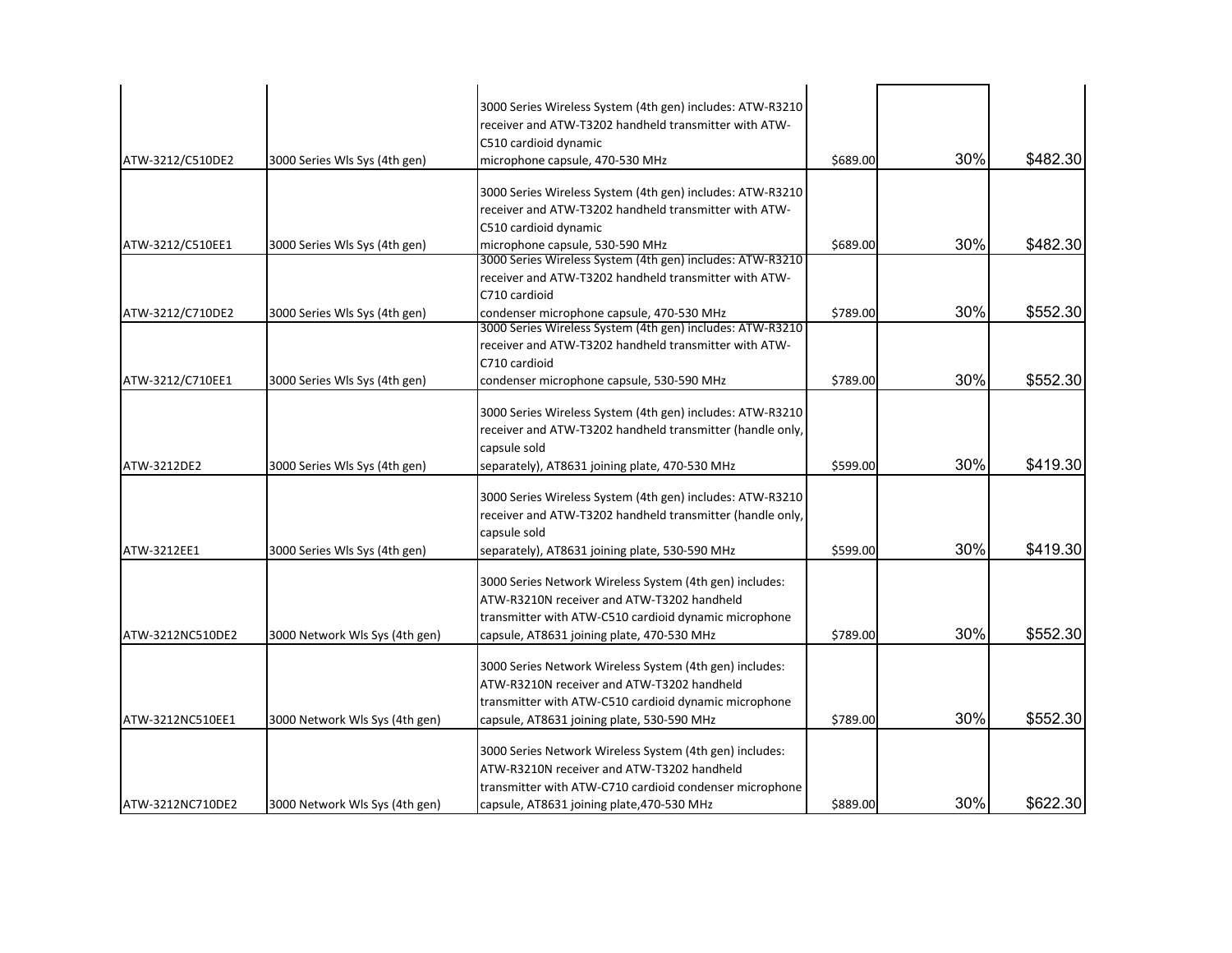| | | | | | |
|---|---|---|---|---|---|
| ATW-3212/C510DE2 | 3000 Series Wls Sys (4th gen) | 3000 Series Wireless System (4th gen) includes: ATW-R3210 receiver and ATW-T3202 handheld transmitter with ATW-C510 cardioid dynamic microphone capsule, 470-530 MHz | $689.00 | 30% | $482.30 |
| ATW-3212/C510EE1 | 3000 Series Wls Sys (4th gen) | 3000 Series Wireless System (4th gen) includes: ATW-R3210 receiver and ATW-T3202 handheld transmitter with ATW-C510 cardioid dynamic microphone capsule, 530-590 MHz | $689.00 | 30% | $482.30 |
| ATW-3212/C710DE2 | 3000 Series Wls Sys (4th gen) | 3000 Series Wireless System (4th gen) includes: ATW-R3210 receiver and ATW-T3202 handheld transmitter with ATW-C710 cardioid condenser microphone capsule, 470-530 MHz | $789.00 | 30% | $552.30 |
| ATW-3212/C710EE1 | 3000 Series Wls Sys (4th gen) | 3000 Series Wireless System (4th gen) includes: ATW-R3210 receiver and ATW-T3202 handheld transmitter with ATW-C710 cardioid condenser microphone capsule, 530-590 MHz | $789.00 | 30% | $552.30 |
| ATW-3212DE2 | 3000 Series Wls Sys (4th gen) | 3000 Series Wireless System (4th gen) includes: ATW-R3210 receiver and ATW-T3202 handheld transmitter (handle only, capsule sold separately), AT8631 joining plate, 470-530 MHz | $599.00 | 30% | $419.30 |
| ATW-3212EE1 | 3000 Series Wls Sys (4th gen) | 3000 Series Wireless System (4th gen) includes: ATW-R3210 receiver and ATW-T3202 handheld transmitter (handle only, capsule sold separately), AT8631 joining plate, 530-590 MHz | $599.00 | 30% | $419.30 |
| ATW-3212NC510DE2 | 3000 Network Wls Sys (4th gen) | 3000 Series Network Wireless System (4th gen) includes: ATW-R3210N receiver and ATW-T3202 handheld transmitter with ATW-C510 cardioid dynamic microphone capsule, AT8631 joining plate, 470-530 MHz | $789.00 | 30% | $552.30 |
| ATW-3212NC510EE1 | 3000 Network Wls Sys (4th gen) | 3000 Series Network Wireless System (4th gen) includes: ATW-R3210N receiver and ATW-T3202 handheld transmitter with ATW-C510 cardioid dynamic microphone capsule, AT8631 joining plate, 530-590 MHz | $789.00 | 30% | $552.30 |
| ATW-3212NC710DE2 | 3000 Network Wls Sys (4th gen) | 3000 Series Network Wireless System (4th gen) includes: ATW-R3210N receiver and ATW-T3202 handheld transmitter with ATW-C710 cardioid condenser microphone capsule, AT8631 joining plate,470-530 MHz | $889.00 | 30% | $622.30 |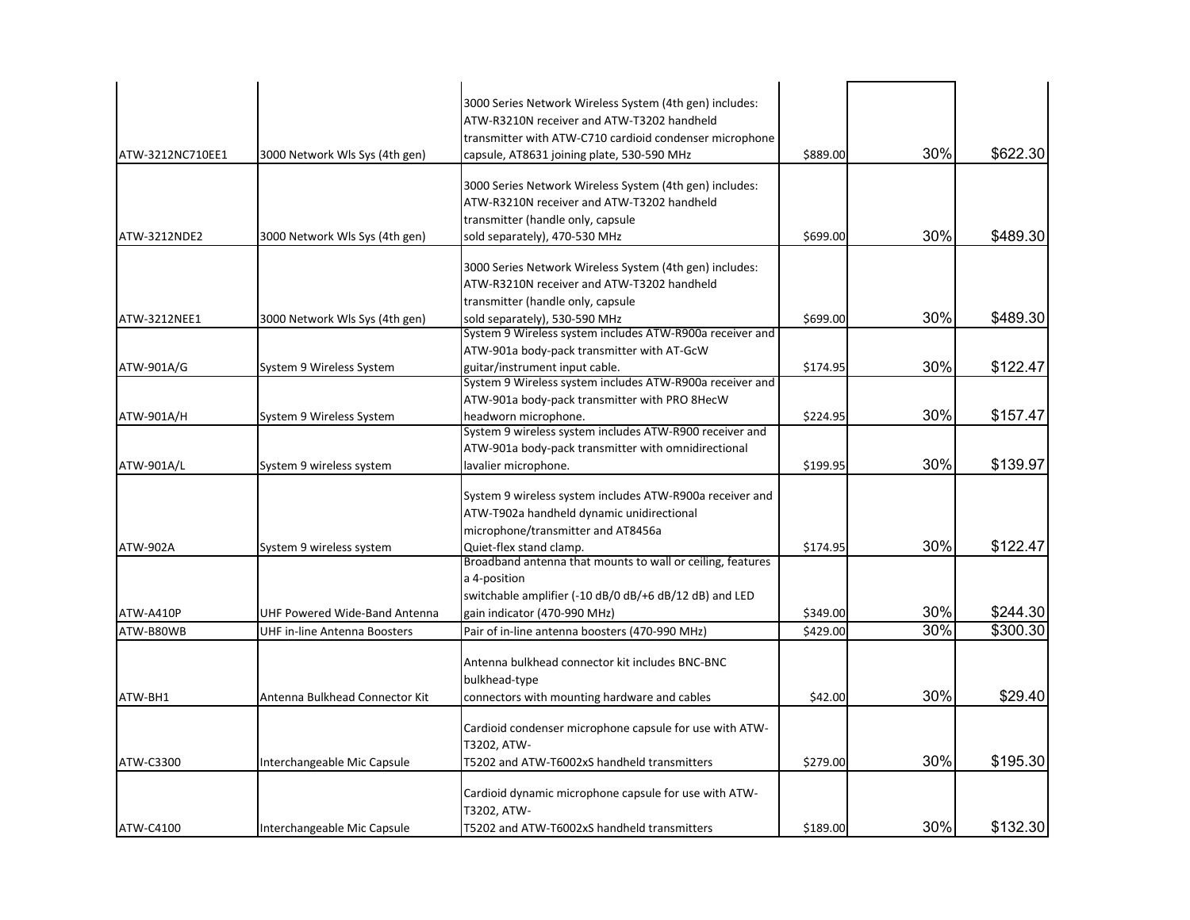| | | | | | |
|---|---|---|---|---|---|
| ATW-3212NC710EE1 | 3000 Network Wls Sys (4th gen) | 3000 Series Network Wireless System (4th gen) includes: ATW-R3210N receiver and ATW-T3202 handheld transmitter with ATW-C710 cardioid condenser microphone capsule, AT8631 joining plate, 530-590 MHz | $889.00 | 30% | $622.30 |
| ATW-3212NDE2 | 3000 Network Wls Sys (4th gen) | 3000 Series Network Wireless System (4th gen) includes: ATW-R3210N receiver and ATW-T3202 handheld transmitter (handle only, capsule sold separately), 470-530 MHz | $699.00 | 30% | $489.30 |
| ATW-3212NEE1 | 3000 Network Wls Sys (4th gen) | 3000 Series Network Wireless System (4th gen) includes: ATW-R3210N receiver and ATW-T3202 handheld transmitter (handle only, capsule sold separately), 530-590 MHz | $699.00 | 30% | $489.30 |
| ATW-901A/G | System 9 Wireless System | System 9 Wireless system includes ATW-R900a receiver and ATW-901a body-pack transmitter with AT-GcW guitar/instrument input cable. | $174.95 | 30% | $122.47 |
| ATW-901A/H | System 9 Wireless System | System 9 Wireless system includes ATW-R900a receiver and ATW-901a body-pack transmitter with PRO 8HecW headworn microphone. | $224.95 | 30% | $157.47 |
| ATW-901A/L | System 9 wireless system | System 9 wireless system includes ATW-R900 receiver and ATW-901a body-pack transmitter with omnidirectional lavalier microphone. | $199.95 | 30% | $139.97 |
| ATW-902A | System 9 wireless system | System 9 wireless system includes ATW-R900a receiver and ATW-T902a handheld dynamic unidirectional microphone/transmitter and AT8456a Quiet-flex stand clamp. | $174.95 | 30% | $122.47 |
| ATW-A410P | UHF Powered Wide-Band Antenna | Broadband antenna that mounts to wall or ceiling, features a 4-position switchable amplifier (-10 dB/0 dB/+6 dB/12 dB) and LED gain indicator (470-990 MHz) | $349.00 | 30% | $244.30 |
| ATW-B80WB | UHF in-line Antenna Boosters | Pair of in-line antenna boosters (470-990 MHz) | $429.00 | 30% | $300.30 |
| ATW-BH1 | Antenna Bulkhead Connector Kit | Antenna bulkhead connector kit includes BNC-BNC bulkhead-type connectors with mounting hardware and cables | $42.00 | 30% | $29.40 |
| ATW-C3300 | Interchangeable Mic Capsule | Cardioid condenser microphone capsule for use with ATW-T3202, ATW-T5202 and ATW-T6002xS handheld transmitters | $279.00 | 30% | $195.30 |
| ATW-C4100 | Interchangeable Mic Capsule | Cardioid dynamic microphone capsule for use with ATW-T3202, ATW-T5202 and ATW-T6002xS handheld transmitters | $189.00 | 30% | $132.30 |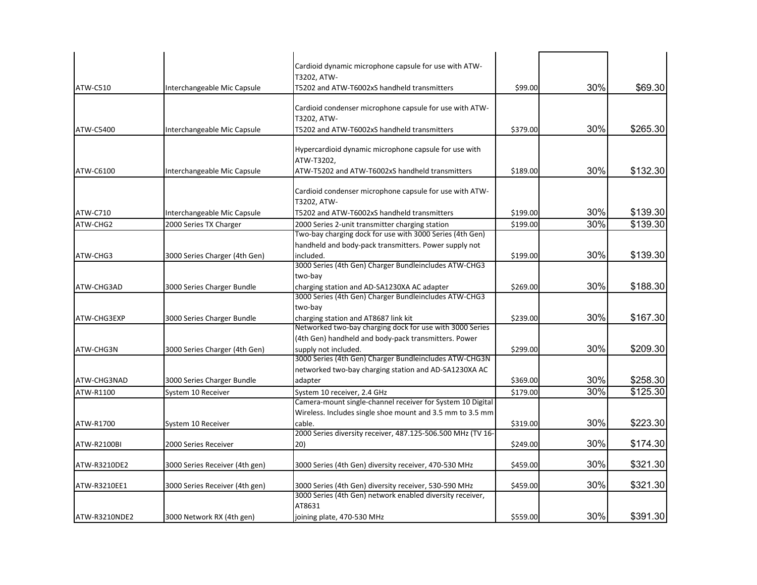| | | | | | |
|---|---|---|---|---|---|
| ATW-C510 | Interchangeable Mic Capsule | Cardioid dynamic microphone capsule for use with ATW-T3202, ATW-T5202 and ATW-T6002xS handheld transmitters | $99.00 | 30% | $69.30 |
| ATW-C5400 | Interchangeable Mic Capsule | Cardioid condenser microphone capsule for use with ATW-T3202, ATW-T5202 and ATW-T6002xS handheld transmitters | $379.00 | 30% | $265.30 |
| ATW-C6100 | Interchangeable Mic Capsule | Hypercardioid dynamic microphone capsule for use with ATW-T3202, ATW-T5202 and ATW-T6002xS handheld transmitters | $189.00 | 30% | $132.30 |
| ATW-C710 | Interchangeable Mic Capsule | Cardioid condenser microphone capsule for use with ATW-T3202, ATW-T5202 and ATW-T6002xS handheld transmitters | $199.00 | 30% | $139.30 |
| ATW-CHG2 | 2000 Series TX Charger | 2000 Series 2-unit transmitter charging station | $199.00 | 30% | $139.30 |
| ATW-CHG3 | 3000 Series Charger (4th Gen) | Two-bay charging dock for use with 3000 Series (4th Gen) handheld and body-pack transmitters. Power supply not included. | $199.00 | 30% | $139.30 |
| ATW-CHG3AD | 3000 Series Charger Bundle | 3000 Series (4th Gen) Charger Bundleincludes ATW-CHG3 two-bay charging station and AD-SA1230XA AC adapter | $269.00 | 30% | $188.30 |
| ATW-CHG3EXP | 3000 Series Charger Bundle | 3000 Series (4th Gen) Charger Bundleincludes ATW-CHG3 two-bay charging station and AT8687 link kit | $239.00 | 30% | $167.30 |
| ATW-CHG3N | 3000 Series Charger (4th Gen) | Networked two-bay charging dock for use with 3000 Series (4th Gen) handheld and body-pack transmitters. Power supply not included. | $299.00 | 30% | $209.30 |
| ATW-CHG3NAD | 3000 Series Charger Bundle | 3000 Series (4th Gen) Charger Bundleincludes ATW-CHG3N networked two-bay charging station and AD-SA1230XA AC adapter | $369.00 | 30% | $258.30 |
| ATW-R1100 | System 10 Receiver | System 10 receiver, 2.4 GHz | $179.00 | 30% | $125.30 |
| ATW-R1700 | System 10 Receiver | Camera-mount single-channel receiver for System 10 Digital Wireless. Includes single shoe mount and 3.5 mm to 3.5 mm cable. | $319.00 | 30% | $223.30 |
| ATW-R2100BI | 2000 Series Receiver | 2000 Series diversity receiver, 487.125-506.500 MHz (TV 16-20) | $249.00 | 30% | $174.30 |
| ATW-R3210DE2 | 3000 Series Receiver (4th gen) | 3000 Series (4th Gen) diversity receiver, 470-530 MHz | $459.00 | 30% | $321.30 |
| ATW-R3210EE1 | 3000 Series Receiver (4th gen) | 3000 Series (4th Gen) diversity receiver, 530-590 MHz | $459.00 | 30% | $321.30 |
| ATW-R3210NDE2 | 3000 Network RX (4th gen) | 3000 Series (4th Gen) network enabled diversity receiver, AT8631 joining plate, 470-530 MHz | $559.00 | 30% | $391.30 |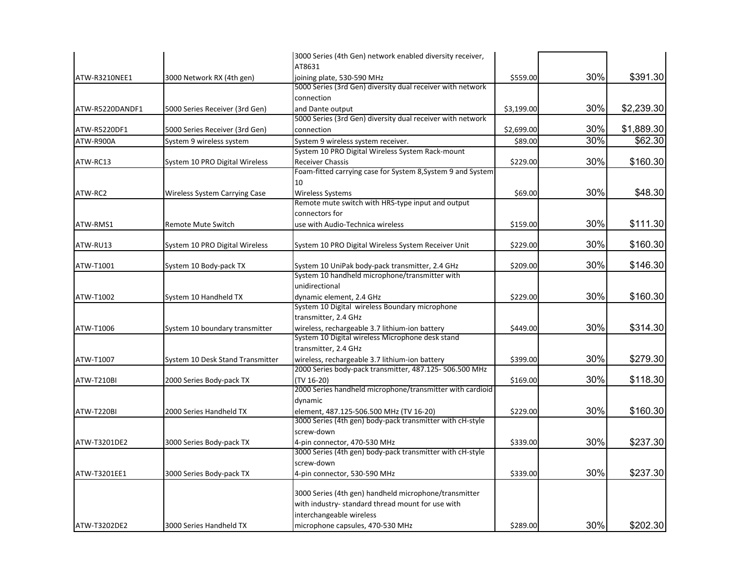| | | | | | |
|---|---|---|---|---|---|
| ATW-R3210NEE1 | 3000 Network RX (4th gen) | 3000 Series (4th Gen) network enabled diversity receiver, AT8631 joining plate, 530-590 MHz | $559.00 | 30% | $391.30 |
| ATW-R5220DANDF1 | 5000 Series Receiver (3rd Gen) | 5000 Series (3rd Gen) diversity dual receiver with network connection and Dante output | $3,199.00 | 30% | $2,239.30 |
| ATW-R5220DF1 | 5000 Series Receiver (3rd Gen) | 5000 Series (3rd Gen) diversity dual receiver with network connection | $2,699.00 | 30% | $1,889.30 |
| ATW-R900A | System 9 wireless system | System 9 wireless system receiver. | $89.00 | 30% | $62.30 |
| ATW-RC13 | System 10 PRO Digital Wireless | System 10 PRO Digital Wireless System Rack-mount Receiver Chassis | $229.00 | 30% | $160.30 |
| ATW-RC2 | Wireless System Carrying Case | Foam-fitted carrying case for System 8,System 9 and System 10 Wireless Systems | $69.00 | 30% | $48.30 |
| ATW-RMS1 | Remote Mute Switch | Remote mute switch with HRS-type input and output connectors for use with Audio-Technica wireless | $159.00 | 30% | $111.30 |
| ATW-RU13 | System 10 PRO Digital Wireless | System 10 PRO Digital Wireless System Receiver Unit | $229.00 | 30% | $160.30 |
| ATW-T1001 | System 10 Body-pack TX | System 10 UniPak body-pack transmitter, 2.4 GHz | $209.00 | 30% | $146.30 |
| ATW-T1002 | System 10 Handheld TX | System 10 handheld microphone/transmitter with unidirectional dynamic element, 2.4 GHz | $229.00 | 30% | $160.30 |
| ATW-T1006 | System 10 boundary transmitter | System 10 Digital wireless Boundary microphone transmitter, 2.4 GHz wireless, rechargeable 3.7 lithium-ion battery | $449.00 | 30% | $314.30 |
| ATW-T1007 | System 10 Desk Stand Transmitter | System 10 Digital wireless Microphone desk stand transmitter, 2.4 GHz wireless, rechargeable 3.7 lithium-ion battery | $399.00 | 30% | $279.30 |
| ATW-T210BI | 2000 Series Body-pack TX | 2000 Series body-pack transmitter, 487.125- 506.500 MHz (TV 16-20) | $169.00 | 30% | $118.30 |
| ATW-T220BI | 2000 Series Handheld TX | 2000 Series handheld microphone/transmitter with cardioid dynamic element, 487.125-506.500 MHz (TV 16-20) | $229.00 | 30% | $160.30 |
| ATW-T3201DE2 | 3000 Series Body-pack TX | 3000 Series (4th gen) body-pack transmitter with cH-style screw-down 4-pin connector, 470-530 MHz | $339.00 | 30% | $237.30 |
| ATW-T3201EE1 | 3000 Series Body-pack TX | 3000 Series (4th gen) body-pack transmitter with cH-style screw-down 4-pin connector, 530-590 MHz | $339.00 | 30% | $237.30 |
| ATW-T3202DE2 | 3000 Series Handheld TX | 3000 Series (4th gen) handheld microphone/transmitter with industry- standard thread mount for use with interchangeable wireless microphone capsules, 470-530 MHz | $289.00 | 30% | $202.30 |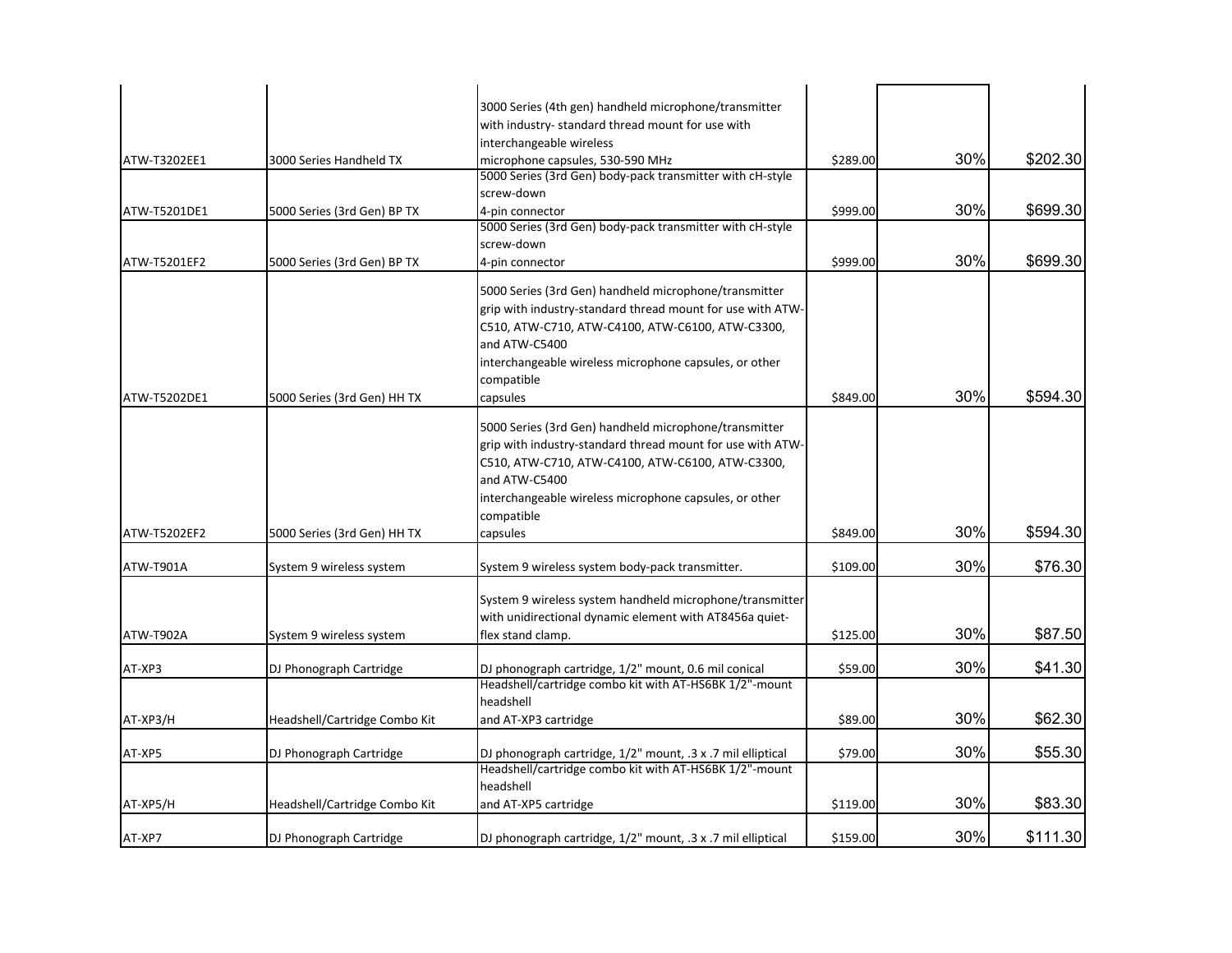| | | | | | |
|---|---|---|---|---|---|
| ATW-T3202EE1 | 3000 Series Handheld TX | 3000 Series (4th gen) handheld microphone/transmitter with industry- standard thread mount for use with interchangeable wireless microphone capsules, 530-590 MHz | $289.00 | 30% | $202.30 |
| ATW-T5201DE1 | 5000 Series (3rd Gen) BP TX | 5000 Series (3rd Gen) body-pack transmitter with cH-style screw-down 4-pin connector | $999.00 | 30% | $699.30 |
| ATW-T5201EF2 | 5000 Series (3rd Gen) BP TX | 5000 Series (3rd Gen) body-pack transmitter with cH-style screw-down 4-pin connector | $999.00 | 30% | $699.30 |
| ATW-T5202DE1 | 5000 Series (3rd Gen) HH TX | 5000 Series (3rd Gen) handheld microphone/transmitter grip with industry-standard thread mount for use with ATW-C510, ATW-C710, ATW-C4100, ATW-C6100, ATW-C3300, and ATW-C5400 interchangeable wireless microphone capsules, or other compatible capsules | $849.00 | 30% | $594.30 |
| ATW-T5202EF2 | 5000 Series (3rd Gen) HH TX | 5000 Series (3rd Gen) handheld microphone/transmitter grip with industry-standard thread mount for use with ATW-C510, ATW-C710, ATW-C4100, ATW-C6100, ATW-C3300, and ATW-C5400 interchangeable wireless microphone capsules, or other compatible capsules | $849.00 | 30% | $594.30 |
| ATW-T901A | System 9 wireless system | System 9 wireless system body-pack transmitter. | $109.00 | 30% | $76.30 |
| ATW-T902A | System 9 wireless system | System 9 wireless system handheld microphone/transmitter with unidirectional dynamic element with AT8456a quiet-flex stand clamp. | $125.00 | 30% | $87.50 |
| AT-XP3 | DJ Phonograph Cartridge | DJ phonograph cartridge, 1/2" mount, 0.6 mil conical | $59.00 | 30% | $41.30 |
| AT-XP3/H | Headshell/Cartridge Combo Kit | Headshell/cartridge combo kit with AT-HS6BK 1/2"-mount headshell and AT-XP3 cartridge | $89.00 | 30% | $62.30 |
| AT-XP5 | DJ Phonograph Cartridge | DJ phonograph cartridge, 1/2" mount, .3 x .7 mil elliptical | $79.00 | 30% | $55.30 |
| AT-XP5/H | Headshell/Cartridge Combo Kit | Headshell/cartridge combo kit with AT-HS6BK 1/2"-mount headshell and AT-XP5 cartridge | $119.00 | 30% | $83.30 |
| AT-XP7 | DJ Phonograph Cartridge | DJ phonograph cartridge, 1/2" mount, .3 x .7 mil elliptical | $159.00 | 30% | $111.30 |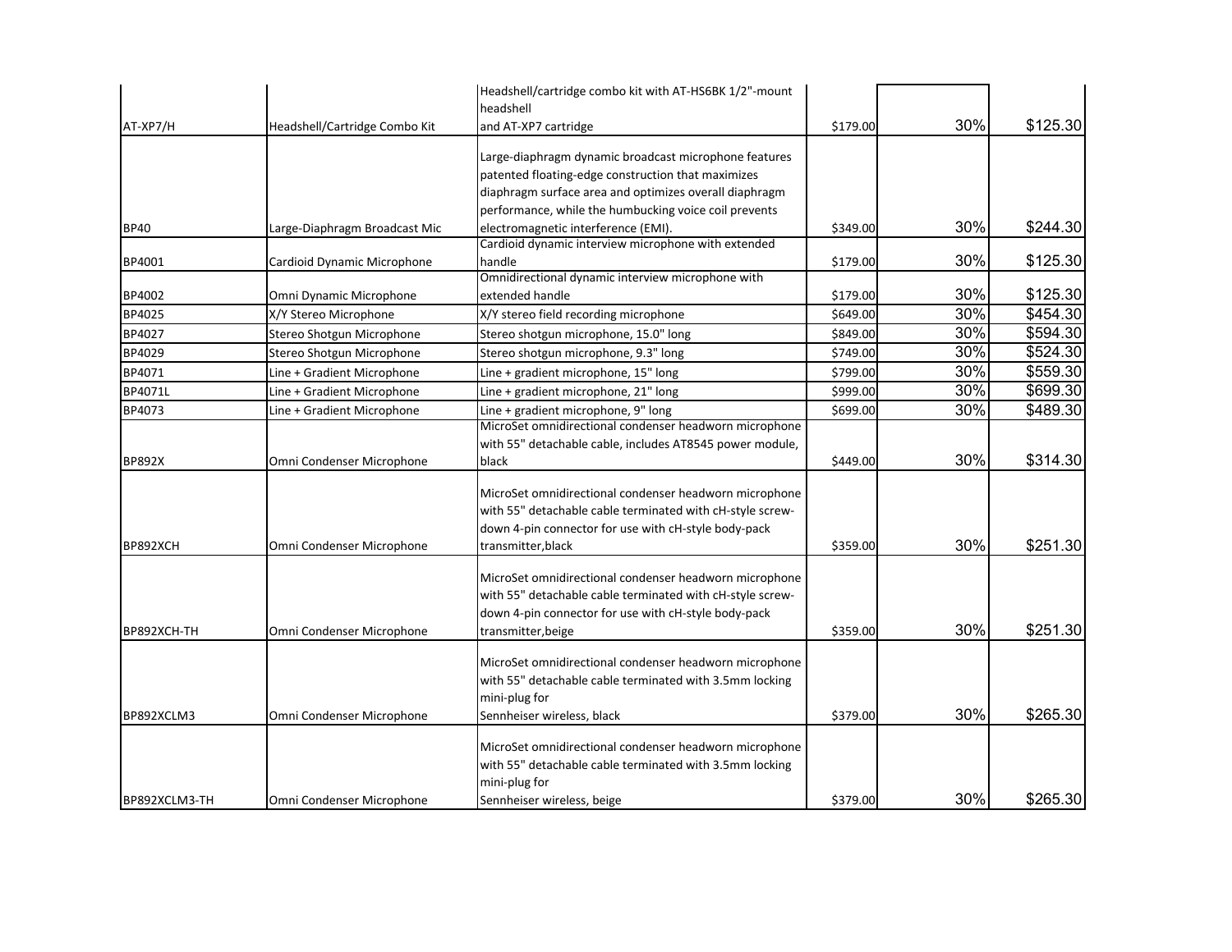| | | | | | |
|---|---|---|---|---|---|
| AT-XP7/H | Headshell/Cartridge Combo Kit | Headshell/cartridge combo kit with AT-HS6BK 1/2"-mount headshell and AT-XP7 cartridge | $179.00 | 30% | $125.30 |
| BP40 | Large-Diaphragm Broadcast Mic | Large-diaphragm dynamic broadcast microphone features patented floating-edge construction that maximizes diaphragm surface area and optimizes overall diaphragm performance, while the humbucking voice coil prevents electromagnetic interference (EMI). | $349.00 | 30% | $244.30 |
| BP4001 | Cardioid Dynamic Microphone | Cardioid dynamic interview microphone with extended handle | $179.00 | 30% | $125.30 |
| BP4002 | Omni Dynamic Microphone | Omnidirectional dynamic interview microphone with extended handle | $179.00 | 30% | $125.30 |
| BP4025 | X/Y Stereo Microphone | X/Y stereo field recording microphone | $649.00 | 30% | $454.30 |
| BP4027 | Stereo Shotgun Microphone | Stereo shotgun microphone, 15.0" long | $849.00 | 30% | $594.30 |
| BP4029 | Stereo Shotgun Microphone | Stereo shotgun microphone, 9.3" long | $749.00 | 30% | $524.30 |
| BP4071 | Line + Gradient Microphone | Line + gradient microphone, 15" long | $799.00 | 30% | $559.30 |
| BP4071L | Line + Gradient Microphone | Line + gradient microphone, 21" long | $999.00 | 30% | $699.30 |
| BP4073 | Line + Gradient Microphone | Line + gradient microphone, 9" long | $699.00 | 30% | $489.30 |
| BP892X | Omni Condenser Microphone | MicroSet omnidirectional condenser headworn microphone with 55" detachable cable, includes AT8545 power module, black | $449.00 | 30% | $314.30 |
| BP892XCH | Omni Condenser Microphone | MicroSet omnidirectional condenser headworn microphone with 55" detachable cable terminated with cH-style screw-down 4-pin connector for use with cH-style body-pack transmitter,black | $359.00 | 30% | $251.30 |
| BP892XCH-TH | Omni Condenser Microphone | MicroSet omnidirectional condenser headworn microphone with 55" detachable cable terminated with cH-style screw-down 4-pin connector for use with cH-style body-pack transmitter,beige | $359.00 | 30% | $251.30 |
| BP892XCLM3 | Omni Condenser Microphone | MicroSet omnidirectional condenser headworn microphone with 55" detachable cable terminated with 3.5mm locking mini-plug for Sennheiser wireless, black | $379.00 | 30% | $265.30 |
| BP892XCLM3-TH | Omni Condenser Microphone | MicroSet omnidirectional condenser headworn microphone with 55" detachable cable terminated with 3.5mm locking mini-plug for Sennheiser wireless, beige | $379.00 | 30% | $265.30 |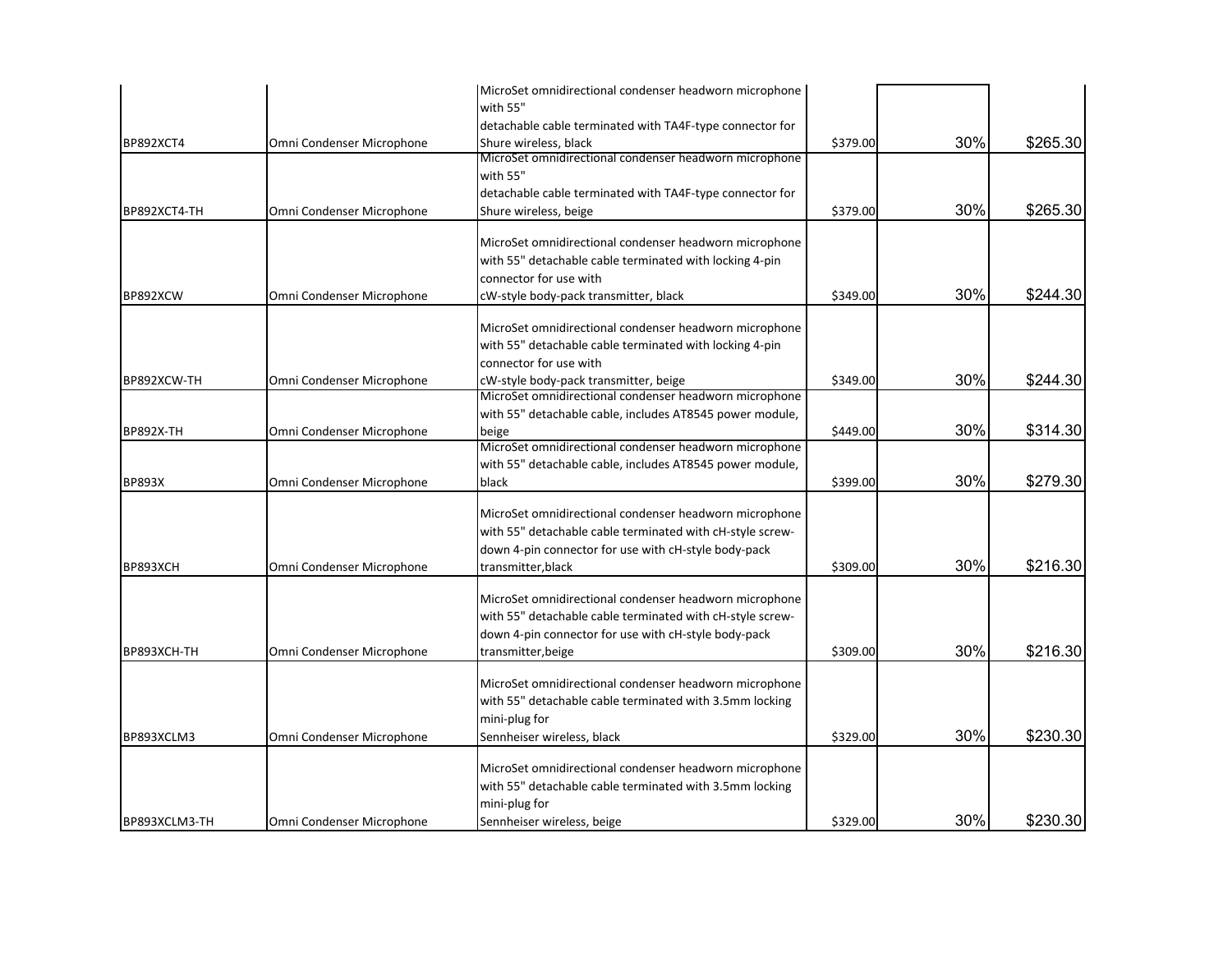| | | | | | |
|---|---|---|---|---|---|
| BP892XCT4 | Omni Condenser Microphone | MicroSet omnidirectional condenser headworn microphone with 55" detachable cable terminated with TA4F-type connector for Shure wireless, black | $379.00 | 30% | $265.30 |
| BP892XCT4-TH | Omni Condenser Microphone | MicroSet omnidirectional condenser headworn microphone with 55" detachable cable terminated with TA4F-type connector for Shure wireless, beige | $379.00 | 30% | $265.30 |
| BP892XCW | Omni Condenser Microphone | MicroSet omnidirectional condenser headworn microphone with 55" detachable cable terminated with locking 4-pin connector for use with cW-style body-pack transmitter, black | $349.00 | 30% | $244.30 |
| BP892XCW-TH | Omni Condenser Microphone | MicroSet omnidirectional condenser headworn microphone with 55" detachable cable terminated with locking 4-pin connector for use with cW-style body-pack transmitter, beige | $349.00 | 30% | $244.30 |
| BP892X-TH | Omni Condenser Microphone | MicroSet omnidirectional condenser headworn microphone with 55" detachable cable, includes AT8545 power module, beige | $449.00 | 30% | $314.30 |
| BP893X | Omni Condenser Microphone | MicroSet omnidirectional condenser headworn microphone with 55" detachable cable, includes AT8545 power module, black | $399.00 | 30% | $279.30 |
| BP893XCH | Omni Condenser Microphone | MicroSet omnidirectional condenser headworn microphone with 55" detachable cable terminated with cH-style screw-down 4-pin connector for use with cH-style body-pack transmitter,black | $309.00 | 30% | $216.30 |
| BP893XCH-TH | Omni Condenser Microphone | MicroSet omnidirectional condenser headworn microphone with 55" detachable cable terminated with cH-style screw-down 4-pin connector for use with cH-style body-pack transmitter,beige | $309.00 | 30% | $216.30 |
| BP893XCLM3 | Omni Condenser Microphone | MicroSet omnidirectional condenser headworn microphone with 55" detachable cable terminated with 3.5mm locking mini-plug for Sennheiser wireless, black | $329.00 | 30% | $230.30 |
| BP893XCLM3-TH | Omni Condenser Microphone | MicroSet omnidirectional condenser headworn microphone with 55" detachable cable terminated with 3.5mm locking mini-plug for Sennheiser wireless, beige | $329.00 | 30% | $230.30 |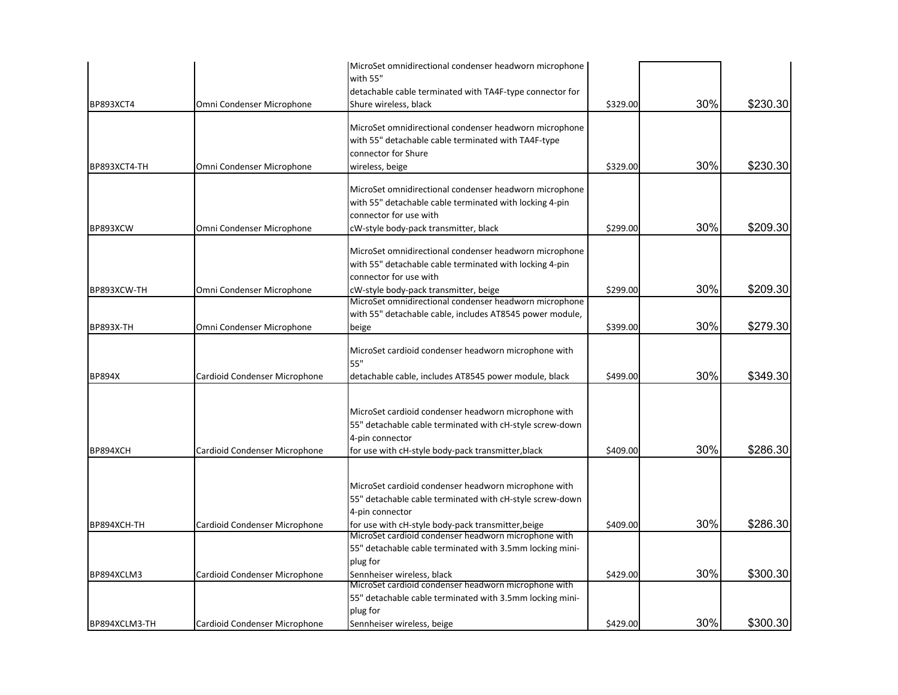| | | | | | |
|---|---|---|---|---|---|
| BP893XCT4 | Omni Condenser Microphone | MicroSet omnidirectional condenser headworn microphone with 55" detachable cable terminated with TA4F-type connector for Shure wireless, black | $329.00 | 30% | $230.30 |
| BP893XCT4-TH | Omni Condenser Microphone | MicroSet omnidirectional condenser headworn microphone with 55" detachable cable terminated with TA4F-type connector for Shure wireless, beige | $329.00 | 30% | $230.30 |
| BP893XCW | Omni Condenser Microphone | MicroSet omnidirectional condenser headworn microphone with 55" detachable cable terminated with locking 4-pin connector for use with cW-style body-pack transmitter, black | $299.00 | 30% | $209.30 |
| BP893XCW-TH | Omni Condenser Microphone | MicroSet omnidirectional condenser headworn microphone with 55" detachable cable terminated with locking 4-pin connector for use with cW-style body-pack transmitter, beige | $299.00 | 30% | $209.30 |
| BP893X-TH | Omni Condenser Microphone | MicroSet omnidirectional condenser headworn microphone with 55" detachable cable, includes AT8545 power module, beige | $399.00 | 30% | $279.30 |
| BP894X | Cardioid Condenser Microphone | MicroSet cardioid condenser headworn microphone with 55" detachable cable, includes AT8545 power module, black | $499.00 | 30% | $349.30 |
| BP894XCH | Cardioid Condenser Microphone | MicroSet cardioid condenser headworn microphone with 55" detachable cable terminated with cH-style screw-down 4-pin connector for use with cH-style body-pack transmitter,black | $409.00 | 30% | $286.30 |
| BP894XCH-TH | Cardioid Condenser Microphone | MicroSet cardioid condenser headworn microphone with 55" detachable cable terminated with cH-style screw-down 4-pin connector for use with cH-style body-pack transmitter,beige | $409.00 | 30% | $286.30 |
| BP894XCLM3 | Cardioid Condenser Microphone | MicroSet cardioid condenser headworn microphone with 55" detachable cable terminated with 3.5mm locking mini-plug for Sennheiser wireless, black | $429.00 | 30% | $300.30 |
| BP894XCLM3-TH | Cardioid Condenser Microphone | MicroSet cardioid condenser headworn microphone with 55" detachable cable terminated with 3.5mm locking mini-plug for Sennheiser wireless, beige | $429.00 | 30% | $300.30 |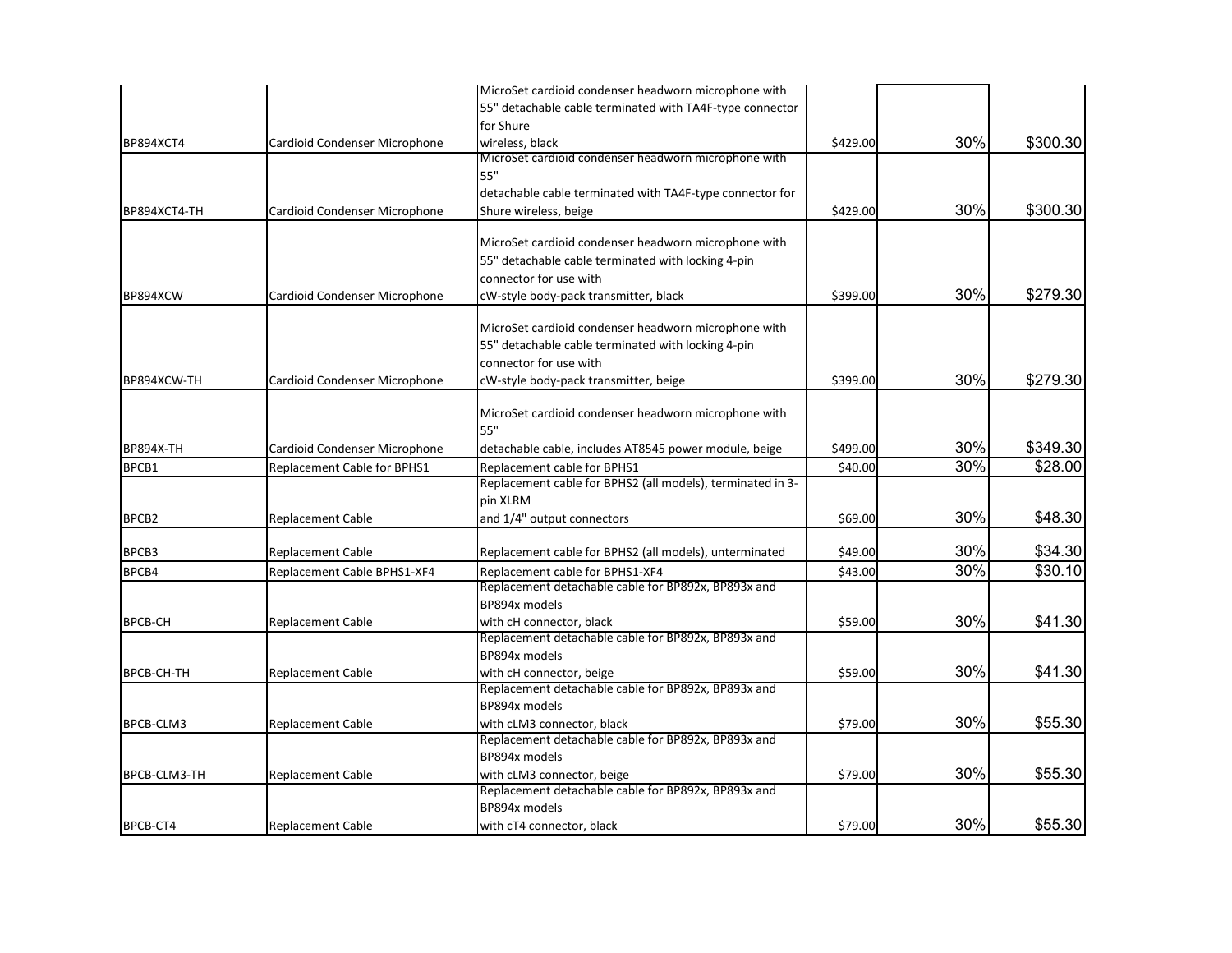| | | | | | |
|---|---|---|---|---|---|
| BP894XCT4 | Cardioid Condenser Microphone | MicroSet cardioid condenser headworn microphone with 55" detachable cable terminated with TA4F-type connector for Shure wireless, black | $429.00 | 30% | $300.30 |
| BP894XCT4-TH | Cardioid Condenser Microphone | MicroSet cardioid condenser headworn microphone with 55" detachable cable terminated with TA4F-type connector for Shure wireless, beige | $429.00 | 30% | $300.30 |
| BP894XCW | Cardioid Condenser Microphone | MicroSet cardioid condenser headworn microphone with 55" detachable cable terminated with locking 4-pin connector for use with cW-style body-pack transmitter, black | $399.00 | 30% | $279.30 |
| BP894XCW-TH | Cardioid Condenser Microphone | MicroSet cardioid condenser headworn microphone with 55" detachable cable terminated with locking 4-pin connector for use with cW-style body-pack transmitter, beige | $399.00 | 30% | $279.30 |
| BP894X-TH | Cardioid Condenser Microphone | MicroSet cardioid condenser headworn microphone with 55" detachable cable, includes AT8545 power module, beige | $499.00 | 30% | $349.30 |
| BPCB1 | Replacement Cable for BPHS1 | Replacement cable for BPHS1 | $40.00 | 30% | $28.00 |
| BPCB2 | Replacement Cable | Replacement cable for BPHS2 (all models), terminated in 3-pin XLRM and 1/4" output connectors | $69.00 | 30% | $48.30 |
| BPCB3 | Replacement Cable | Replacement cable for BPHS2 (all models), unterminated | $49.00 | 30% | $34.30 |
| BPCB4 | Replacement Cable BPHS1-XF4 | Replacement cable for BPHS1-XF4 | $43.00 | 30% | $30.10 |
| BPCB-CH | Replacement Cable | Replacement detachable cable for BP892x, BP893x and BP894x models with cH connector, black | $59.00 | 30% | $41.30 |
| BPCB-CH-TH | Replacement Cable | Replacement detachable cable for BP892x, BP893x and BP894x models with cH connector, beige | $59.00 | 30% | $41.30 |
| BPCB-CLM3 | Replacement Cable | Replacement detachable cable for BP892x, BP893x and BP894x models with cLM3 connector, black | $79.00 | 30% | $55.30 |
| BPCB-CLM3-TH | Replacement Cable | Replacement detachable cable for BP892x, BP893x and BP894x models with cLM3 connector, beige | $79.00 | 30% | $55.30 |
| BPCB-CT4 | Replacement Cable | Replacement detachable cable for BP892x, BP893x and BP894x models with cT4 connector, black | $79.00 | 30% | $55.30 |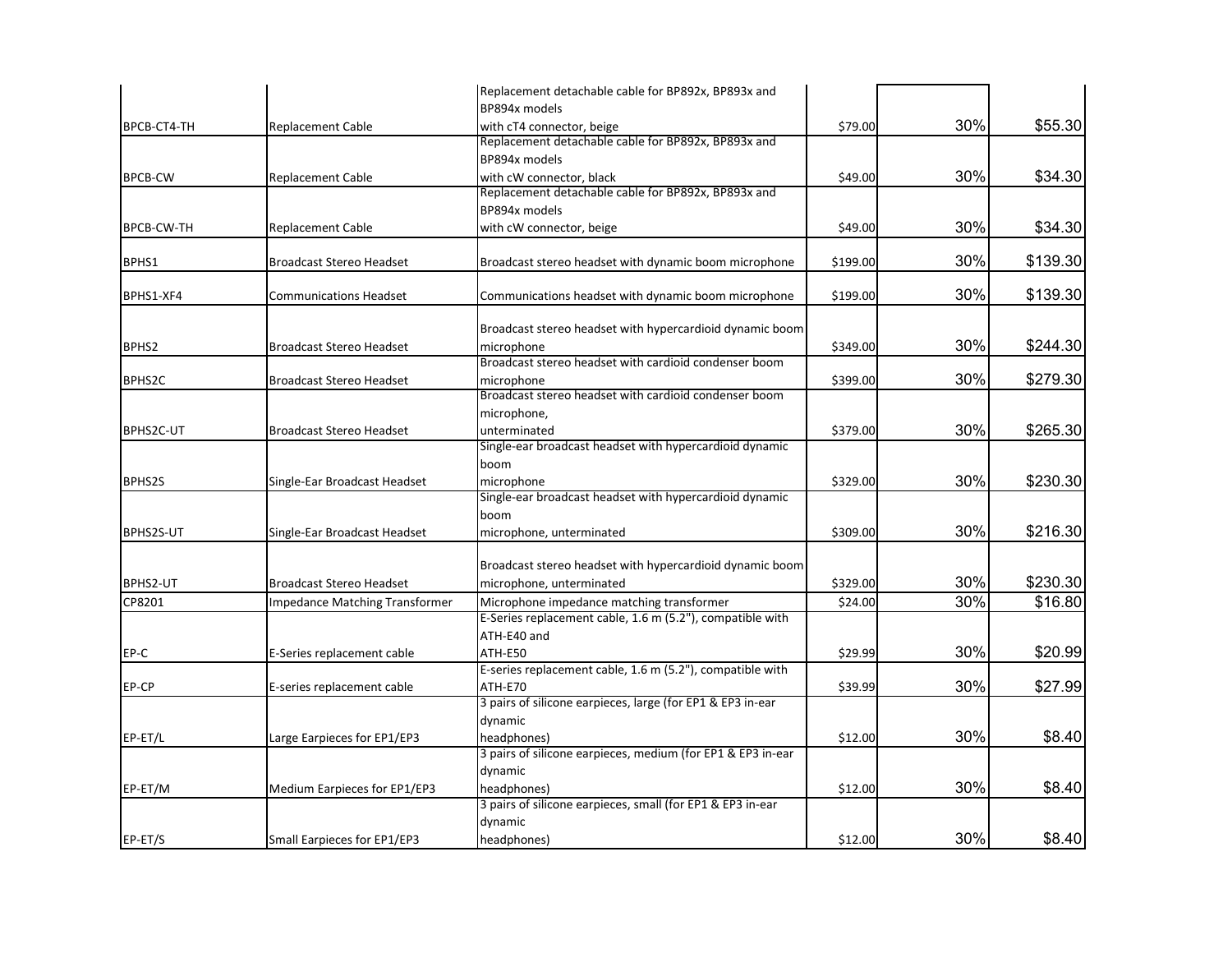| | | | | | |
|---|---|---|---|---|---|
| BPCB-CT4-TH | Replacement Cable | Replacement detachable cable for BP892x, BP893x and BP894x models with cT4 connector, beige | $79.00 | 30% | $55.30 |
| BPCB-CW | Replacement Cable | Replacement detachable cable for BP892x, BP893x and BP894x models with cW connector, black | $49.00 | 30% | $34.30 |
| BPCB-CW-TH | Replacement Cable | Replacement detachable cable for BP892x, BP893x and BP894x models with cW connector, beige | $49.00 | 30% | $34.30 |
| BPHS1 | Broadcast Stereo Headset | Broadcast stereo headset with dynamic boom microphone | $199.00 | 30% | $139.30 |
| BPHS1-XF4 | Communications Headset | Communications headset with dynamic boom microphone | $199.00 | 30% | $139.30 |
| BPHS2 | Broadcast Stereo Headset | Broadcast stereo headset with hypercardioid dynamic boom microphone | $349.00 | 30% | $244.30 |
| BPHS2C | Broadcast Stereo Headset | Broadcast stereo headset with cardioid condenser boom microphone | $399.00 | 30% | $279.30 |
| BPHS2C-UT | Broadcast Stereo Headset | Broadcast stereo headset with cardioid condenser boom microphone, unterminated | $379.00 | 30% | $265.30 |
| BPHS2S | Single-Ear Broadcast Headset | Single-ear broadcast headset with hypercardioid dynamic boom microphone | $329.00 | 30% | $230.30 |
| BPHS2S-UT | Single-Ear Broadcast Headset | Single-ear broadcast headset with hypercardioid dynamic boom microphone, unterminated | $309.00 | 30% | $216.30 |
| BPHS2-UT | Broadcast Stereo Headset | Broadcast stereo headset with hypercardioid dynamic boom microphone, unterminated | $329.00 | 30% | $230.30 |
| CP8201 | Impedance Matching Transformer | Microphone impedance matching transformer | $24.00 | 30% | $16.80 |
| EP-C | E-Series replacement cable | E-Series replacement cable, 1.6 m (5.2"), compatible with ATH-E40 and ATH-E50 | $29.99 | 30% | $20.99 |
| EP-CP | E-series replacement cable | E-series replacement cable, 1.6 m (5.2"), compatible with ATH-E70 | $39.99 | 30% | $27.99 |
| EP-ET/L | Large Earpieces for EP1/EP3 | 3 pairs of silicone earpieces, large (for EP1 & EP3 in-ear dynamic headphones) | $12.00 | 30% | $8.40 |
| EP-ET/M | Medium Earpieces for EP1/EP3 | 3 pairs of silicone earpieces, medium (for EP1 & EP3 in-ear dynamic headphones) | $12.00 | 30% | $8.40 |
| EP-ET/S | Small Earpieces for EP1/EP3 | 3 pairs of silicone earpieces, small (for EP1 & EP3 in-ear dynamic headphones) | $12.00 | 30% | $8.40 |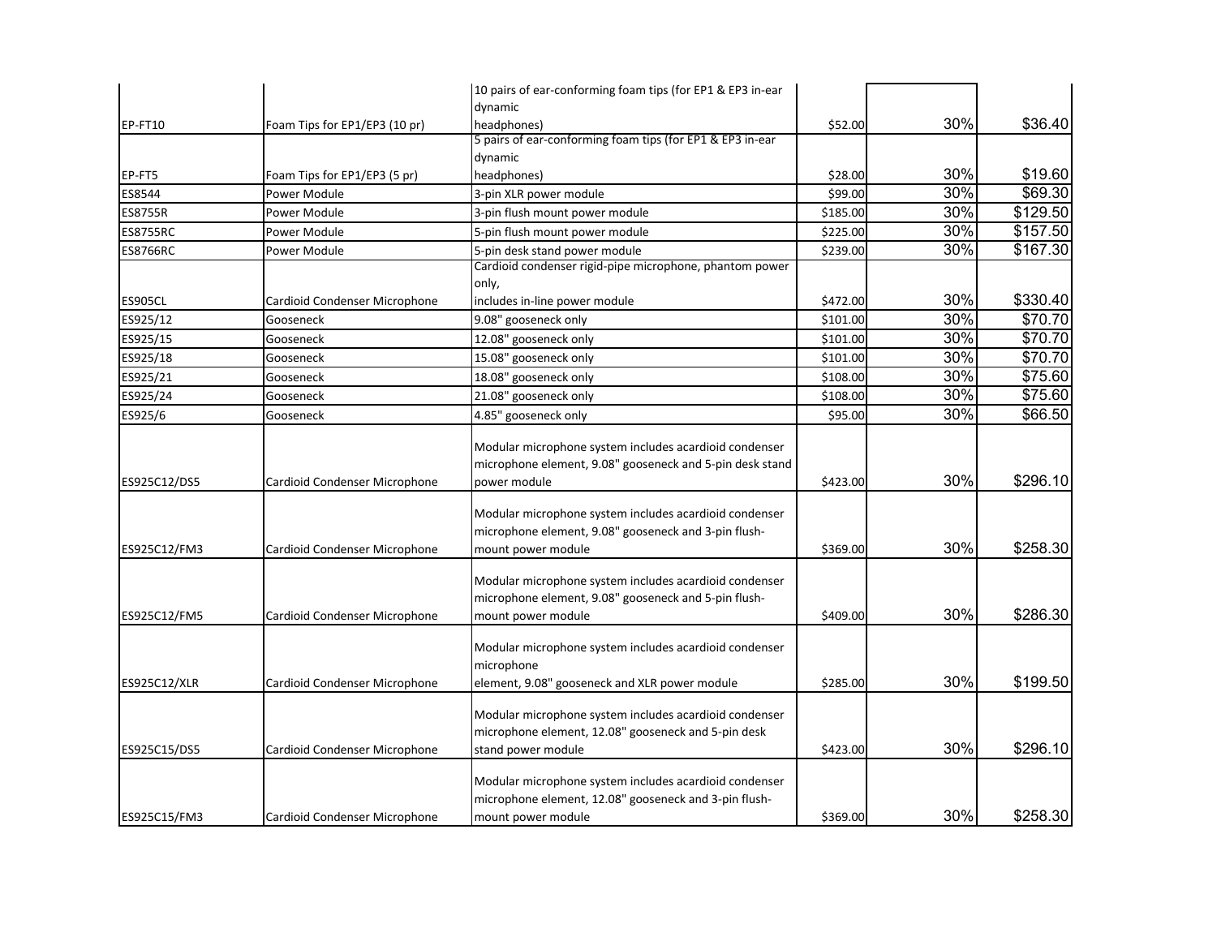| | | | | | |
|---|---|---|---|---|---|
| EP-FT10 | Foam Tips for EP1/EP3 (10 pr) | 10 pairs of ear-conforming foam tips (for EP1 & EP3 in-ear dynamic headphones) | $52.00 | 30% | $36.40 |
| EP-FT5 | Foam Tips for EP1/EP3 (5 pr) | 5 pairs of ear-conforming foam tips (for EP1 & EP3 in-ear dynamic headphones) | $28.00 | 30% | $19.60 |
| ES8544 | Power Module | 3-pin XLR power module | $99.00 | 30% | $69.30 |
| ES8755R | Power Module | 3-pin flush mount power module | $185.00 | 30% | $129.50 |
| ES8755RC | Power Module | 5-pin flush mount power module | $225.00 | 30% | $157.50 |
| ES8766RC | Power Module | 5-pin desk stand power module | $239.00 | 30% | $167.30 |
| ES905CL | Cardioid Condenser Microphone | Cardioid condenser rigid-pipe microphone, phantom power only, includes in-line power module | $472.00 | 30% | $330.40 |
| ES925/12 | Gooseneck | 9.08" gooseneck only | $101.00 | 30% | $70.70 |
| ES925/15 | Gooseneck | 12.08" gooseneck only | $101.00 | 30% | $70.70 |
| ES925/18 | Gooseneck | 15.08" gooseneck only | $101.00 | 30% | $70.70 |
| ES925/21 | Gooseneck | 18.08" gooseneck only | $108.00 | 30% | $75.60 |
| ES925/24 | Gooseneck | 21.08" gooseneck only | $108.00 | 30% | $75.60 |
| ES925/6 | Gooseneck | 4.85" gooseneck only | $95.00 | 30% | $66.50 |
| ES925C12/DS5 | Cardioid Condenser Microphone | Modular microphone system includes acardioid condenser microphone element, 9.08" gooseneck and 5-pin desk stand power module | $423.00 | 30% | $296.10 |
| ES925C12/FM3 | Cardioid Condenser Microphone | Modular microphone system includes acardioid condenser microphone element, 9.08" gooseneck and 3-pin flush-mount power module | $369.00 | 30% | $258.30 |
| ES925C12/FM5 | Cardioid Condenser Microphone | Modular microphone system includes acardioid condenser microphone element, 9.08" gooseneck and 5-pin flush-mount power module | $409.00 | 30% | $286.30 |
| ES925C12/XLR | Cardioid Condenser Microphone | Modular microphone system includes acardioid condenser microphone element, 9.08" gooseneck and XLR power module | $285.00 | 30% | $199.50 |
| ES925C15/DS5 | Cardioid Condenser Microphone | Modular microphone system includes acardioid condenser microphone element, 12.08" gooseneck and 5-pin desk stand power module | $423.00 | 30% | $296.10 |
| ES925C15/FM3 | Cardioid Condenser Microphone | Modular microphone system includes acardioid condenser microphone element, 12.08" gooseneck and 3-pin flush-mount power module | $369.00 | 30% | $258.30 |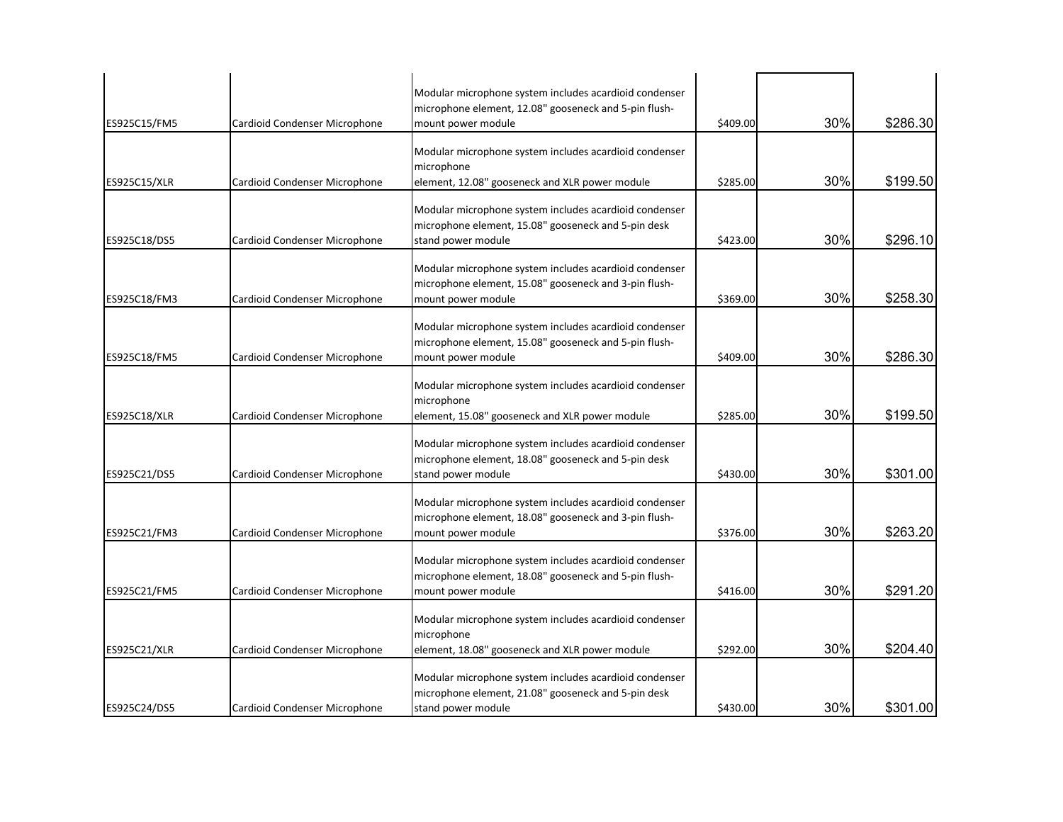| | | | | | |
|---|---|---|---|---|---|
| ES925C15/FM5 | Cardioid Condenser Microphone | Modular microphone system includes acardioid condenser microphone element, 12.08" gooseneck and 5-pin flush-mount power module | $409.00 | 30% | $286.30 |
| ES925C15/XLR | Cardioid Condenser Microphone | Modular microphone system includes acardioid condenser microphone element, 12.08" gooseneck and XLR power module | $285.00 | 30% | $199.50 |
| ES925C18/DS5 | Cardioid Condenser Microphone | Modular microphone system includes acardioid condenser microphone element, 15.08" gooseneck and 5-pin desk stand power module | $423.00 | 30% | $296.10 |
| ES925C18/FM3 | Cardioid Condenser Microphone | Modular microphone system includes acardioid condenser microphone element, 15.08" gooseneck and 3-pin flush-mount power module | $369.00 | 30% | $258.30 |
| ES925C18/FM5 | Cardioid Condenser Microphone | Modular microphone system includes acardioid condenser microphone element, 15.08" gooseneck and 5-pin flush-mount power module | $409.00 | 30% | $286.30 |
| ES925C18/XLR | Cardioid Condenser Microphone | Modular microphone system includes acardioid condenser microphone element, 15.08" gooseneck and XLR power module | $285.00 | 30% | $199.50 |
| ES925C21/DS5 | Cardioid Condenser Microphone | Modular microphone system includes acardioid condenser microphone element, 18.08" gooseneck and 5-pin desk stand power module | $430.00 | 30% | $301.00 |
| ES925C21/FM3 | Cardioid Condenser Microphone | Modular microphone system includes acardioid condenser microphone element, 18.08" gooseneck and 3-pin flush-mount power module | $376.00 | 30% | $263.20 |
| ES925C21/FM5 | Cardioid Condenser Microphone | Modular microphone system includes acardioid condenser microphone element, 18.08" gooseneck and 5-pin flush-mount power module | $416.00 | 30% | $291.20 |
| ES925C21/XLR | Cardioid Condenser Microphone | Modular microphone system includes acardioid condenser microphone element, 18.08" gooseneck and XLR power module | $292.00 | 30% | $204.40 |
| ES925C24/DS5 | Cardioid Condenser Microphone | Modular microphone system includes acardioid condenser microphone element, 21.08" gooseneck and 5-pin desk stand power module | $430.00 | 30% | $301.00 |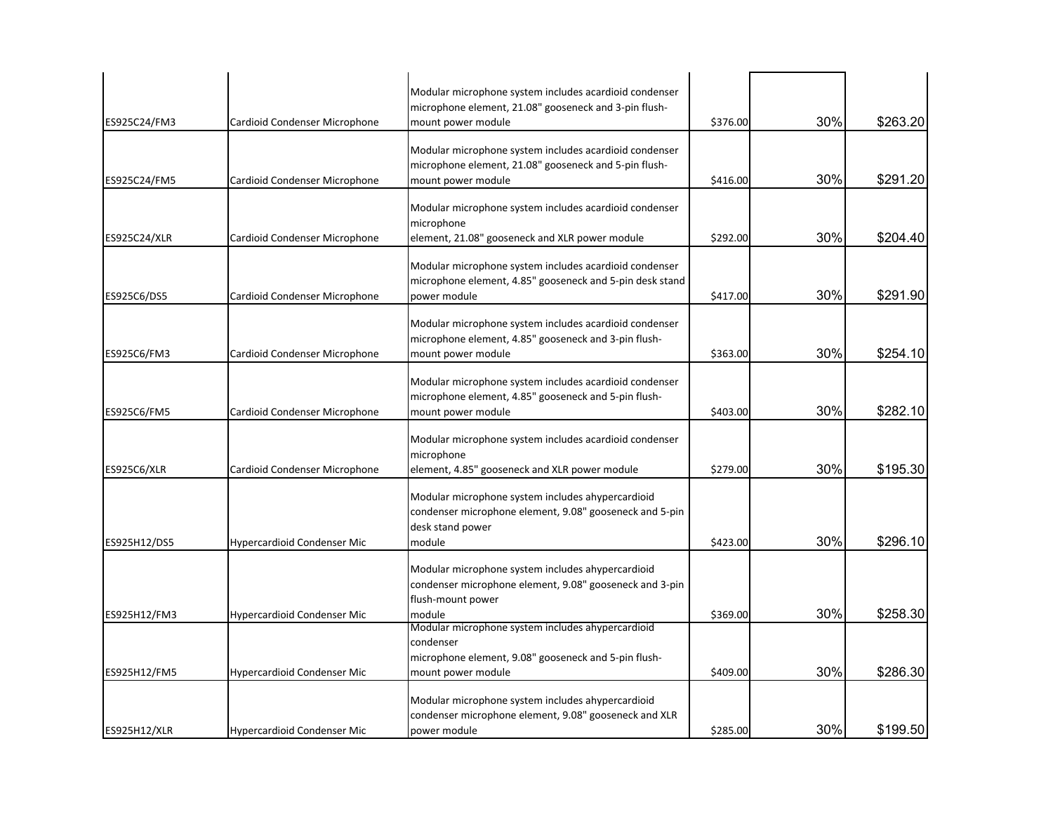| | | | | | |
|---|---|---|---|---|---|
| ES925C24/FM3 | Cardioid Condenser Microphone | Modular microphone system includes acardioid condenser microphone element, 21.08" gooseneck and 3-pin flush-mount power module | $376.00 | 30% | $263.20 |
| ES925C24/FM5 | Cardioid Condenser Microphone | Modular microphone system includes acardioid condenser microphone element, 21.08" gooseneck and 5-pin flush-mount power module | $416.00 | 30% | $291.20 |
| ES925C24/XLR | Cardioid Condenser Microphone | Modular microphone system includes acardioid condenser microphone element, 21.08" gooseneck and XLR power module | $292.00 | 30% | $204.40 |
| ES925C6/DS5 | Cardioid Condenser Microphone | Modular microphone system includes acardioid condenser microphone element, 4.85" gooseneck and 5-pin desk stand power module | $417.00 | 30% | $291.90 |
| ES925C6/FM3 | Cardioid Condenser Microphone | Modular microphone system includes acardioid condenser microphone element, 4.85" gooseneck and 3-pin flush-mount power module | $363.00 | 30% | $254.10 |
| ES925C6/FM5 | Cardioid Condenser Microphone | Modular microphone system includes acardioid condenser microphone element, 4.85" gooseneck and 5-pin flush-mount power module | $403.00 | 30% | $282.10 |
| ES925C6/XLR | Cardioid Condenser Microphone | Modular microphone system includes acardioid condenser microphone element, 4.85" gooseneck and XLR power module | $279.00 | 30% | $195.30 |
| ES925H12/DS5 | Hypercardioid Condenser Mic | Modular microphone system includes ahypercardioid condenser microphone element, 9.08" gooseneck and 5-pin desk stand power module | $423.00 | 30% | $296.10 |
| ES925H12/FM3 | Hypercardioid Condenser Mic | Modular microphone system includes ahypercardioid condenser microphone element, 9.08" gooseneck and 3-pin flush-mount power module | $369.00 | 30% | $258.30 |
| ES925H12/FM5 | Hypercardioid Condenser Mic | Modular microphone system includes ahypercardioid condenser microphone element, 9.08" gooseneck and 5-pin flush-mount power module | $409.00 | 30% | $286.30 |
| ES925H12/XLR | Hypercardioid Condenser Mic | Modular microphone system includes ahypercardioid condenser microphone element, 9.08" gooseneck and XLR power module | $285.00 | 30% | $199.50 |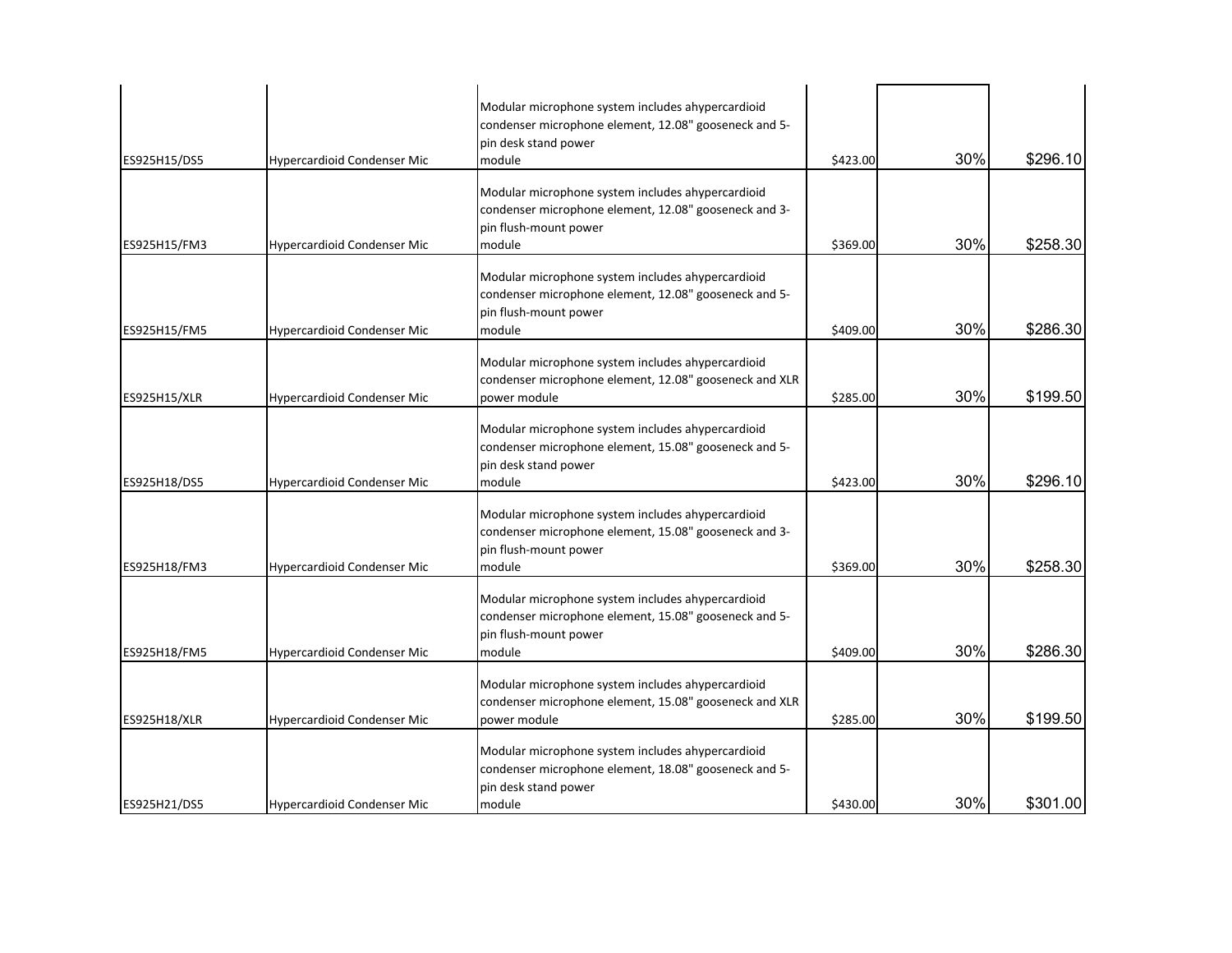| | | | | | |
|---|---|---|---|---|---|
| ES925H15/DS5 | Hypercardioid Condenser Mic | Modular microphone system includes ahypercardioid condenser microphone element, 12.08" gooseneck and 5-pin desk stand power module | $423.00 | 30% | $296.10 |
| ES925H15/FM3 | Hypercardioid Condenser Mic | Modular microphone system includes ahypercardioid condenser microphone element, 12.08" gooseneck and 3-pin flush-mount power module | $369.00 | 30% | $258.30 |
| ES925H15/FM5 | Hypercardioid Condenser Mic | Modular microphone system includes ahypercardioid condenser microphone element, 12.08" gooseneck and 5-pin flush-mount power module | $409.00 | 30% | $286.30 |
| ES925H15/XLR | Hypercardioid Condenser Mic | Modular microphone system includes ahypercardioid condenser microphone element, 12.08" gooseneck and XLR power module | $285.00 | 30% | $199.50 |
| ES925H18/DS5 | Hypercardioid Condenser Mic | Modular microphone system includes ahypercardioid condenser microphone element, 15.08" gooseneck and 5-pin desk stand power module | $423.00 | 30% | $296.10 |
| ES925H18/FM3 | Hypercardioid Condenser Mic | Modular microphone system includes ahypercardioid condenser microphone element, 15.08" gooseneck and 3-pin flush-mount power module | $369.00 | 30% | $258.30 |
| ES925H18/FM5 | Hypercardioid Condenser Mic | Modular microphone system includes ahypercardioid condenser microphone element, 15.08" gooseneck and 5-pin flush-mount power module | $409.00 | 30% | $286.30 |
| ES925H18/XLR | Hypercardioid Condenser Mic | Modular microphone system includes ahypercardioid condenser microphone element, 15.08" gooseneck and XLR power module | $285.00 | 30% | $199.50 |
| ES925H21/DS5 | Hypercardioid Condenser Mic | Modular microphone system includes ahypercardioid condenser microphone element, 18.08" gooseneck and 5-pin desk stand power module | $430.00 | 30% | $301.00 |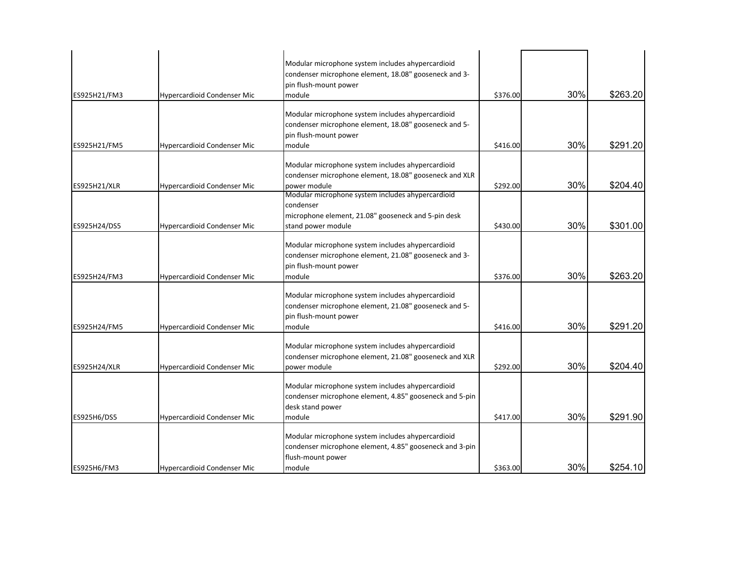| | | | | | |
|---|---|---|---|---|---|
| ES925H21/FM3 | Hypercardioid Condenser Mic | Modular microphone system includes ahypercardioid condenser microphone element, 18.08" gooseneck and 3-pin flush-mount power module | $376.00 | 30% | $263.20 |
| ES925H21/FM5 | Hypercardioid Condenser Mic | Modular microphone system includes ahypercardioid condenser microphone element, 18.08" gooseneck and 5-pin flush-mount power module | $416.00 | 30% | $291.20 |
| ES925H21/XLR | Hypercardioid Condenser Mic | Modular microphone system includes ahypercardioid condenser microphone element, 18.08" gooseneck and XLR power module | $292.00 | 30% | $204.40 |
| ES925H24/DS5 | Hypercardioid Condenser Mic | Modular microphone system includes ahypercardioid condenser microphone element, 21.08" gooseneck and 5-pin desk stand power module | $430.00 | 30% | $301.00 |
| ES925H24/FM3 | Hypercardioid Condenser Mic | Modular microphone system includes ahypercardioid condenser microphone element, 21.08" gooseneck and 3-pin flush-mount power module | $376.00 | 30% | $263.20 |
| ES925H24/FM5 | Hypercardioid Condenser Mic | Modular microphone system includes ahypercardioid condenser microphone element, 21.08" gooseneck and 5-pin flush-mount power module | $416.00 | 30% | $291.20 |
| ES925H24/XLR | Hypercardioid Condenser Mic | Modular microphone system includes ahypercardioid condenser microphone element, 21.08" gooseneck and XLR power module | $292.00 | 30% | $204.40 |
| ES925H6/DS5 | Hypercardioid Condenser Mic | Modular microphone system includes ahypercardioid condenser microphone element, 4.85" gooseneck and 5-pin desk stand power module | $417.00 | 30% | $291.90 |
| ES925H6/FM3 | Hypercardioid Condenser Mic | Modular microphone system includes ahypercardioid condenser microphone element, 4.85" gooseneck and 3-pin flush-mount power module | $363.00 | 30% | $254.10 |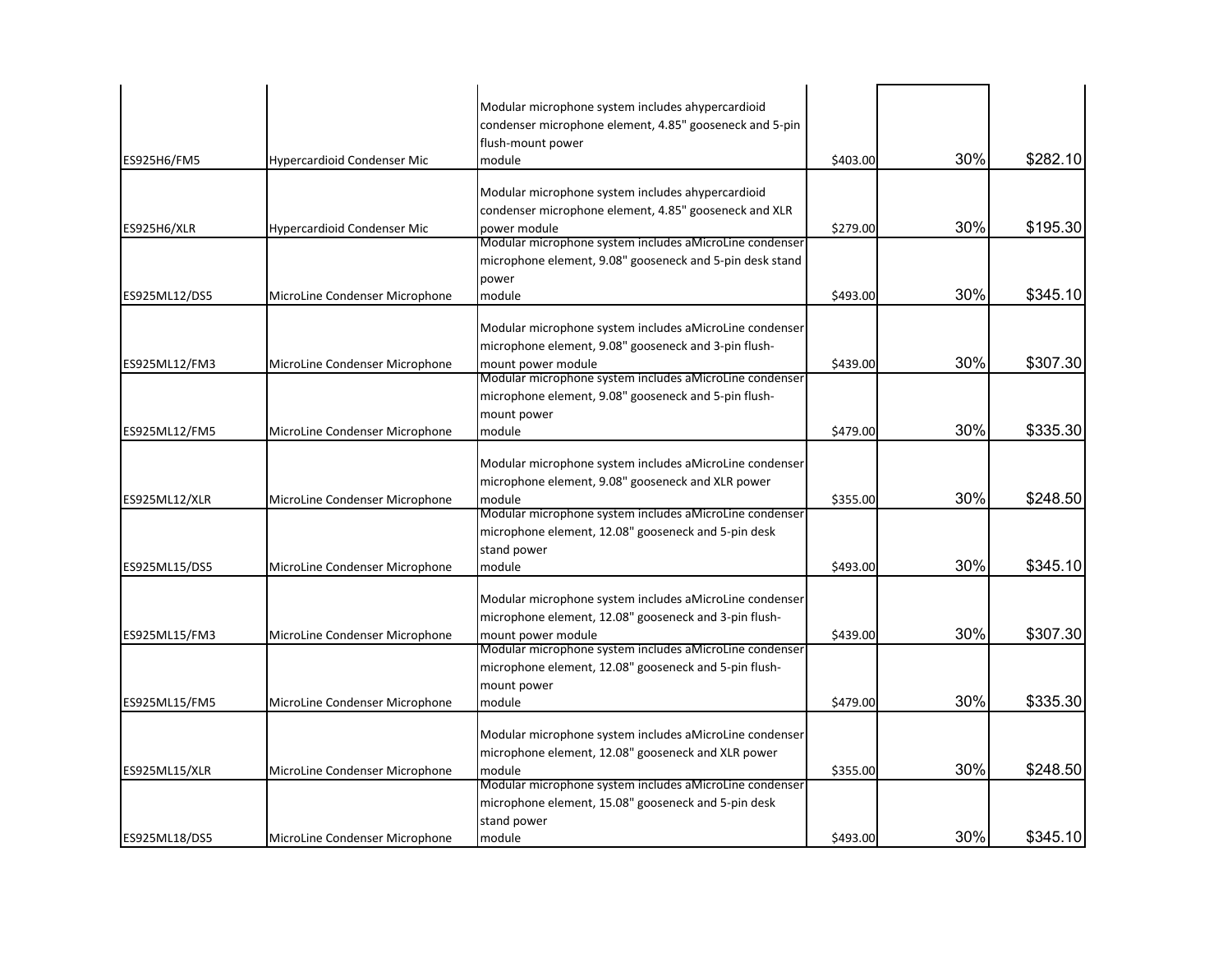| | | | | | |
|---|---|---|---|---|---|
| ES925H6/FM5 | Hypercardioid Condenser Mic | Modular microphone system includes ahypercardioid condenser microphone element, 4.85" gooseneck and 5-pin flush-mount power module | $403.00 | 30% | $282.10 |
| ES925H6/XLR | Hypercardioid Condenser Mic | Modular microphone system includes ahypercardioid condenser microphone element, 4.85" gooseneck and XLR power module | $279.00 | 30% | $195.30 |
| ES925ML12/DS5 | MicroLine Condenser Microphone | Modular microphone system includes aMicroLine condenser microphone element, 9.08" gooseneck and 5-pin desk stand power module | $493.00 | 30% | $345.10 |
| ES925ML12/FM3 | MicroLine Condenser Microphone | Modular microphone system includes aMicroLine condenser microphone element, 9.08" gooseneck and 3-pin flush-mount power module | $439.00 | 30% | $307.30 |
| ES925ML12/FM5 | MicroLine Condenser Microphone | Modular microphone system includes aMicroLine condenser microphone element, 9.08" gooseneck and 5-pin flush-mount power module | $479.00 | 30% | $335.30 |
| ES925ML12/XLR | MicroLine Condenser Microphone | Modular microphone system includes aMicroLine condenser microphone element, 9.08" gooseneck and XLR power module | $355.00 | 30% | $248.50 |
| ES925ML15/DS5 | MicroLine Condenser Microphone | Modular microphone system includes aMicroLine condenser microphone element, 12.08" gooseneck and 5-pin desk stand power module | $493.00 | 30% | $345.10 |
| ES925ML15/FM3 | MicroLine Condenser Microphone | Modular microphone system includes aMicroLine condenser microphone element, 12.08" gooseneck and 3-pin flush-mount power module | $439.00 | 30% | $307.30 |
| ES925ML15/FM5 | MicroLine Condenser Microphone | Modular microphone system includes aMicroLine condenser microphone element, 12.08" gooseneck and 5-pin flush-mount power module | $479.00 | 30% | $335.30 |
| ES925ML15/XLR | MicroLine Condenser Microphone | Modular microphone system includes aMicroLine condenser microphone element, 12.08" gooseneck and XLR power module | $355.00 | 30% | $248.50 |
| ES925ML18/DS5 | MicroLine Condenser Microphone | Modular microphone system includes aMicroLine condenser microphone element, 15.08" gooseneck and 5-pin desk stand power module | $493.00 | 30% | $345.10 |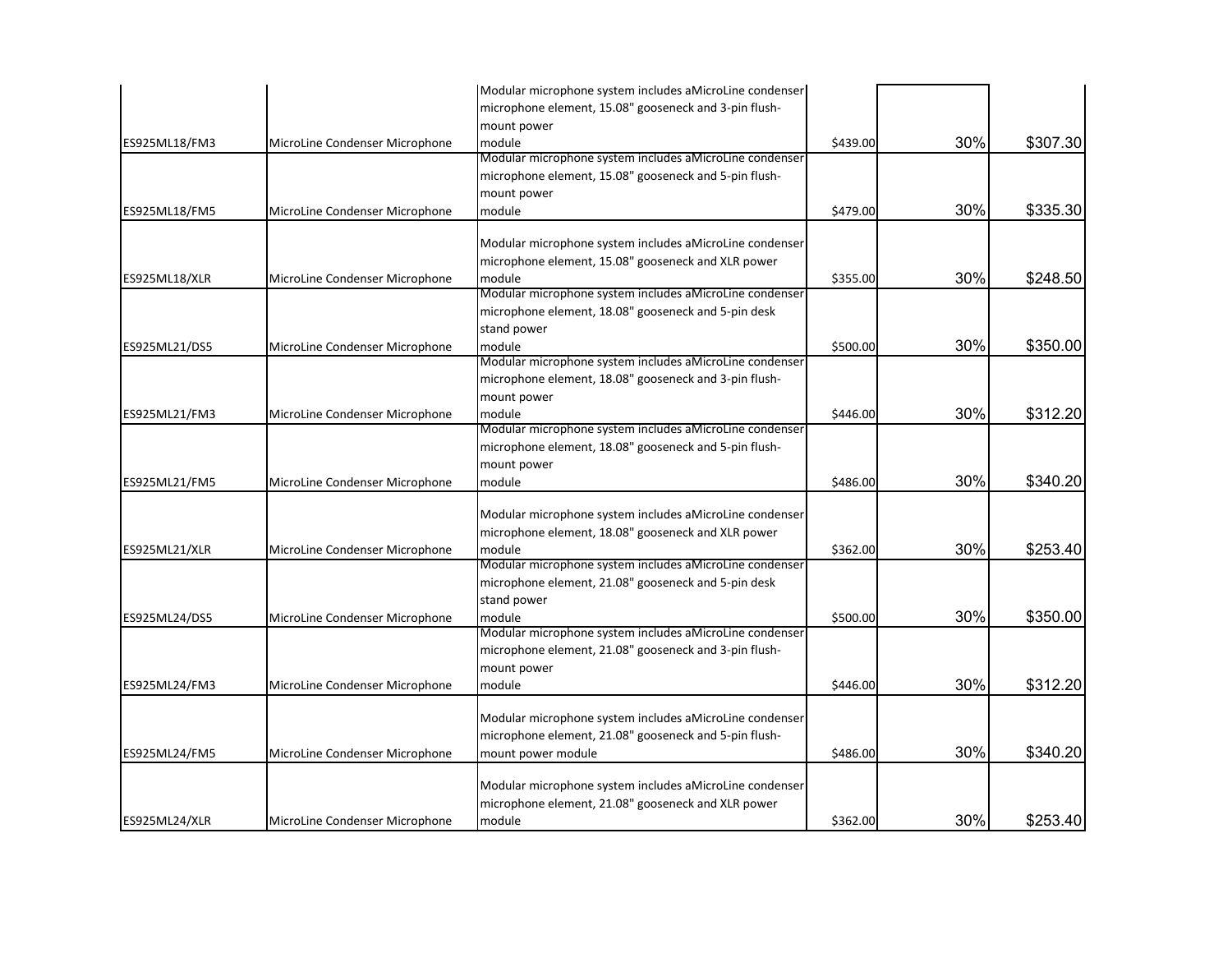| | | | | | |
|---|---|---|---|---|---|
| ES925ML18/FM3 | MicroLine Condenser Microphone | Modular microphone system includes aMicroLine condenser microphone element, 15.08" gooseneck and 3-pin flush-mount power module | $439.00 | 30% | $307.30 |
| ES925ML18/FM5 | MicroLine Condenser Microphone | Modular microphone system includes aMicroLine condenser microphone element, 15.08" gooseneck and 5-pin flush-mount power module | $479.00 | 30% | $335.30 |
| ES925ML18/XLR | MicroLine Condenser Microphone | Modular microphone system includes aMicroLine condenser microphone element, 15.08" gooseneck and XLR power module | $355.00 | 30% | $248.50 |
| ES925ML21/DS5 | MicroLine Condenser Microphone | Modular microphone system includes aMicroLine condenser microphone element, 18.08" gooseneck and 5-pin desk stand power module | $500.00 | 30% | $350.00 |
| ES925ML21/FM3 | MicroLine Condenser Microphone | Modular microphone system includes aMicroLine condenser microphone element, 18.08" gooseneck and 3-pin flush-mount power module | $446.00 | 30% | $312.20 |
| ES925ML21/FM5 | MicroLine Condenser Microphone | Modular microphone system includes aMicroLine condenser microphone element, 18.08" gooseneck and 5-pin flush-mount power module | $486.00 | 30% | $340.20 |
| ES925ML21/XLR | MicroLine Condenser Microphone | Modular microphone system includes aMicroLine condenser microphone element, 18.08" gooseneck and XLR power module | $362.00 | 30% | $253.40 |
| ES925ML24/DS5 | MicroLine Condenser Microphone | Modular microphone system includes aMicroLine condenser microphone element, 21.08" gooseneck and 5-pin desk stand power module | $500.00 | 30% | $350.00 |
| ES925ML24/FM3 | MicroLine Condenser Microphone | Modular microphone system includes aMicroLine condenser microphone element, 21.08" gooseneck and 3-pin flush-mount power module | $446.00 | 30% | $312.20 |
| ES925ML24/FM5 | MicroLine Condenser Microphone | Modular microphone system includes aMicroLine condenser microphone element, 21.08" gooseneck and 5-pin flush-mount power module | $486.00 | 30% | $340.20 |
| ES925ML24/XLR | MicroLine Condenser Microphone | Modular microphone system includes aMicroLine condenser microphone element, 21.08" gooseneck and XLR power module | $362.00 | 30% | $253.40 |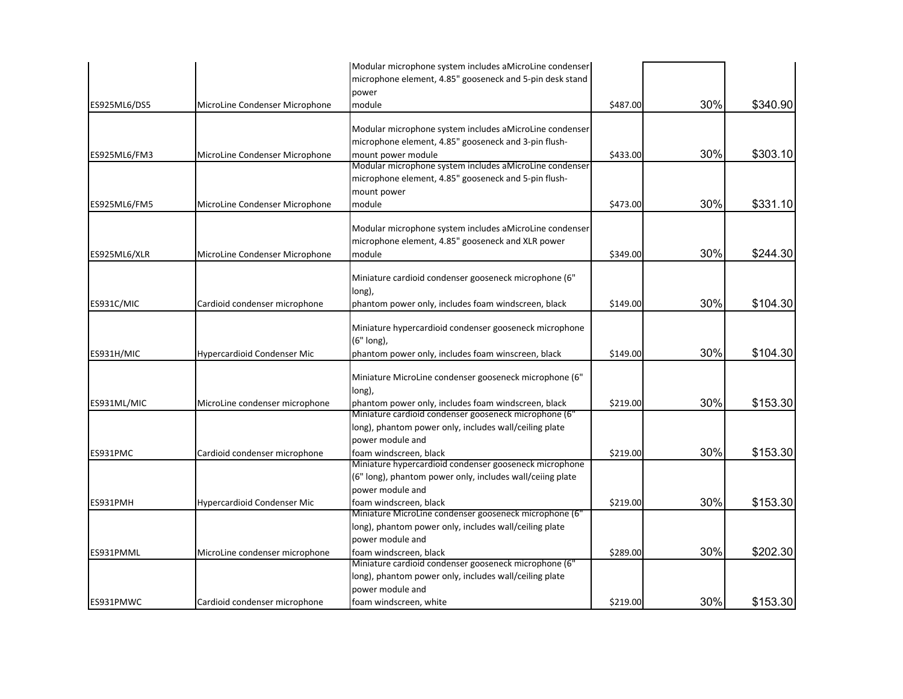| | | | | | |
|---|---|---|---|---|---|
| ES925ML6/DS5 | MicroLine Condenser Microphone | Modular microphone system includes aMicroLine condenser microphone element, 4.85" gooseneck and 5-pin desk stand power module | $487.00 | 30% | $340.90 |
| ES925ML6/FM3 | MicroLine Condenser Microphone | Modular microphone system includes aMicroLine condenser microphone element, 4.85" gooseneck and 3-pin flush-mount power module | $433.00 | 30% | $303.10 |
| ES925ML6/FM5 | MicroLine Condenser Microphone | Modular microphone system includes aMicroLine condenser microphone element, 4.85" gooseneck and 5-pin flush-mount power module | $473.00 | 30% | $331.10 |
| ES925ML6/XLR | MicroLine Condenser Microphone | Modular microphone system includes aMicroLine condenser microphone element, 4.85" gooseneck and XLR power module | $349.00 | 30% | $244.30 |
| ES931C/MIC | Cardioid condenser microphone | Miniature cardioid condenser gooseneck microphone (6" long), phantom power only, includes foam windscreen, black | $149.00 | 30% | $104.30 |
| ES931H/MIC | Hypercardioid Condenser Mic | Miniature hypercardioid condenser gooseneck microphone (6" long), phantom power only, includes foam winscreen, black | $149.00 | 30% | $104.30 |
| ES931ML/MIC | MicroLine condenser microphone | Miniature MicroLine condenser gooseneck microphone (6" long), phantom power only, includes foam windscreen, black | $219.00 | 30% | $153.30 |
| ES931PMC | Cardioid condenser microphone | Miniature cardioid condenser gooseneck microphone (6" long), phantom power only, includes wall/ceiling plate power module and foam windscreen, black | $219.00 | 30% | $153.30 |
| ES931PMH | Hypercardioid Condenser Mic | Miniature hypercardioid condenser gooseneck microphone (6" long), phantom power only, includes wall/ceiing plate power module and foam windscreen, black | $219.00 | 30% | $153.30 |
| ES931PMML | MicroLine condenser microphone | Miniature MicroLine condenser gooseneck microphone (6" long), phantom power only, includes wall/ceiling plate power module and foam windscreen, black | $289.00 | 30% | $202.30 |
| ES931PMWC | Cardioid condenser microphone | Miniature cardioid condenser gooseneck microphone (6" long), phantom power only, includes wall/ceiling plate power module and foam windscreen, white | $219.00 | 30% | $153.30 |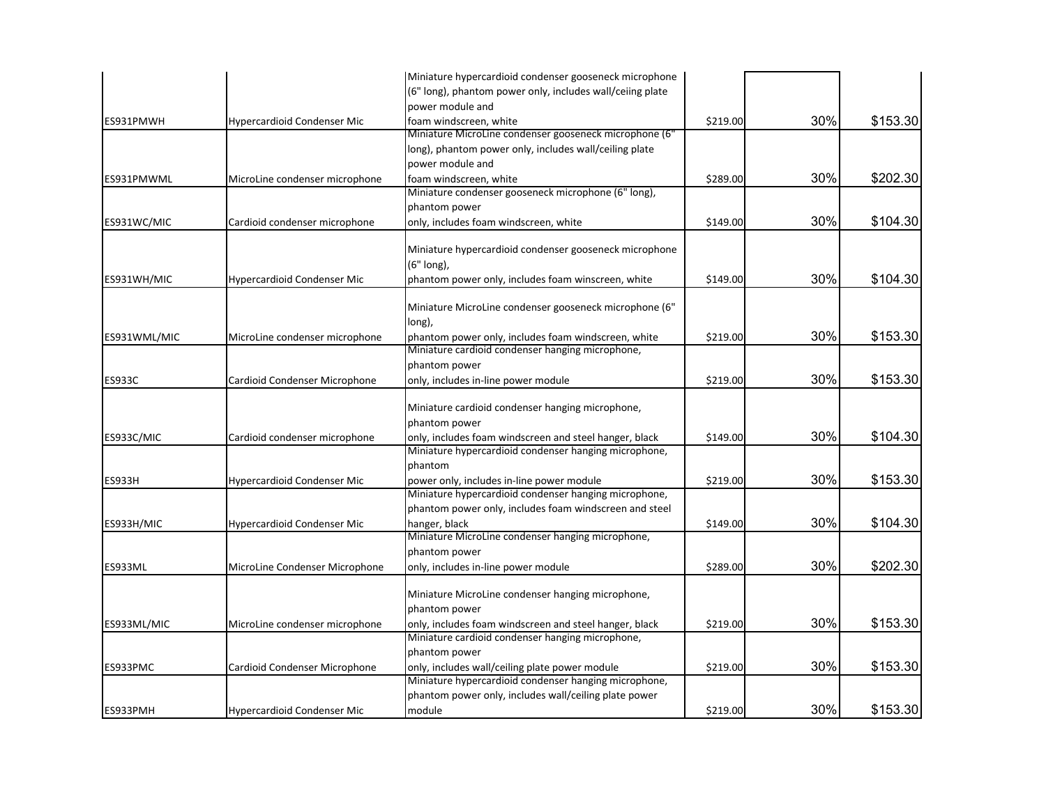| | | | | | |
|---|---|---|---|---|---|
| ES931PMWH | Hypercardioid Condenser Mic | Miniature hypercardioid condenser gooseneck microphone (6" long), phantom power only, includes wall/ceiing plate power module and foam windscreen, white | $219.00 | 30% | $153.30 |
| ES931PMWML | MicroLine condenser microphone | Miniature MicroLine condenser gooseneck microphone (6" long), phantom power only, includes wall/ceiling plate power module and foam windscreen, white | $289.00 | 30% | $202.30 |
| ES931WC/MIC | Cardioid condenser microphone | Miniature condenser gooseneck microphone (6" long), phantom power only, includes foam windscreen, white | $149.00 | 30% | $104.30 |
| ES931WH/MIC | Hypercardioid Condenser Mic | Miniature hypercardioid condenser gooseneck microphone (6" long), phantom power only, includes foam winscreen, white | $149.00 | 30% | $104.30 |
| ES931WML/MIC | MicroLine condenser microphone | Miniature MicroLine condenser gooseneck microphone (6" long), phantom power only, includes foam windscreen, white | $219.00 | 30% | $153.30 |
| ES933C | Cardioid Condenser Microphone | Miniature cardioid condenser hanging microphone, phantom power only, includes in-line power module | $219.00 | 30% | $153.30 |
| ES933C/MIC | Cardioid condenser microphone | Miniature cardioid condenser hanging microphone, phantom power only, includes foam windscreen and steel hanger, black | $149.00 | 30% | $104.30 |
| ES933H | Hypercardioid Condenser Mic | Miniature hypercardioid condenser hanging microphone, phantom power only, includes in-line power module | $219.00 | 30% | $153.30 |
| ES933H/MIC | Hypercardioid Condenser Mic | Miniature hypercardioid condenser hanging microphone, phantom power only, includes foam windscreen and steel hanger, black | $149.00 | 30% | $104.30 |
| ES933ML | MicroLine Condenser Microphone | Miniature MicroLine condenser hanging microphone, phantom power only, includes in-line power module | $289.00 | 30% | $202.30 |
| ES933ML/MIC | MicroLine condenser microphone | Miniature MicroLine condenser hanging microphone, phantom power only, includes foam windscreen and steel hanger, black | $219.00 | 30% | $153.30 |
| ES933PMC | Cardioid Condenser Microphone | Miniature cardioid condenser hanging microphone, phantom power only, includes wall/ceiling plate power module | $219.00 | 30% | $153.30 |
| ES933PMH | Hypercardioid Condenser Mic | Miniature hypercardioid condenser hanging microphone, phantom power only, includes wall/ceiling plate power module | $219.00 | 30% | $153.30 |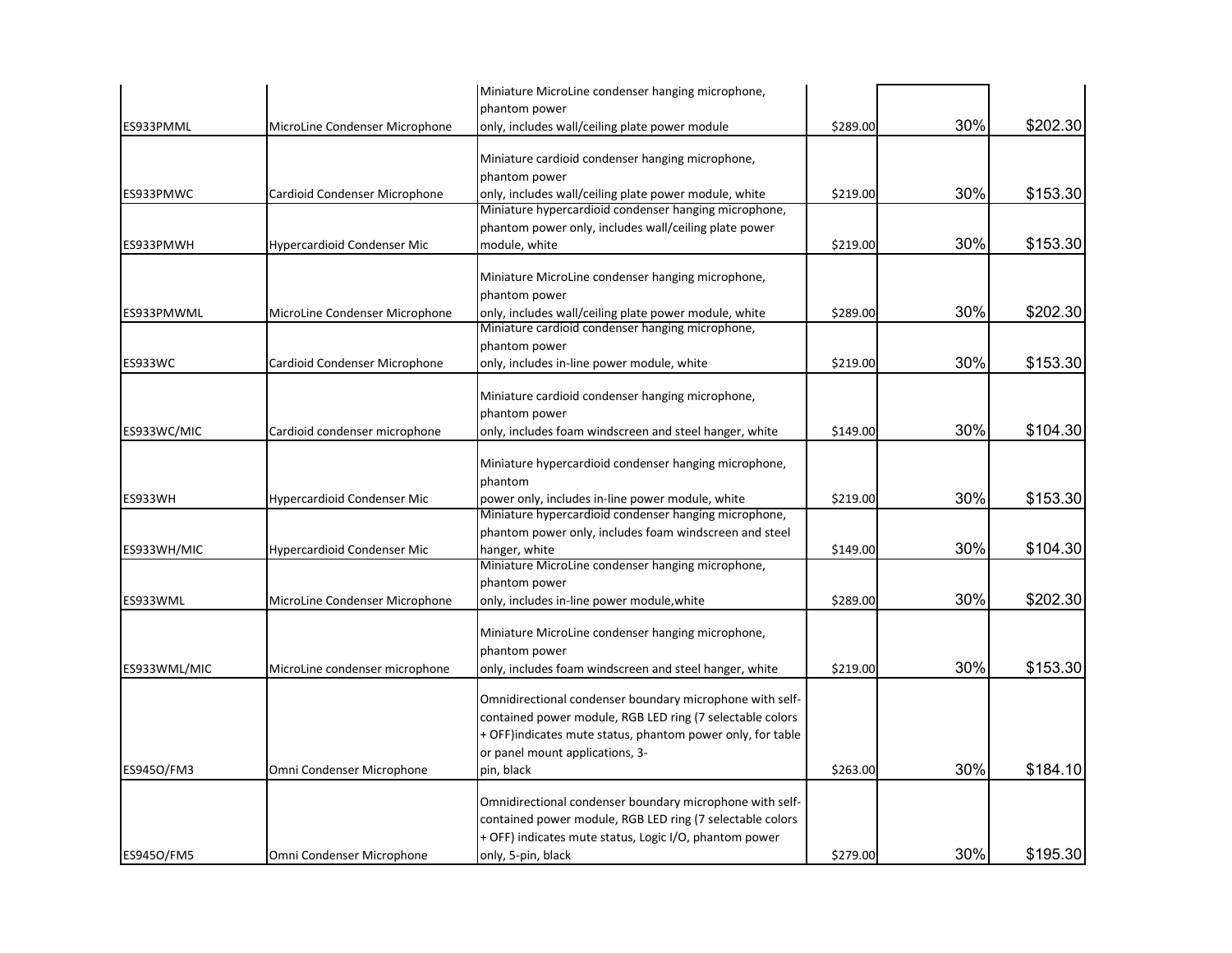| | | | | | |
|---|---|---|---|---|---|
| ES933PMML | MicroLine Condenser Microphone | Miniature MicroLine condenser hanging microphone, phantom power only, includes wall/ceiling plate power module | $289.00 | 30% | $202.30 |
| ES933PMWC | Cardioid Condenser Microphone | Miniature cardioid condenser hanging microphone, phantom power only, includes wall/ceiling plate power module, white | $219.00 | 30% | $153.30 |
| ES933PMWH | Hypercardioid Condenser Mic | Miniature hypercardioid condenser hanging microphone, phantom power only, includes wall/ceiling plate power module, white | $219.00 | 30% | $153.30 |
| ES933PMWML | MicroLine Condenser Microphone | Miniature MicroLine condenser hanging microphone, phantom power only, includes wall/ceiling plate power module, white | $289.00 | 30% | $202.30 |
| ES933WC | Cardioid Condenser Microphone | Miniature cardioid condenser hanging microphone, phantom power only, includes in-line power module, white | $219.00 | 30% | $153.30 |
| ES933WC/MIC | Cardioid condenser microphone | Miniature cardioid condenser hanging microphone, phantom power only, includes foam windscreen and steel hanger, white | $149.00 | 30% | $104.30 |
| ES933WH | Hypercardioid Condenser Mic | Miniature hypercardioid condenser hanging microphone, phantom power only, includes in-line power module, white | $219.00 | 30% | $153.30 |
| ES933WH/MIC | Hypercardioid Condenser Mic | Miniature hypercardioid condenser hanging microphone, phantom power only, includes foam windscreen and steel hanger, white | $149.00 | 30% | $104.30 |
| ES933WML | MicroLine Condenser Microphone | Miniature MicroLine condenser hanging microphone, phantom power only, includes in-line power module,white | $289.00 | 30% | $202.30 |
| ES933WML/MIC | MicroLine condenser microphone | Miniature MicroLine condenser hanging microphone, phantom power only, includes foam windscreen and steel hanger, white | $219.00 | 30% | $153.30 |
| ES945O/FM3 | Omni Condenser Microphone | Omnidirectional condenser boundary microphone with self-contained power module, RGB LED ring (7 selectable colors + OFF)indicates mute status, phantom power only, for table or panel mount applications, 3-pin, black | $263.00 | 30% | $184.10 |
| ES945O/FM5 | Omni Condenser Microphone | Omnidirectional condenser boundary microphone with self-contained power module, RGB LED ring (7 selectable colors + OFF) indicates mute status, Logic I/O, phantom power only, 5-pin, black | $279.00 | 30% | $195.30 |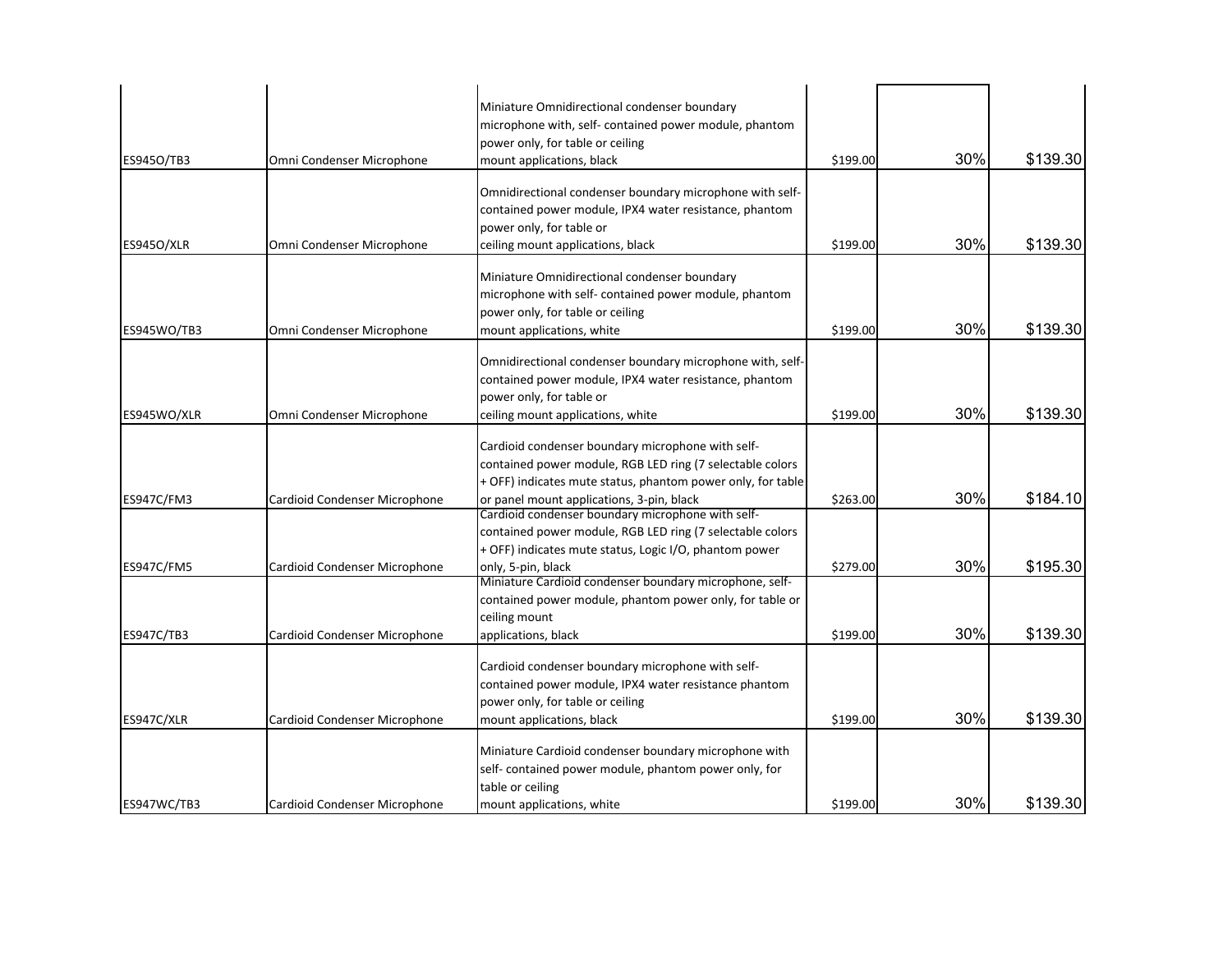| | | | | | |
|---|---|---|---|---|---|
| ES945O/TB3 | Omni Condenser Microphone | Miniature Omnidirectional condenser boundary microphone with, self- contained power module, phantom power only, for table or ceiling mount applications, black | $199.00 | 30% | $139.30 |
| ES945O/XLR | Omni Condenser Microphone | Omnidirectional condenser boundary microphone with self- contained power module, IPX4 water resistance, phantom power only, for table or ceiling mount applications, black | $199.00 | 30% | $139.30 |
| ES945WO/TB3 | Omni Condenser Microphone | Miniature Omnidirectional condenser boundary microphone with self- contained power module, phantom power only, for table or ceiling mount applications, white | $199.00 | 30% | $139.30 |
| ES945WO/XLR | Omni Condenser Microphone | Omnidirectional condenser boundary microphone with, self- contained power module, IPX4 water resistance, phantom power only, for table or ceiling mount applications, white | $199.00 | 30% | $139.30 |
| ES947C/FM3 | Cardioid Condenser Microphone | Cardioid condenser boundary microphone with self- contained power module, RGB LED ring (7 selectable colors + OFF) indicates mute status, phantom power only, for table or panel mount applications, 3-pin, black | $263.00 | 30% | $184.10 |
| ES947C/FM5 | Cardioid Condenser Microphone | Cardioid condenser boundary microphone with self- contained power module, RGB LED ring (7 selectable colors + OFF) indicates mute status, Logic I/O, phantom power only, 5-pin, black | $279.00 | 30% | $195.30 |
| ES947C/TB3 | Cardioid Condenser Microphone | Miniature Cardioid condenser boundary microphone, self- contained power module, phantom power only, for table or ceiling mount applications, black | $199.00 | 30% | $139.30 |
| ES947C/XLR | Cardioid Condenser Microphone | Cardioid condenser boundary microphone with self- contained power module, IPX4 water resistance phantom power only, for table or ceiling mount applications, black | $199.00 | 30% | $139.30 |
| ES947WC/TB3 | Cardioid Condenser Microphone | Miniature Cardioid condenser boundary microphone with self- contained power module, phantom power only, for table or ceiling mount applications, white | $199.00 | 30% | $139.30 |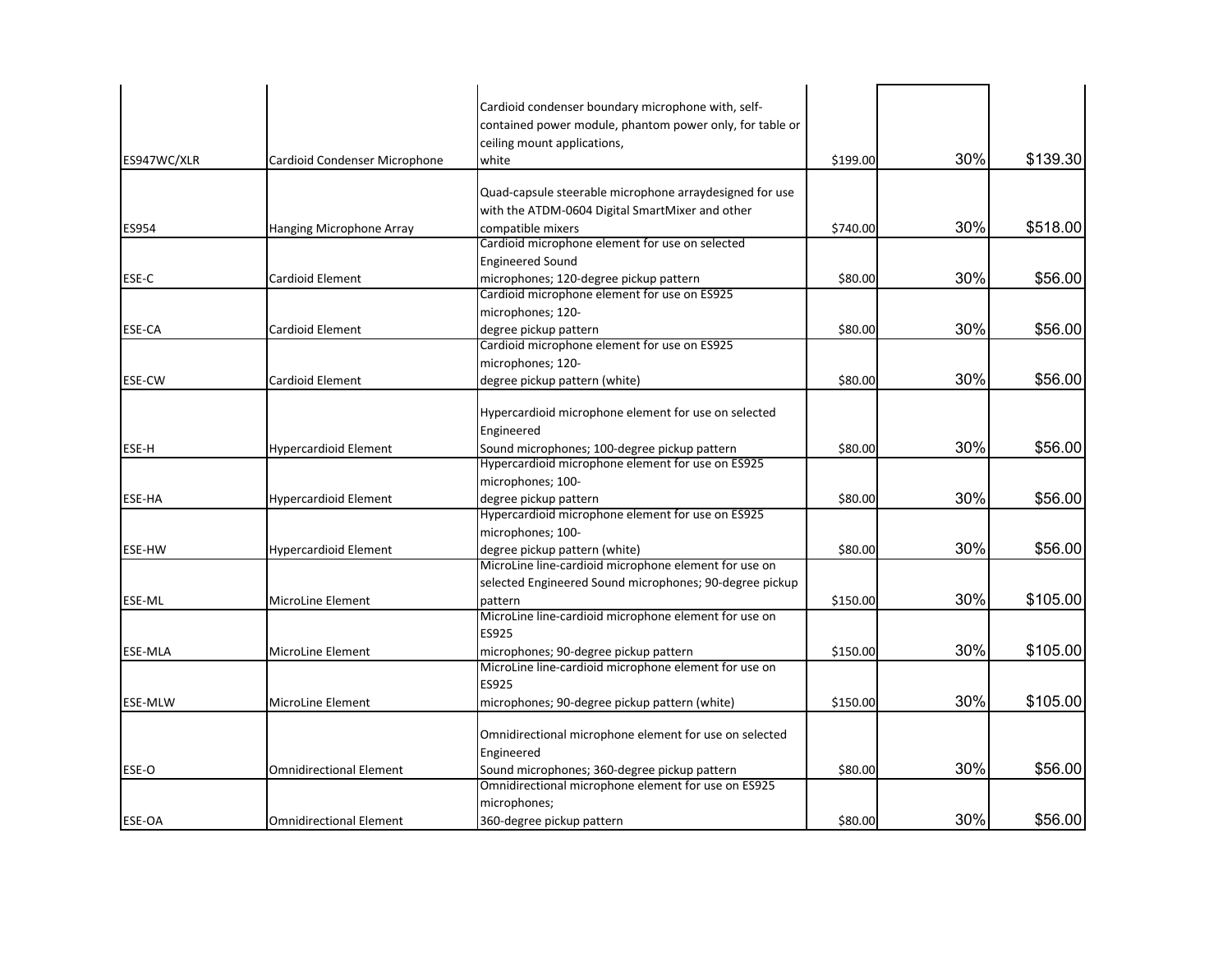| | | | | | |
|---|---|---|---|---|---|
| ES947WC/XLR | Cardioid Condenser Microphone | Cardioid condenser boundary microphone with, self-contained power module, phantom power only, for table or ceiling mount applications, white | $199.00 | 30% | $139.30 |
| ES954 | Hanging Microphone Array | Quad-capsule steerable microphone arraydesigned for use with the ATDM-0604 Digital SmartMixer and other compatible mixers | $740.00 | 30% | $518.00 |
| ESE-C | Cardioid Element | Cardioid microphone element for use on selected Engineered Sound microphones; 120-degree pickup pattern | $80.00 | 30% | $56.00 |
| ESE-CA | Cardioid Element | Cardioid microphone element for use on ES925 microphones; 120-degree pickup pattern | $80.00 | 30% | $56.00 |
| ESE-CW | Cardioid Element | Cardioid microphone element for use on ES925 microphones; 120-degree pickup pattern (white) | $80.00 | 30% | $56.00 |
| ESE-H | Hypercardioid Element | Hypercardioid microphone element for use on selected Engineered Sound microphones; 100-degree pickup pattern | $80.00 | 30% | $56.00 |
| ESE-HA | Hypercardioid Element | Hypercardioid microphone element for use on ES925 microphones; 100-degree pickup pattern | $80.00 | 30% | $56.00 |
| ESE-HW | Hypercardioid Element | Hypercardioid microphone element for use on ES925 microphones; 100-degree pickup pattern (white) | $80.00 | 30% | $56.00 |
| ESE-ML | MicroLine Element | MicroLine line-cardioid microphone element for use on selected Engineered Sound microphones; 90-degree pickup pattern | $150.00 | 30% | $105.00 |
| ESE-MLA | MicroLine Element | MicroLine line-cardioid microphone element for use on ES925 microphones; 90-degree pickup pattern | $150.00 | 30% | $105.00 |
| ESE-MLW | MicroLine Element | MicroLine line-cardioid microphone element for use on ES925 microphones; 90-degree pickup pattern (white) | $150.00 | 30% | $105.00 |
| ESE-O | Omnidirectional Element | Omnidirectional microphone element for use on selected Engineered Sound microphones; 360-degree pickup pattern | $80.00 | 30% | $56.00 |
| ESE-OA | Omnidirectional Element | Omnidirectional microphone element for use on ES925 microphones; 360-degree pickup pattern | $80.00 | 30% | $56.00 |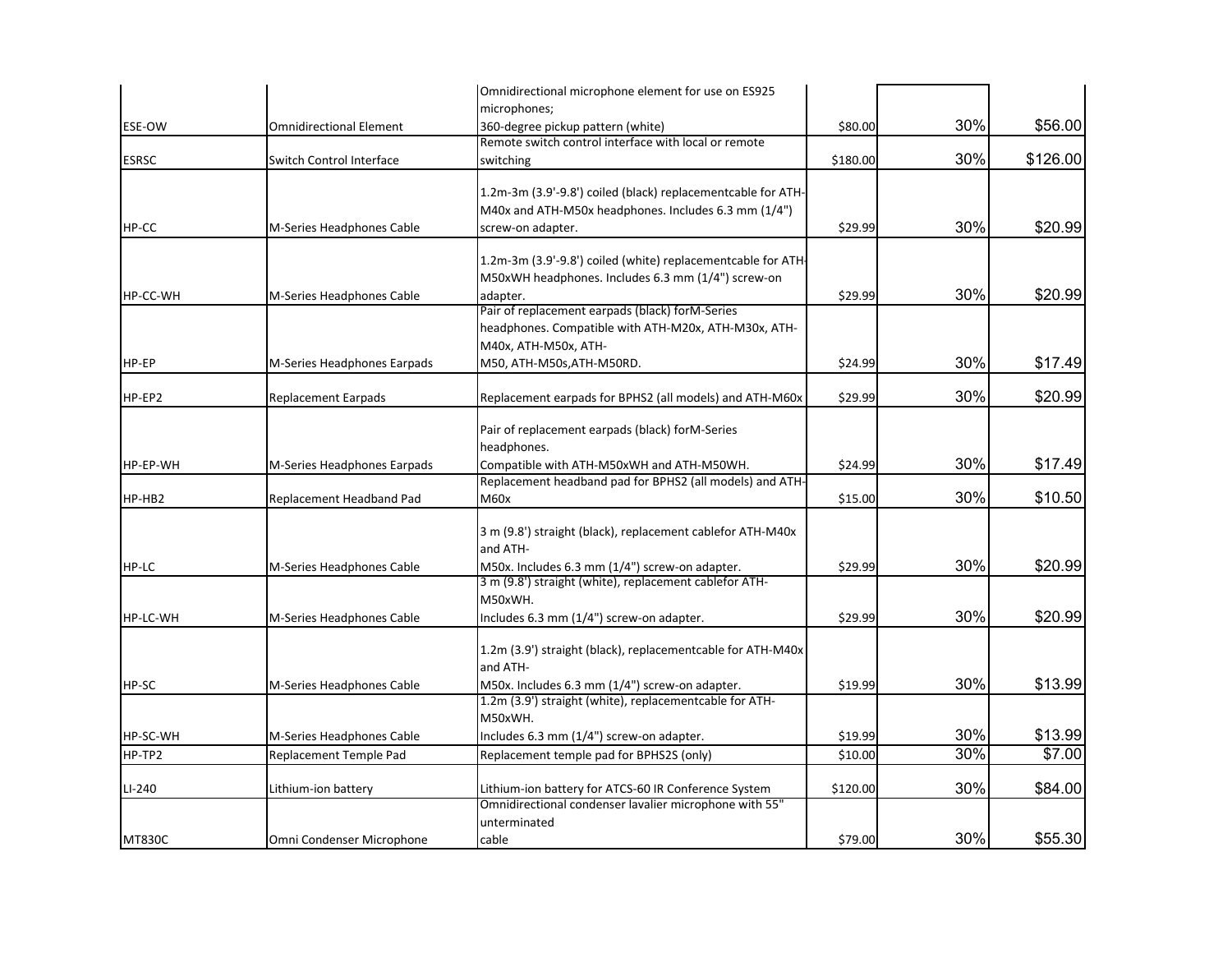| | | | | | |
|---|---|---|---|---|---|
| ESE-OW | Omnidirectional Element | Omnidirectional microphone element for use on ES925 microphones; 360-degree pickup pattern (white) | $80.00 | 30% | $56.00 |
| ESRSC | Switch Control Interface | Remote switch control interface with local or remote switching | $180.00 | 30% | $126.00 |
| HP-CC | M-Series Headphones Cable | 1.2m-3m (3.9'-9.8') coiled (black) replacementcable for ATH-M40x and ATH-M50x headphones. Includes 6.3 mm (1/4") screw-on adapter. | $29.99 | 30% | $20.99 |
| HP-CC-WH | M-Series Headphones Cable | 1.2m-3m (3.9'-9.8') coiled (white) replacementcable for ATH-M50xWH headphones. Includes 6.3 mm (1/4") screw-on adapter. | $29.99 | 30% | $20.99 |
| HP-EP | M-Series Headphones Earpads | Pair of replacement earpads (black) forM-Series headphones. Compatible with ATH-M20x, ATH-M30x, ATH-M40x, ATH-M50x, ATH-M50, ATH-M50s,ATH-M50RD. | $24.99 | 30% | $17.49 |
| HP-EP2 | Replacement Earpads | Replacement earpads for BPHS2 (all models) and ATH-M60x | $29.99 | 30% | $20.99 |
| HP-EP-WH | M-Series Headphones Earpads | Pair of replacement earpads (black) forM-Series headphones. Compatible with ATH-M50xWH and ATH-M50WH. | $24.99 | 30% | $17.49 |
| HP-HB2 | Replacement Headband Pad | Replacement headband pad for BPHS2 (all models) and ATH-M60x | $15.00 | 30% | $10.50 |
| HP-LC | M-Series Headphones Cable | 3 m (9.8') straight (black), replacement cablefor ATH-M40x and ATH-M50x. Includes 6.3 mm (1/4") screw-on adapter. | $29.99 | 30% | $20.99 |
| HP-LC-WH | M-Series Headphones Cable | 3 m (9.8') straight (white), replacement cablefor ATH-M50xWH. Includes 6.3 mm (1/4") screw-on adapter. | $29.99 | 30% | $20.99 |
| HP-SC | M-Series Headphones Cable | 1.2m (3.9') straight (black), replacementcable for ATH-M40x and ATH-M50x. Includes 6.3 mm (1/4") screw-on adapter. | $19.99 | 30% | $13.99 |
| HP-SC-WH | M-Series Headphones Cable | 1.2m (3.9') straight (white), replacementcable for ATH-M50xWH. Includes 6.3 mm (1/4") screw-on adapter. | $19.99 | 30% | $13.99 |
| HP-TP2 | Replacement Temple Pad | Replacement temple pad for BPHS2S (only) | $10.00 | 30% | $7.00 |
| LI-240 | Lithium-ion battery | Lithium-ion battery for ATCS-60 IR Conference System | $120.00 | 30% | $84.00 |
| MT830C | Omni Condenser Microphone | Omnidirectional condenser lavalier microphone with 55" unterminated cable | $79.00 | 30% | $55.30 |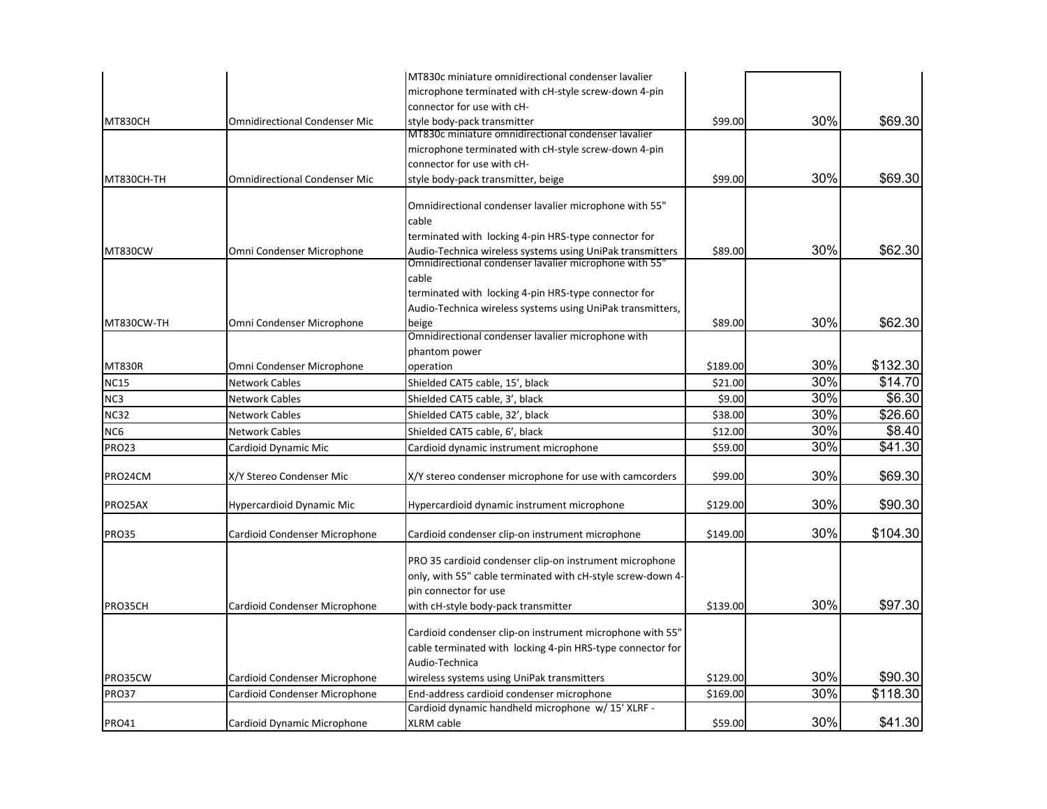| | | | | | |
|---|---|---|---|---|---|
| MT830CH | Omnidirectional Condenser Mic | MT830c miniature omnidirectional condenser lavalier microphone terminated with cH-style screw-down 4-pin connector for use with cH-style body-pack transmitter | $99.00 | 30% | $69.30 |
| MT830CH-TH | Omnidirectional Condenser Mic | MT830c miniature omnidirectional condenser lavalier microphone terminated with cH-style screw-down 4-pin connector for use with cH-style body-pack transmitter, beige | $99.00 | 30% | $69.30 |
| MT830CW | Omni Condenser Microphone | Omnidirectional condenser lavalier microphone with 55" cable terminated with locking 4-pin HRS-type connector for Audio-Technica wireless systems using UniPak transmitters | $89.00 | 30% | $62.30 |
| MT830CW-TH | Omni Condenser Microphone | Omnidirectional condenser lavalier microphone with 55" cable terminated with locking 4-pin HRS-type connector for Audio-Technica wireless systems using UniPak transmitters, beige | $89.00 | 30% | $62.30 |
| MT830R | Omni Condenser Microphone | Omnidirectional condenser lavalier microphone with phantom power operation | $189.00 | 30% | $132.30 |
| NC15 | Network Cables | Shielded CAT5 cable, 15', black | $21.00 | 30% | $14.70 |
| NC3 | Network Cables | Shielded CAT5 cable, 3', black | $9.00 | 30% | $6.30 |
| NC32 | Network Cables | Shielded CAT5 cable, 32', black | $38.00 | 30% | $26.60 |
| NC6 | Network Cables | Shielded CAT5 cable, 6', black | $12.00 | 30% | $8.40 |
| PRO23 | Cardioid Dynamic Mic | Cardioid dynamic instrument microphone | $59.00 | 30% | $41.30 |
| PRO24CM | X/Y Stereo Condenser Mic | X/Y stereo condenser microphone for use with camcorders | $99.00 | 30% | $69.30 |
| PRO25AX | Hypercardioid Dynamic Mic | Hypercardioid dynamic instrument microphone | $129.00 | 30% | $90.30 |
| PRO35 | Cardioid Condenser Microphone | Cardioid condenser clip-on instrument microphone | $149.00 | 30% | $104.30 |
| PRO35CH | Cardioid Condenser Microphone | PRO 35 cardioid condenser clip-on instrument microphone only, with 55" cable terminated with cH-style screw-down 4-pin connector for use with cH-style body-pack transmitter | $139.00 | 30% | $97.30 |
| PRO35CW | Cardioid Condenser Microphone | Cardioid condenser clip-on instrument microphone with 55" cable terminated with locking 4-pin HRS-type connector for Audio-Technica wireless systems using UniPak transmitters | $129.00 | 30% | $90.30 |
| PRO37 | Cardioid Condenser Microphone | End-address cardioid condenser microphone | $169.00 | 30% | $118.30 |
| PRO41 | Cardioid Dynamic Microphone | Cardioid dynamic handheld microphone w/ 15' XLRF - XLRM cable | $59.00 | 30% | $41.30 |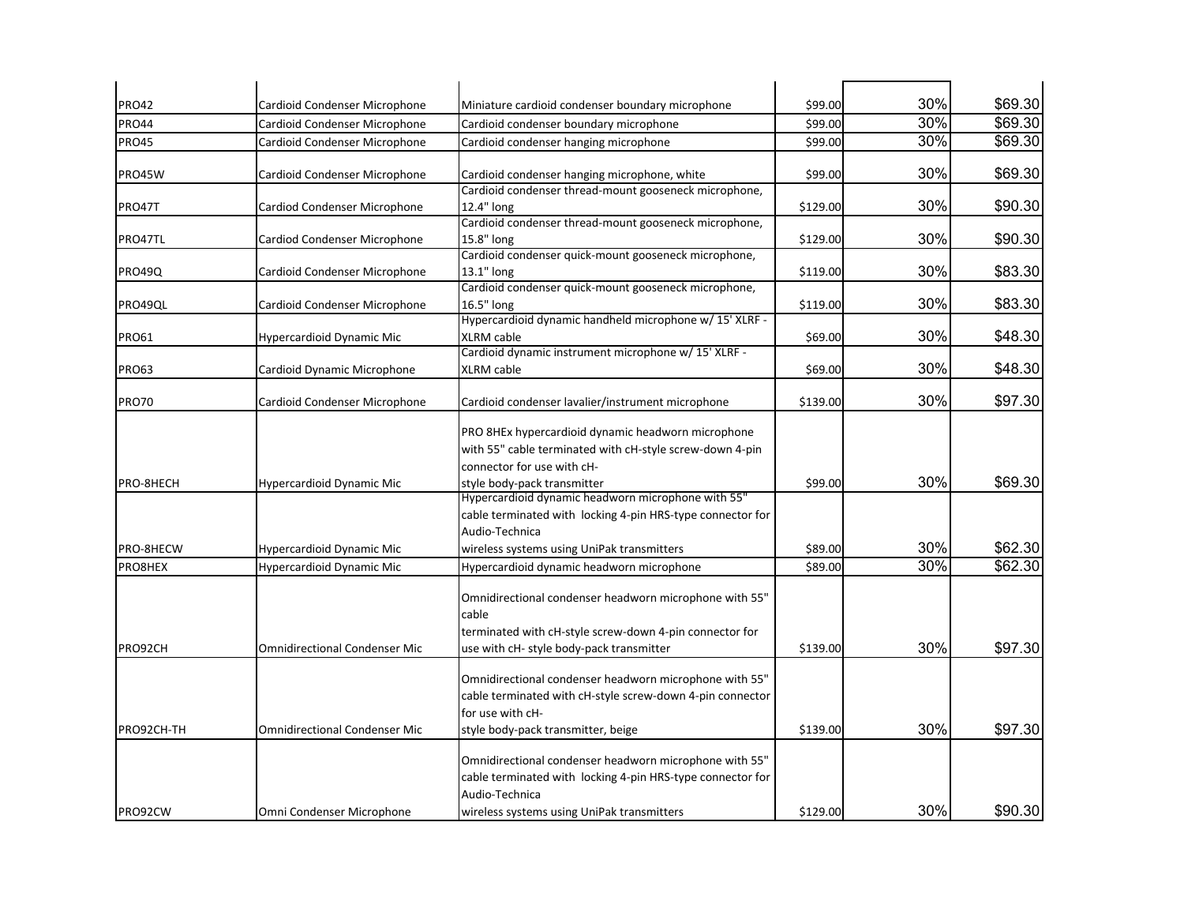| | | | | | |
|---|---|---|---|---|---|
| PRO42 | Cardioid Condenser Microphone | Miniature cardioid condenser boundary microphone | $99.00 | 30% | $69.30 |
| PRO44 | Cardioid Condenser Microphone | Cardioid condenser boundary microphone | $99.00 | 30% | $69.30 |
| PRO45 | Cardioid Condenser Microphone | Cardioid condenser hanging microphone | $99.00 | 30% | $69.30 |
| PRO45W | Cardioid Condenser Microphone | Cardioid condenser hanging microphone, white | $99.00 | 30% | $69.30 |
| PRO47T | Cardiod Condenser Microphone | Cardioid condenser thread-mount gooseneck microphone, 12.4" long | $129.00 | 30% | $90.30 |
| PRO47TL | Cardiod Condenser Microphone | Cardioid condenser thread-mount gooseneck microphone, 15.8" long | $129.00 | 30% | $90.30 |
| PRO49Q | Cardioid Condenser Microphone | Cardioid condenser quick-mount gooseneck microphone, 13.1" long | $119.00 | 30% | $83.30 |
| PRO49QL | Cardioid Condenser Microphone | Cardioid condenser quick-mount gooseneck microphone, 16.5" long | $119.00 | 30% | $83.30 |
| PRO61 | Hypercardioid Dynamic Mic | Hypercardioid dynamic handheld microphone w/ 15' XLRF - XLRM cable | $69.00 | 30% | $48.30 |
| PRO63 | Cardioid Dynamic Microphone | Cardioid dynamic instrument microphone w/ 15' XLRF - XLRM cable | $69.00 | 30% | $48.30 |
| PRO70 | Cardioid Condenser Microphone | Cardioid condenser lavalier/instrument microphone | $139.00 | 30% | $97.30 |
| PRO-8HECH | Hypercardioid Dynamic Mic | PRO 8HEx hypercardioid dynamic headworn microphone with 55" cable terminated with cH-style screw-down 4-pin connector for use with cH-style body-pack transmitter | $99.00 | 30% | $69.30 |
| PRO-8HECW | Hypercardioid Dynamic Mic | Hypercardioid dynamic headworn microphone with 55" cable terminated with locking 4-pin HRS-type connector for Audio-Technica wireless systems using UniPak transmitters | $89.00 | 30% | $62.30 |
| PRO8HEX | Hypercardioid Dynamic Mic | Hypercardioid dynamic headworn microphone | $89.00 | 30% | $62.30 |
| PRO92CH | Omnidirectional Condenser Mic | Omnidirectional condenser headworn microphone with 55" cable terminated with cH-style screw-down 4-pin connector for use with cH- style body-pack transmitter | $139.00 | 30% | $97.30 |
| PRO92CH-TH | Omnidirectional Condenser Mic | Omnidirectional condenser headworn microphone with 55" cable terminated with cH-style screw-down 4-pin connector for use with cH-style body-pack transmitter, beige | $139.00 | 30% | $97.30 |
| PRO92CW | Omni Condenser Microphone | Omnidirectional condenser headworn microphone with 55" cable terminated with locking 4-pin HRS-type connector for Audio-Technica wireless systems using UniPak transmitters | $129.00 | 30% | $90.30 |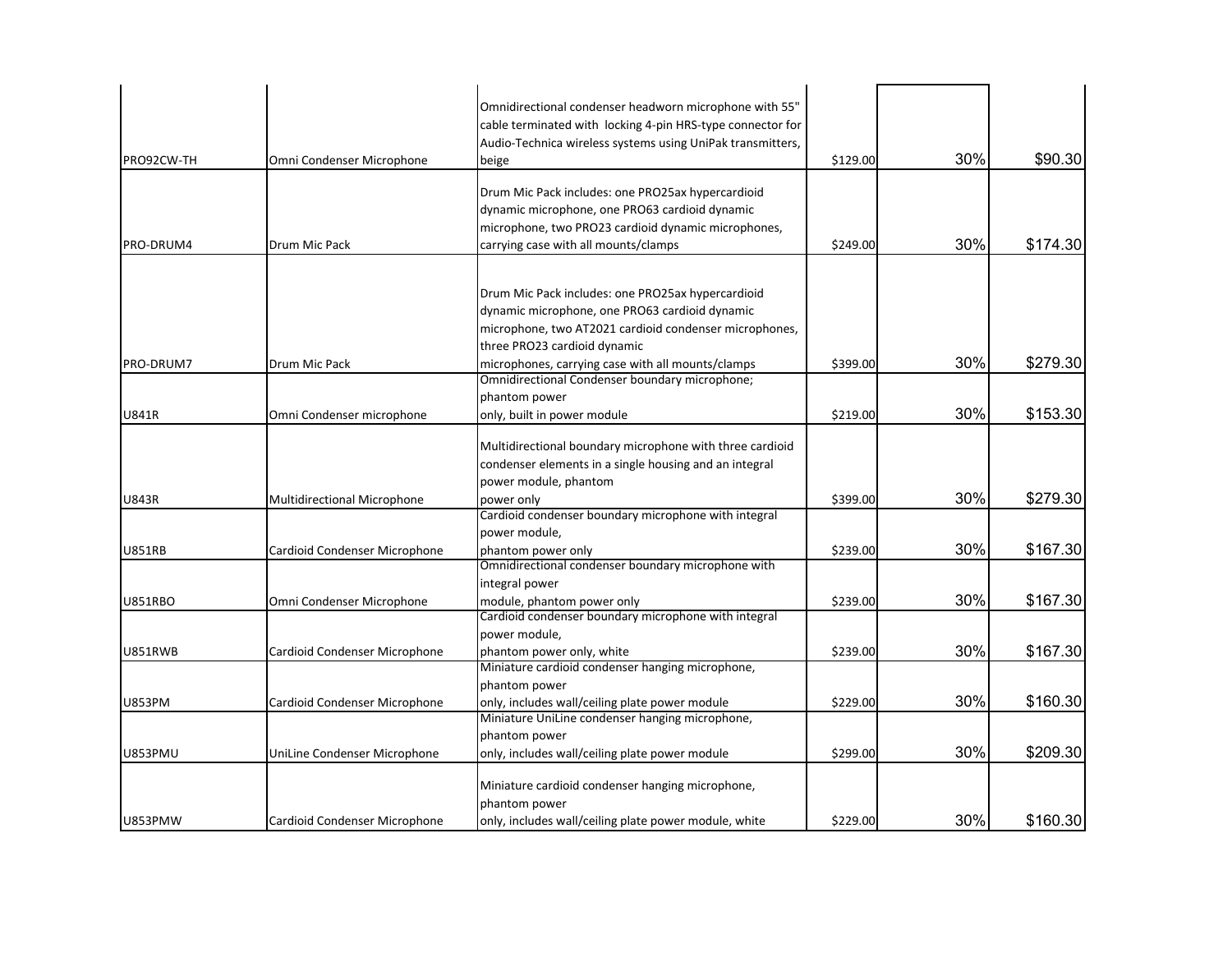| | | | | | |
|---|---|---|---|---|---|
| PRO92CW-TH | Omni Condenser Microphone | Omnidirectional condenser headworn microphone with 55" cable terminated with locking 4-pin HRS-type connector for Audio-Technica wireless systems using UniPak transmitters, beige | $129.00 | 30% | $90.30 |
| PRO-DRUM4 | Drum Mic Pack | Drum Mic Pack includes: one PRO25ax hypercardioid dynamic microphone, one PRO63 cardioid dynamic microphone, two PRO23 cardioid dynamic microphones, carrying case with all mounts/clamps | $249.00 | 30% | $174.30 |
| PRO-DRUM7 | Drum Mic Pack | Drum Mic Pack includes: one PRO25ax hypercardioid dynamic microphone, one PRO63 cardioid dynamic microphone, two AT2021 cardioid condenser microphones, three PRO23 cardioid dynamic microphones, carrying case with all mounts/clamps | $399.00 | 30% | $279.30 |
| U841R | Omni Condenser microphone | Omnidirectional Condenser boundary microphone; phantom power only, built in power module | $219.00 | 30% | $153.30 |
| U843R | Multidirectional Microphone | Multidirectional boundary microphone with three cardioid condenser elements in a single housing and an integral power module, phantom power only | $399.00 | 30% | $279.30 |
| U851RB | Cardioid Condenser Microphone | Cardioid condenser boundary microphone with integral power module, phantom power only | $239.00 | 30% | $167.30 |
| U851RBO | Omni Condenser Microphone | Omnidirectional condenser boundary microphone with integral power module, phantom power only | $239.00 | 30% | $167.30 |
| U851RWB | Cardioid Condenser Microphone | Cardioid condenser boundary microphone with integral power module, phantom power only, white | $239.00 | 30% | $167.30 |
| U853PM | Cardioid Condenser Microphone | Miniature cardioid condenser hanging microphone, phantom power only, includes wall/ceiling plate power module | $229.00 | 30% | $160.30 |
| U853PMU | UniLine Condenser Microphone | Miniature UniLine condenser hanging microphone, phantom power only, includes wall/ceiling plate power module | $299.00 | 30% | $209.30 |
| U853PMW | Cardioid Condenser Microphone | Miniature cardioid condenser hanging microphone, phantom power only, includes wall/ceiling plate power module, white | $229.00 | 30% | $160.30 |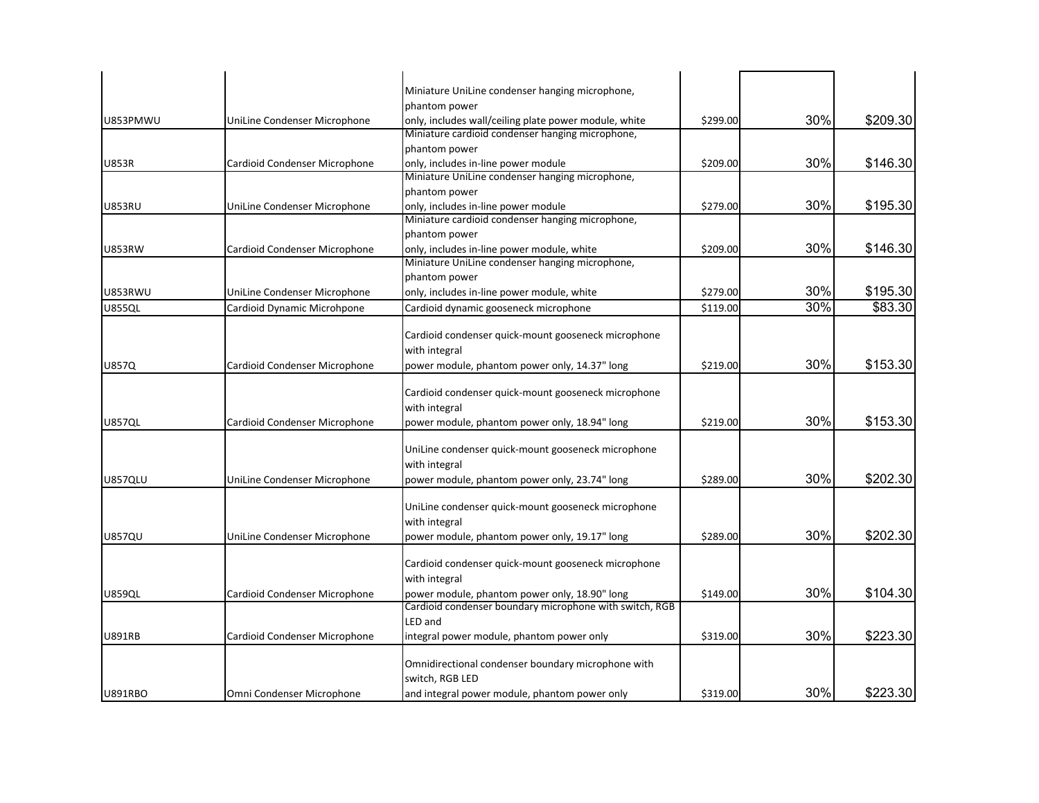| | | | | | |
|---|---|---|---|---|---|
| U853PMWU | UniLine Condenser Microphone | Miniature UniLine condenser hanging microphone, phantom power only, includes wall/ceiling plate power module, white | $299.00 | 30% | $209.30 |
| U853R | Cardioid Condenser Microphone | Miniature cardioid condenser hanging microphone, phantom power only, includes in-line power module | $209.00 | 30% | $146.30 |
| U853RU | UniLine Condenser Microphone | Miniature UniLine condenser hanging microphone, phantom power only, includes in-line power module | $279.00 | 30% | $195.30 |
| U853RW | Cardioid Condenser Microphone | Miniature cardioid condenser hanging microphone, phantom power only, includes in-line power module, white | $209.00 | 30% | $146.30 |
| U853RWU | UniLine Condenser Microphone | Miniature UniLine condenser hanging microphone, phantom power only, includes in-line power module, white | $279.00 | 30% | $195.30 |
| U855QL | Cardioid Dynamic Microhpone | Cardioid dynamic gooseneck microphone | $119.00 | 30% | $83.30 |
| U857Q | Cardioid Condenser Microphone | Cardioid condenser quick-mount gooseneck microphone with integral power module, phantom power only, 14.37" long | $219.00 | 30% | $153.30 |
| U857QL | Cardioid Condenser Microphone | Cardioid condenser quick-mount gooseneck microphone with integral power module, phantom power only, 18.94" long | $219.00 | 30% | $153.30 |
| U857QLU | UniLine Condenser Microphone | UniLine condenser quick-mount gooseneck microphone with integral power module, phantom power only, 23.74" long | $289.00 | 30% | $202.30 |
| U857QU | UniLine Condenser Microphone | UniLine condenser quick-mount gooseneck microphone with integral power module, phantom power only, 19.17" long | $289.00 | 30% | $202.30 |
| U859QL | Cardioid Condenser Microphone | Cardioid condenser quick-mount gooseneck microphone with integral power module, phantom power only, 18.90" long | $149.00 | 30% | $104.30 |
| U891RB | Cardioid Condenser Microphone | Cardioid condenser boundary microphone with switch, RGB LED and integral power module, phantom power only | $319.00 | 30% | $223.30 |
| U891RBO | Omni Condenser Microphone | Omnidirectional condenser boundary microphone with switch, RGB LED and integral power module, phantom power only | $319.00 | 30% | $223.30 |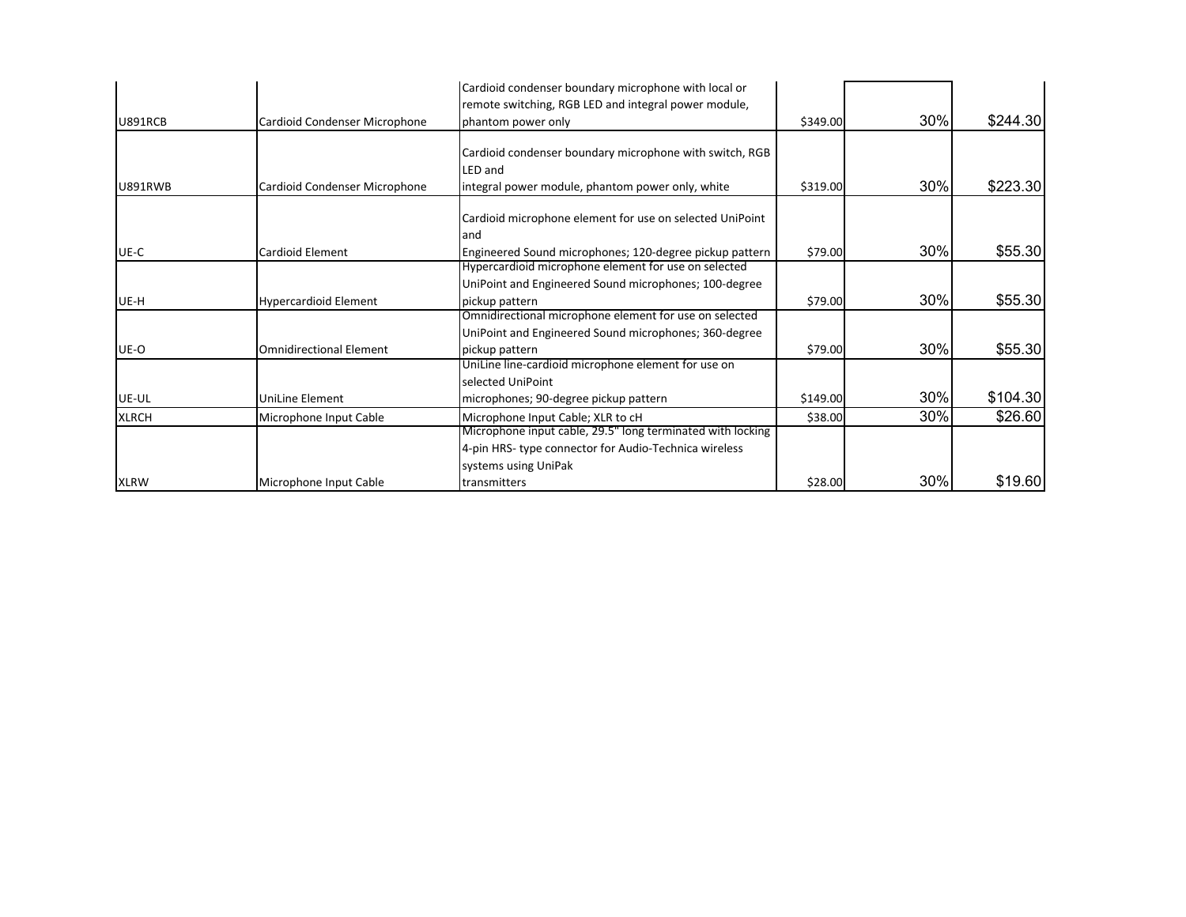| | | | | | |
|---|---|---|---|---|---|
| U891RCB | Cardioid Condenser Microphone | Cardioid condenser boundary microphone with local or remote switching, RGB LED and integral power module, phantom power only | $349.00 | 30% | $244.30 |
| U891RWB | Cardioid Condenser Microphone | Cardioid condenser boundary microphone with switch, RGB LED and integral power module, phantom power only, white | $319.00 | 30% | $223.30 |
| UE-C | Cardioid Element | Cardioid microphone element for use on selected UniPoint and Engineered Sound microphones; 120-degree pickup pattern | $79.00 | 30% | $55.30 |
| UE-H | Hypercardioid Element | Hypercardioid microphone element for use on selected UniPoint and Engineered Sound microphones; 100-degree pickup pattern | $79.00 | 30% | $55.30 |
| UE-O | Omnidirectional Element | Omnidirectional microphone element for use on selected UniPoint and Engineered Sound microphones; 360-degree pickup pattern | $79.00 | 30% | $55.30 |
| UE-UL | UniLine Element | UniLine line-cardioid microphone element for use on selected UniPoint microphones; 90-degree pickup pattern | $149.00 | 30% | $104.30 |
| XLRCH | Microphone Input Cable | Microphone Input Cable; XLR to cH | $38.00 | 30% | $26.60 |
| XLRW | Microphone Input Cable | Microphone input cable, 29.5" long terminated with locking 4-pin HRS- type connector for Audio-Technica wireless systems using UniPak transmitters | $28.00 | 30% | $19.60 |